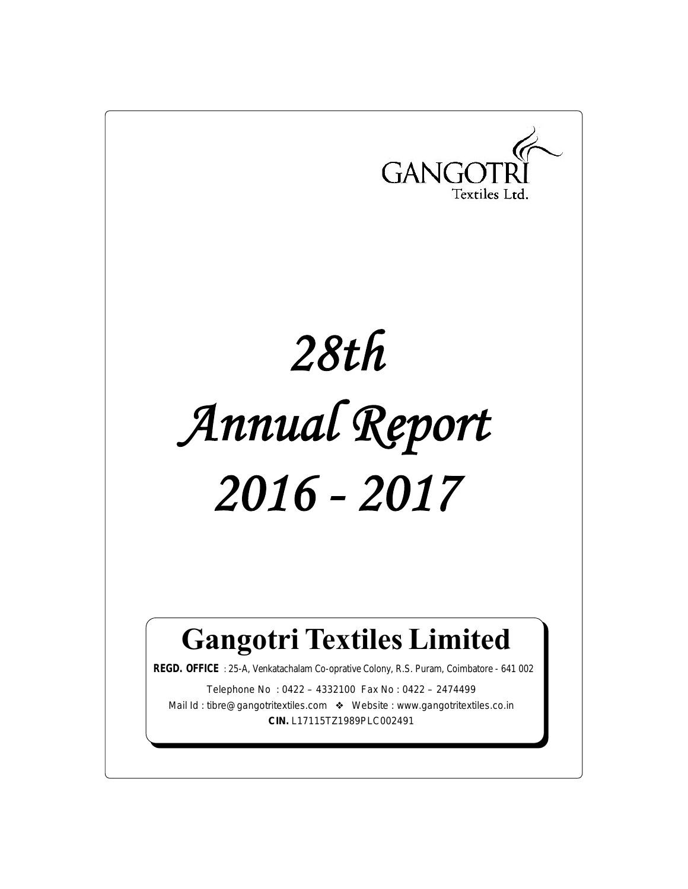GANGOTRI
Textiles Ltd.

# 28th Annual Report 2016 - 2017

## Gangotri Textiles Limited

**REGD. OFFICE** : 25-A, Venkatachalam Co-oprative Colony, R.S. Puram, Coimbatore - 641 002

Telephone No : 0422 – 4332100 Fax No : 0422 – 2474499

Mail Id : tibre@gangotritextiles.com ❖ Website : www.gangotritextiles.co.in

**CIN.** L17115TZ1989PLC002491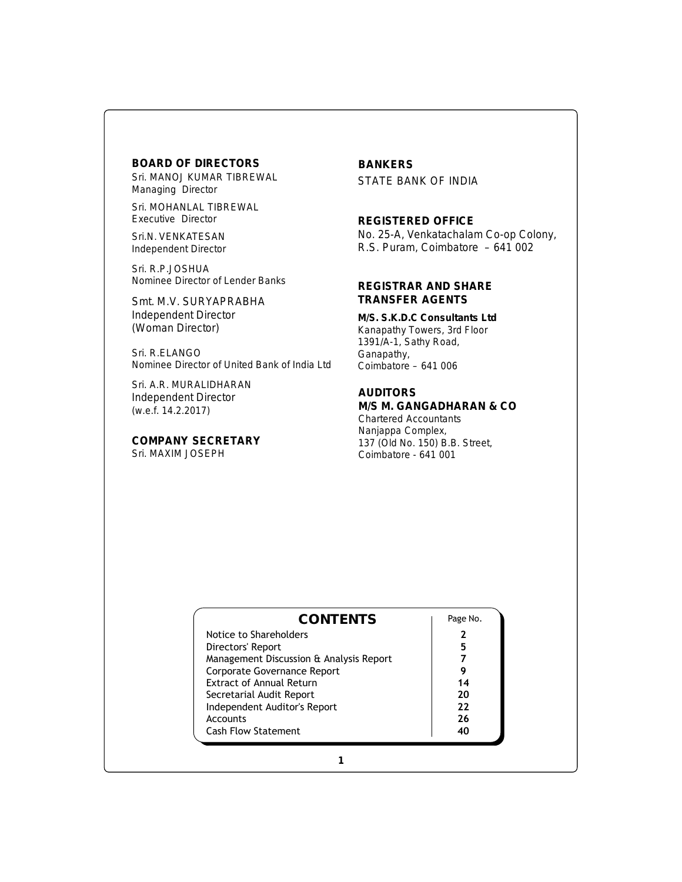## BOARD OF DIRECTORS

Sri. MANOJ KUMAR TIBREWAL
Managing Director

Sri. MOHANLAL TIBREWAL
Executive Director

Sri.N. VENKATESAN
Independent Director

Sri. R.P.JOSHUA
Nominee Director of Lender Banks

Smt. M.V. SURYAPRABHA
Independent Director
(Woman Director)

Sri. R.ELANGO
Nominee Director of United Bank of India Ltd

Sri. A.R. MURALIDHARAN
Independent Director
(w.e.f. 14.2.2017)

## COMPANY SECRETARY

Sri. MAXIM JOSEPH

## BANKERS

STATE BANK OF INDIA

## REGISTERED OFFICE

No. 25-A, Venkatachalam Co-op Colony,
R.S. Puram, Coimbatore – 641 002

## REGISTRAR AND SHARE TRANSFER AGENTS

**M/S. S.K.D.C Consultants Ltd**
Kanapathy Towers, 3rd Floor
1391/A-1, Sathy Road,
Ganapathy,
Coimbatore – 641 006

## AUDITORS

**M/S M. GANGADHARAN & CO**
Chartered Accountants
Nanjappa Complex,
137 (Old No. 150) B.B. Street,
Coimbatore - 641 001

| CONTENTS | Page No. |
|---|---|
| Notice to Shareholders | 2 |
| Directors' Report | 5 |
| Management Discussion & Analysis Report | 7 |
| Corporate Governance Report | 9 |
| Extract of Annual Return | 14 |
| Secretarial Audit Report | 20 |
| Independent Auditor's Report | 22 |
| Accounts | 26 |
| Cash Flow Statement | 40 |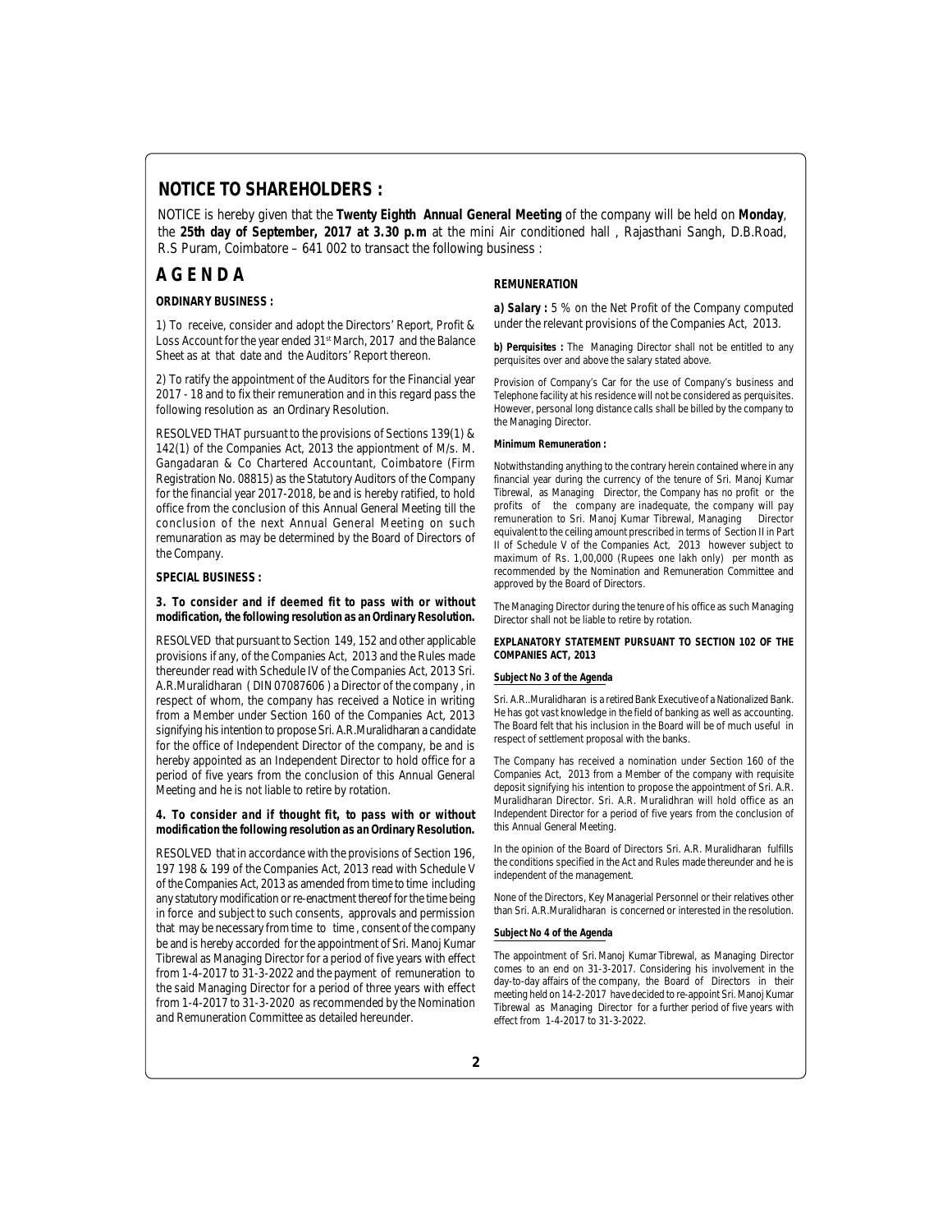## NOTICE TO SHAREHOLDERS :

NOTICE is hereby given that the **Twenty Eighth Annual General Meeting** of the company will be held on **Monday**, the **25th day of September, 2017 at 3.30 p.m** at the mini Air conditioned hall , Rajasthani Sangh, D.B.Road, R.S Puram, Coimbatore – 641 002 to transact the following business :

## A G E N D A

**ORDINARY BUSINESS :**

1) To receive, consider and adopt the Directors' Report, Profit & Loss Account for the year ended 31st March, 2017 and the Balance Sheet as at that date and the Auditors' Report thereon.

2) To ratify the appointment of the Auditors for the Financial year 2017 - 18 and to fix their remuneration and in this regard pass the following resolution as an Ordinary Resolution.

RESOLVED THAT pursuant to the provisions of Sections 139(1) & 142(1) of the Companies Act, 2013 the appiontment of M/s. M. Gangadaran & Co Chartered Accountant, Coimbatore (Firm Registration No. 08815) as the Statutory Auditors of the Company for the financial year 2017-2018, be and is hereby ratified, to hold office from the conclusion of this Annual General Meeting till the conclusion of the next Annual General Meeting on such remunaration as may be determined by the Board of Directors of the Company.

**SPECIAL BUSINESS :**

**3. To consider and if deemed fit to pass with or without modification, the following resolution as an Ordinary Resolution.**

RESOLVED that pursuant to Section 149, 152 and other applicable provisions if any, of the Companies Act, 2013 and the Rules made thereunder read with Schedule IV of the Companies Act, 2013 Sri. A.R.Muralidharan ( DIN 07087606 ) a Director of the company , in respect of whom, the company has received a Notice in writing from a Member under Section 160 of the Companies Act, 2013 signifying his intention to propose Sri. A.R.Muralidharan a candidate for the office of Independent Director of the company, be and is hereby appointed as an Independent Director to hold office for a period of five years from the conclusion of this Annual General Meeting and he is not liable to retire by rotation.

**4. To consider and if thought fit, to pass with or without modification the following resolution as an Ordinary Resolution.**

RESOLVED that in accordance with the provisions of Section 196, 197 198 & 199 of the Companies Act, 2013 read with Schedule V of the Companies Act, 2013 as amended from time to time including any statutory modification or re-enactment thereof for the time being in force and subject to such consents, approvals and permission that may be necessary from time to time , consent of the company be and is hereby accorded for the appointment of Sri. Manoj Kumar Tibrewal as Managing Director for a period of five years with effect from 1-4-2017 to 31-3-2022 and the payment of remuneration to the said Managing Director for a period of three years with effect from 1-4-2017 to 31-3-2020 as recommended by the Nomination and Remuneration Committee as detailed hereunder.

**REMUNERATION**

**a) Salary :** 5 % on the Net Profit of the Company computed under the relevant provisions of the Companies Act, 2013.

**b) Perquisites :** The Managing Director shall not be entitled to any perquisites over and above the salary stated above.

Provision of Company's Car for the use of Company's business and Telephone facility at his residence will not be considered as perquisites. However, personal long distance calls shall be billed by the company to the Managing Director.

**Minimum Remuneration :**

Notwithstanding anything to the contrary herein contained where in any financial year during the currency of the tenure of Sri. Manoj Kumar Tibrewal, as Managing Director, the Company has no profit or the profits of the company are inadequate, the company will pay remuneration to Sri. Manoj Kumar Tibrewal, Managing Director equivalent to the ceiling amount prescribed in terms of Section II in Part II of Schedule V of the Companies Act, 2013 however subject to maximum of Rs. 1,00,000 (Rupees one lakh only) per month as recommended by the Nomination and Remuneration Committee and approved by the Board of Directors.

The Managing Director during the tenure of his office as such Managing Director shall not be liable to retire by rotation.

**EXPLANATORY STATEMENT PURSUANT TO SECTION 102 OF THE COMPANIES ACT, 2013**

**Subject No 3 of the Agenda**

Sri. A.R..Muralidharan is a retired Bank Executive of a Nationalized Bank. He has got vast knowledge in the field of banking as well as accounting. The Board felt that his inclusion in the Board will be of much useful in respect of settlement proposal with the banks.

The Company has received a nomination under Section 160 of the Companies Act, 2013 from a Member of the company with requisite deposit signifying his intention to propose the appointment of Sri. A.R. Muralidharan Director. Sri. A.R. Muralidhran will hold office as an Independent Director for a period of five years from the conclusion of this Annual General Meeting.

In the opinion of the Board of Directors Sri. A.R. Muralidharan fulfills the conditions specified in the Act and Rules made thereunder and he is independent of the management.

None of the Directors, Key Managerial Personnel or their relatives other than Sri. A.R.Muralidharan is concerned or interested in the resolution.

**Subject No 4 of the Agenda**

The appointment of Sri. Manoj Kumar Tibrewal, as Managing Director comes to an end on 31-3-2017. Considering his involvement in the day-to-day affairs of the company, the Board of Directors in their meeting held on 14-2-2017 have decided to re-appoint Sri. Manoj Kumar Tibrewal as Managing Director for a further period of five years with effect from 1-4-2017 to 31-3-2022.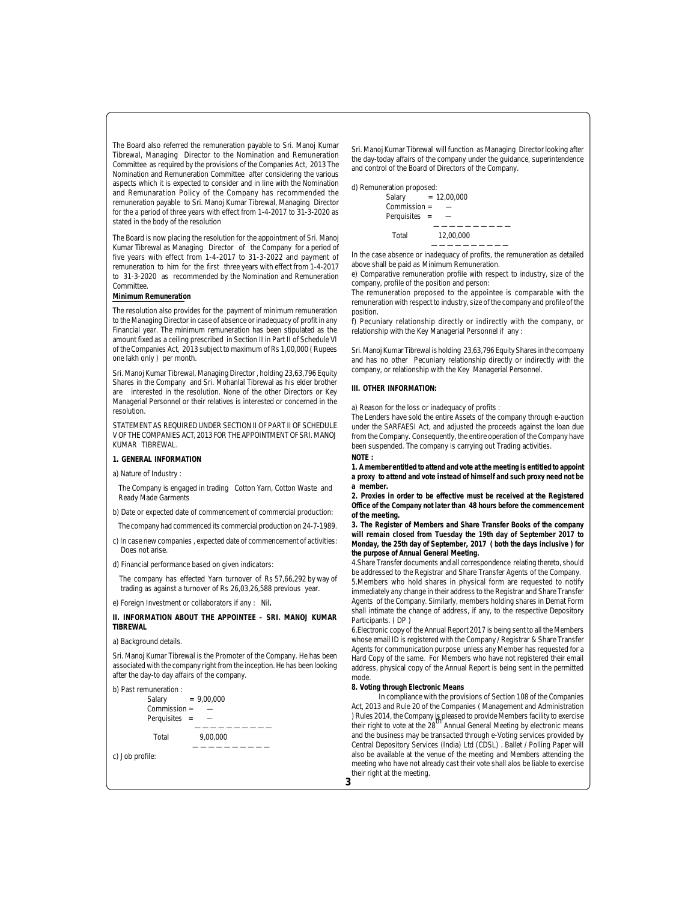The Board also referred the remuneration payable to Sri. Manoj Kumar Tibrewal, Managing Director to the Nomination and Remuneration Committee as required by the provisions of the Companies Act, 2013 The Nomination and Remuneration Committee after considering the various aspects which it is expected to consider and in line with the Nomination and Remunaration Policy of the Company has recommended the remuneration payable to Sri. Manoj Kumar Tibrewal, Managing Director for the a period of three years with effect from 1-4-2017 to 31-3-2020 as stated in the body of the resolution

The Board is now placing the resolution for the appointment of Sri. Manoj Kumar Tibrewal as Managing Director of the Company for a period of five years with effect from 1-4-2017 to 31-3-2022 and payment of remuneration to him for the first three years with effect from 1-4-2017 to 31-3-2020 as recommended by the Nomination and Remuneration Committee.

**Minimum Remuneration**

The resolution also provides for the payment of minimum remuneration to the Managing Director in case of absence or inadequacy of profit in any Financial year. The minimum remuneration has been stipulated as the amount fixed as a ceiling prescribed in Section II in Part II of Schedule VI of the Companies Act, 2013 subject to maximum of Rs 1,00,000 ( Rupees one lakh only ) per month.

Sri. Manoj Kumar Tibrewal, Managing Director , holding 23,63,796 Equity Shares in the Company and Sri. Mohanlal Tibrewal as his elder brother are interested in the resolution. None of the other Directors or Key Managerial Personnel or their relatives is interested or concerned in the resolution.

STATEMENT AS REQUIRED UNDER SECTION II OF PART II OF SCHEDULE V OF THE COMPANIES ACT, 2013 FOR THE APPOINTMENT OF SRI. MANOJ KUMAR TIBREWAL.

**1. GENERAL INFORMATION**

a) Nature of Industry :

The Company is engaged in trading Cotton Yarn, Cotton Waste and Ready Made Garments

b) Date or expected date of commencement of commercial production:

The company had commenced its commercial production on 24-7-1989.

c) In case new companies , expected date of commencement of activities: Does not arise.

d) Financial performance based on given indicators:

The company has effected Yarn turnover of Rs 57,66,292 by way of trading as against a turnover of Rs 26,03,26,588 previous year.

e) Foreign Investment or collaborators if any : Nil**.**

**II. INFORMATION ABOUT THE APPOINTEE – SRI. MANOJ KUMAR TIBREWAL**

a) Background details.

Sri. Manoj Kumar Tibrewal is the Promoter of the Company. He has been associated with the company right from the inception. He has been looking after the day-to day affairs of the company.

b) Past remuneration :

| | | |
|---|---|---|
| Salary | = | 9,00,000 |
| Commission | = | — |
| Perquisites | = | — |
| Total | | 9,00,000 |

c) Job profile:

Sri. Manoj Kumar Tibrewal will function as Managing Director looking after the day-today affairs of the company under the guidance, superintendence and control of the Board of Directors of the Company.

d) Remuneration proposed:

| | | |
|---|---|---|
| Salary | = | 12,00,000 |
| Commission | = | — |
| Perquisites | = | — |
| Total | | 12,00,000 |

In the case absence or inadequacy of profits, the remuneration as detailed above shall be paid as Minimum Remuneration.

e) Comparative remuneration profile with respect to industry, size of the company, profile of the position and person:

The remuneration proposed to the appointee is comparable with the remuneration with respect to industry, size of the company and profile of the position.

f) Pecuniary relationship directly or indirectly with the company, or relationship with the Key Managerial Personnel if any :

Sri. Manoj Kumar Tibrewal is holding 23,63,796 Equity Shares in the company and has no other Pecuniary relationship directly or indirectly with the company, or relationship with the Key Managerial Personnel.

**III. OTHER INFORMATION:**

a) Reason for the loss or inadequacy of profits :

The Lenders have sold the entire Assets of the company through e-auction under the SARFAESI Act, and adjusted the proceeds against the loan due from the Company. Consequently, the entire operation of the Company have been suspended. The company is carrying out Trading activities.

**NOTE :**

**1. A member entitled to attend and vote at the meeting is entitled to appoint a proxy to attend and vote instead of himself and such proxy need not be a member.**

**2. Proxies in order to be effective must be received at the Registered Office of the Company not later than 48 hours before the commencement of the meeting.**

**3. The Register of Members and Share Transfer Books of the company will remain closed from Tuesday the 19th day of September 2017 to Monday, the 25th day of September, 2017 ( both the days inclusive ) for the purpose of Annual General Meeting.**

4.Share Transfer documents and all correspondence relating thereto, should be addressed to the Registrar and Share Transfer Agents of the Company.

5.Members who hold shares in physical form are requested to notify immediately any change in their address to the Registrar and Share Transfer Agents of the Company. Similarly, members holding shares in Demat Form shall intimate the change of address, if any, to the respective Depository Participants. ( DP )

6.Electronic copy of the Annual Report 2017 is being sent to all the Members whose email ID is registered with the Company / Registrar & Share Transfer Agents for communication purpose unless any Member has requested for a Hard Copy of the same. For Members who have not registered their email address, physical copy of the Annual Report is being sent in the permitted mode.

**8. Voting through Electronic Means**

In compliance with the provisions of Section 108 of the Companies Act, 2013 and Rule 20 of the Companies ( Management and Administration ) Rules 2014, the Company is pleased to provide Members facility to exercise their right to vote at the 28th Annual General Meeting by electronic means and the business may be transacted through e-Voting services provided by Central Depository Services (India) Ltd (CDSL) . Ballet / Polling Paper will also be available at the venue of the meeting and Members attending the meeting who have not already cast their vote shall alos be liable to exercise their right at the meeting.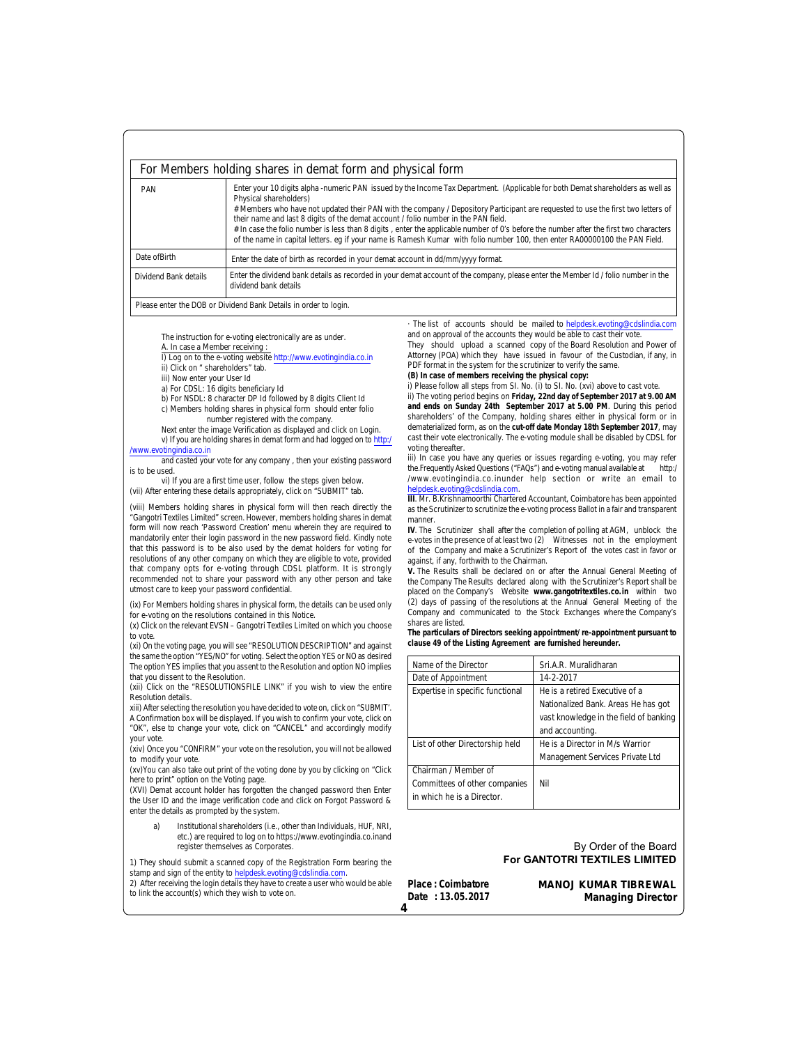| For Members holding shares in demat form and physical form | |
|---|---|
| PAN | Enter your 10 digits alpha -numeric PAN issued by the Income Tax Department. (Applicable for both Demat shareholders as well as Physical shareholders)<br># Members who have not updated their PAN with the company / Depository Participant are requested to use the first two letters of their name and last 8 digits of the demat account / folio number in the PAN field.<br># In case the folio number is less than 8 digits , enter the applicable number of 0's before the number after the first two characters of the name in capital letters. eg if your name is Ramesh Kumar with folio number 100, then enter RA00000100 the PAN Field. |
| Date ofBirth | Enter the date of birth as recorded in your demat account in dd/mm/yyyy format. |
| Dividend Bank details | Enter the dividend bank details as recorded in your demat account of the company, please enter the Member Id / folio number in the dividend bank details |
| Please enter the DOB or Dividend Bank Details in order to login. | |

The instruction for e-voting electronically are as under.

A. In case a Member receiving :

i) Log on to the e-voting website http://www.evotingindia.co.in

ii) Click on " shareholders" tab.

iii) Now enter your User Id

a) For CDSL: 16 digits beneficiary Id

b) For NSDL: 8 character DP Id followed by 8 digits Client Id

c) Members holding shares in physical form should enter folio number registered with the company.

Next enter the image Verification as displayed and click on Login.

v) If you are holding shares in demat form and had logged on to http://www.evotingindia.co.in and casted your vote for any company , then your existing password is to be used.

vi) If you are a first time user, follow the steps given below.

(vii) After entering these details appropriately, click on "SUBMIT" tab.

(viii) Members holding shares in physical form will then reach directly the "Gangotri Textiles Limited" screen. However, members holding shares in demat form will now reach 'Password Creation' menu wherein they are required to mandatorily enter their login password in the new password field. Kindly note that this password is to be also used by the demat holders for voting for resolutions of any other company on which they are eligible to vote, provided that company opts for e-voting through CDSL platform. It is strongly recommended not to share your password with any other person and take utmost care to keep your password confidential.

(ix) For Members holding shares in physical form, the details can be used only for e-voting on the resolutions contained in this Notice.

(x) Click on the relevant EVSN – Gangotri Textiles Limited on which you choose to vote.

(xi) On the voting page, you will see "RESOLUTION DESCRIPTION" and against the same the option "YES/NO" for voting. Select the option YES or NO as desired The option YES implies that you assent to the Resolution and option NO implies that you dissent to the Resolution.

(xii) Click on the "RESOLUTIONSFILE LINK" if you wish to view the entire Resolution details.

xiii) After selecting the resolution you have decided to vote on, click on "SUBMIT'. A Confirmation box will be displayed. If you wish to confirm your vote, click on "OK", else to change your vote, click on "CANCEL" and accordingly modify your vote.

(xiv) Once you "CONFIRM" your vote on the resolution, you will not be allowed to modify your vote.

(xv)You can also take out print of the voting done by you by clicking on "Click here to print" option on the Voting page.

(XVI) Demat account holder has forgotten the changed password then Enter the User ID and the image verification code and click on Forgot Password & enter the details as prompted by the system.

a) Institutional shareholders (i.e., other than Individuals, HUF, NRI, etc.) are required to log on to https://www.evotingindia.co.inand register themselves as Corporates.

1) They should submit a scanned copy of the Registration Form bearing the stamp and sign of the entity to helpdesk.evoting@cdslindia.com.

2) After receiving the login details they have to create a user who would be able to link the account(s) which they wish to vote on.

· The list of accounts should be mailed to helpdesk.evoting@cdslindia.com and on approval of the accounts they would be able to cast their vote.

They should upload a scanned copy of the Board Resolution and Power of Attorney (POA) which they have issued in favour of the Custodian, if any, in PDF format in the system for the scrutinizer to verify the same.

**(B) In case of members receiving the physical copy:**

i) Please follow all steps from Sl. No. (i) to Sl. No. (xvi) above to cast vote.

ii) The voting period begins on **Friday, 22nd day of September 2017 at 9.00 AM and ends on Sunday 24th September 2017 at 5.00 PM**. During this period shareholders' of the Company, holding shares either in physical form or in dematerialized form, as on the **cut-off date Monday 18th September 2017**, may cast their vote electronically. The e-voting module shall be disabled by CDSL for voting thereafter.

iii) In case you have any queries or issues regarding e-voting, you may refer the.Frequently Asked Questions ("FAQs") and e-voting manual available at http://www.evotingindia.co.inunder help section or write an email to helpdesk.evoting@cdslindia.com.

**III**. Mr. B.Krishnamoorthi Chartered Accountant, Coimbatore has been appointed as the Scrutinizer to scrutinize the e-voting process Ballot in a fair and transparent manner.

**IV**. The Scrutinizer shall after the completion of polling at AGM, unblock the e-votes in the presence of at least two (2) Witnesses not in the employment of the Company and make a Scrutinizer's Report of the votes cast in favor or against, if any, forthwith to the Chairman.

**V.** The Results shall be declared on or after the Annual General Meeting of the Company The Results declared along with the Scrutinizer's Report shall be placed on the Company's Website **www.gangotritextiles.co.in** within two (2) days of passing of the resolutions at the Annual General Meeting of the Company and communicated to the Stock Exchanges where the Company's shares are listed.

***The particulars of Directors seeking appointment/ re-appointment pursuant to clause 49 of the Listing Agreement are furnished hereunder.***

| Name of the Director | Sri.A.R. Muralidharan |
|---|---|
| Date of Appointment | 14-2-2017 |
| Expertise in specific functional | He is a retired Executive of a Nationalized Bank. Areas He has got vast knowledge in the field of banking and accounting. |
| List of other Directorship held | He is a Director in M/s Warrior Management Services Private Ltd |
| Chairman / Member of Committees of other companies in which he is a Director. | Nil |

By Order of the Board
**For GANTOTRI TEXTILES LIMITED**

**Place : Coimbatore**
**Date : 13.05.2017**

**MANOJ KUMAR TIBREWAL**
**Managing Director**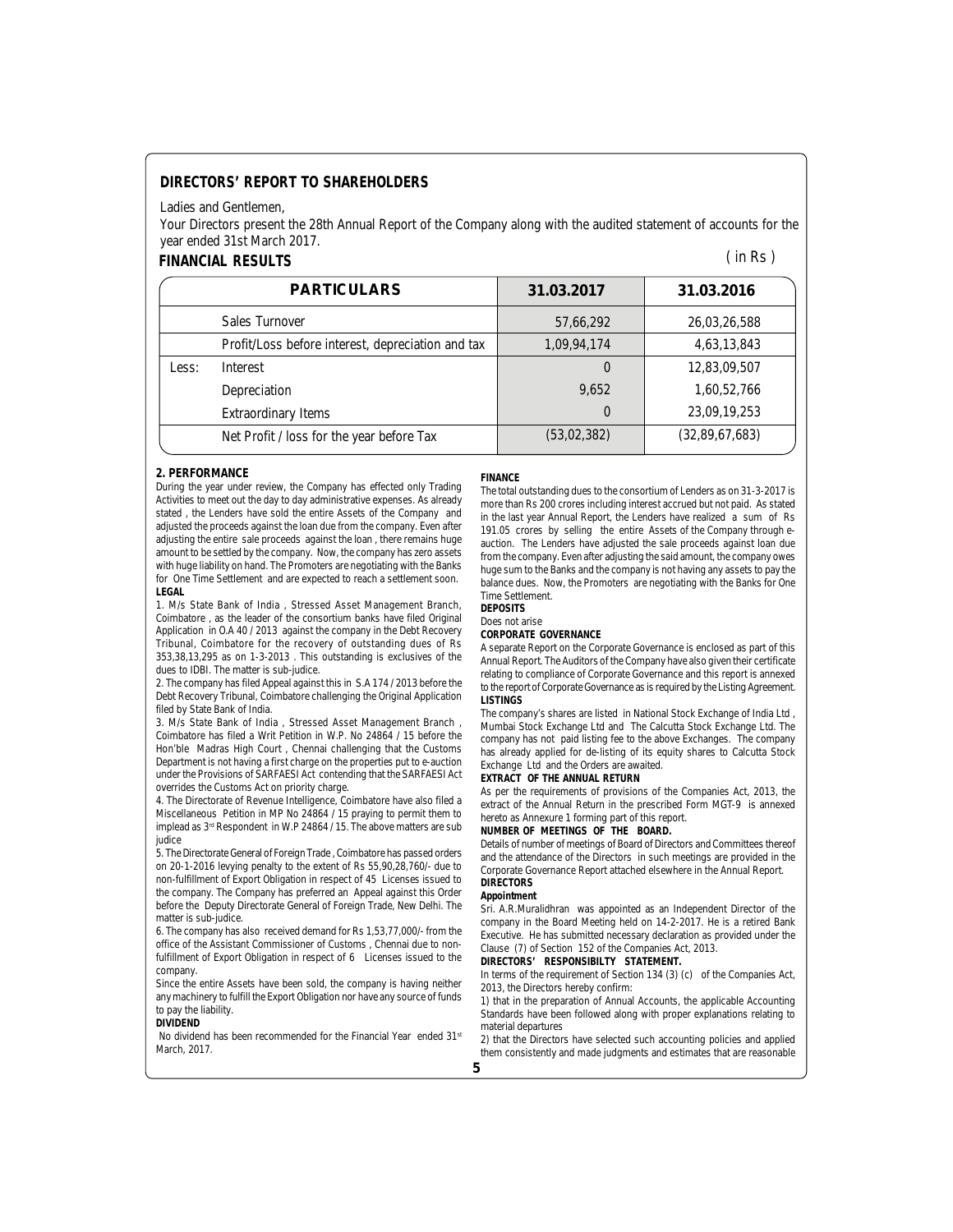## DIRECTORS' REPORT TO SHAREHOLDERS

Ladies and Gentlemen,

Your Directors present the 28th Annual Report of the Company along with the audited statement of accounts for the year ended 31st March 2017.

### FINANCIAL RESULTS

( in Rs )

| | PARTICULARS | 31.03.2017 | 31.03.2016 |
|---|---|---|---|
| | Sales Turnover | 57,66,292 | 26,03,26,588 |
| | Profit/Loss before interest, depreciation and tax | 1,09,94,174 | 4,63,13,843 |
| Less: | Interest | 0 | 12,83,09,507 |
| | Depreciation | 9,652 | 1,60,52,766 |
| | Extraordinary Items | 0 | 23,09,19,253 |
| | Net Profit / loss for the year before Tax | (53,02,382) | (32,89,67,683) |

**2. PERFORMANCE**

During the year under review, the Company has effected only Trading Activities to meet out the day to day administrative expenses. As already stated , the Lenders have sold the entire Assets of the Company and adjusted the proceeds against the loan due from the company. Even after adjusting the entire sale proceeds against the loan , there remains huge amount to be settled by the company. Now, the company has zero assets with huge liability on hand. The Promoters are negotiating with the Banks for One Time Settlement and are expected to reach a settlement soon.

**LEGAL**

1. M/s State Bank of India , Stressed Asset Management Branch, Coimbatore , as the leader of the consortium banks have filed Original Application in O.A 40 / 2013 against the company in the Debt Recovery Tribunal, Coimbatore for the recovery of outstanding dues of Rs 353,38,13,295 as on 1-3-2013 . This outstanding is exclusives of the dues to IDBI. The matter is sub-judice.

2. The company has filed Appeal against this in S.A 174 / 2013 before the Debt Recovery Tribunal, Coimbatore challenging the Original Application filed by State Bank of India.

3. M/s State Bank of India , Stressed Asset Management Branch , Coimbatore has filed a Writ Petition in W.P. No 24864 / 15 before the Hon'ble Madras High Court , Chennai challenging that the Customs Department is not having a first charge on the properties put to e-auction under the Provisions of SARFAESI Act contending that the SARFAESI Act overrides the Customs Act on priority charge.

4. The Directorate of Revenue Intelligence, Coimbatore have also filed a Miscellaneous Petition in MP No 24864 / 15 praying to permit them to implead as 3rd Respondent in W.P 24864 / 15. The above matters are sub judice

5. The Directorate General of Foreign Trade , Coimbatore has passed orders on 20-1-2016 levying penalty to the extent of Rs 55,90,28,760/- due to non-fulfillment of Export Obligation in respect of 45 Licenses issued to the company. The Company has preferred an Appeal against this Order before the Deputy Directorate General of Foreign Trade, New Delhi. The matter is sub-judice.

6. The company has also received demand for Rs 1,53,77,000/- from the office of the Assistant Commissioner of Customs , Chennai due to non-fulfillment of Export Obligation in respect of 6 Licenses issued to the company.

Since the entire Assets have been sold, the company is having neither any machinery to fulfill the Export Obligation nor have any source of funds to pay the liability.

**DIVIDEND**

No dividend has been recommended for the Financial Year ended 31st March, 2017.

**FINANCE**

The total outstanding dues to the consortium of Lenders as on 31-3-2017 is more than Rs 200 crores including interest accrued but not paid. As stated in the last year Annual Report, the Lenders have realized a sum of Rs 191.05 crores by selling the entire Assets of the Company through e-auction. The Lenders have adjusted the sale proceeds against loan due from the company. Even after adjusting the said amount, the company owes huge sum to the Banks and the company is not having any assets to pay the balance dues. Now, the Promoters are negotiating with the Banks for One Time Settlement.

**DEPOSITS**

Does not arise

**CORPORATE GOVERNANCE**

A separate Report on the Corporate Governance is enclosed as part of this Annual Report. The Auditors of the Company have also given their certificate relating to compliance of Corporate Governance and this report is annexed to the report of Corporate Governance as is required by the Listing Agreement.

**LISTINGS**

The company's shares are listed in National Stock Exchange of India Ltd , Mumbai Stock Exchange Ltd and The Calcutta Stock Exchange Ltd. The company has not paid listing fee to the above Exchanges. The company has already applied for de-listing of its equity shares to Calcutta Stock Exchange Ltd and the Orders are awaited.

**EXTRACT OF THE ANNUAL RETURN**

As per the requirements of provisions of the Companies Act, 2013, the extract of the Annual Return in the prescribed Form MGT-9 is annexed hereto as Annexure 1 forming part of this report.

**NUMBER OF MEETINGS OF THE BOARD.**

Details of number of meetings of Board of Directors and Committees thereof and the attendance of the Directors in such meetings are provided in the Corporate Governance Report attached elsewhere in the Annual Report.

**DIRECTORS**

***Appointment***

Sri. A.R.Muralidhran was appointed as an Independent Director of the company in the Board Meeting held on 14-2-2017. He is a retired Bank Executive. He has submitted necessary declaration as provided under the Clause (7) of Section 152 of the Companies Act, 2013.

**DIRECTORS' RESPONSIBILTY STATEMENT.**

In terms of the requirement of Section 134 (3) (c) of the Companies Act, 2013, the Directors hereby confirm:

1) that in the preparation of Annual Accounts, the applicable Accounting Standards have been followed along with proper explanations relating to material departures

2) that the Directors have selected such accounting policies and applied them consistently and made judgments and estimates that are reasonable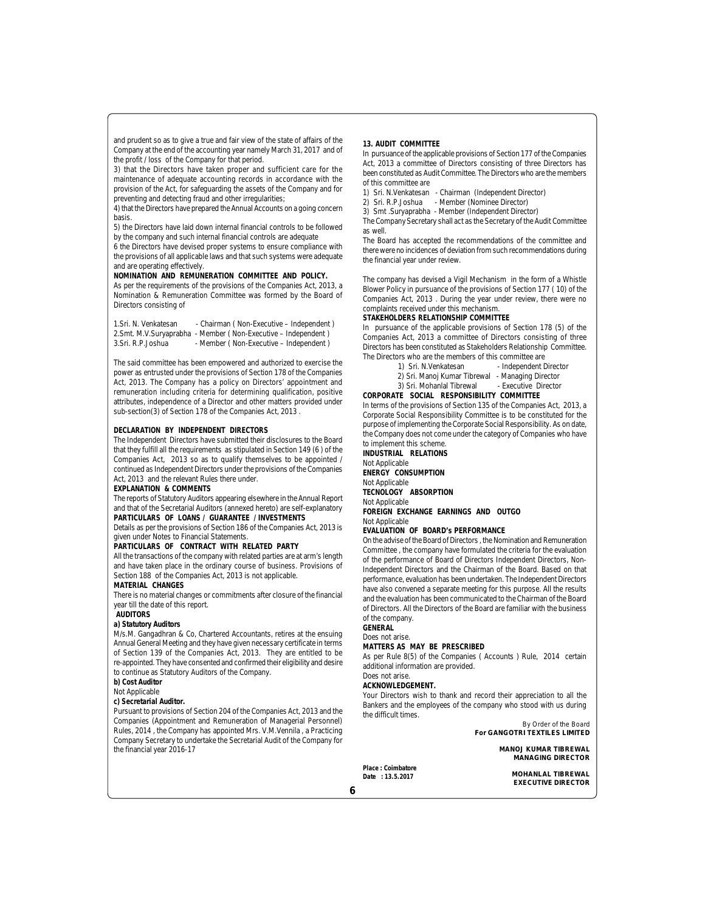and prudent so as to give a true and fair view of the state of affairs of the Company at the end of the accounting year namely March 31, 2017 and of the profit / loss of the Company for that period.

3) that the Directors have taken proper and sufficient care for the maintenance of adequate accounting records in accordance with the provision of the Act, for safeguarding the assets of the Company and for preventing and detecting fraud and other irregularities;

4) that the Directors have prepared the Annual Accounts on a going concern basis.

5) the Directors have laid down internal financial controls to be followed by the company and such internal financial controls are adequate

6 the Directors have devised proper systems to ensure compliance with the provisions of all applicable laws and that such systems were adequate and are operating effectively.

**NOMINATION AND REMUNERATION COMMITTEE AND POLICY.**

As per the requirements of the provisions of the Companies Act, 2013, a Nomination & Remuneration Committee was formed by the Board of Directors consisting of

1.Sri. N. Venkatesan - Chairman ( Non-Executive – Independent )
2.Smt. M.V.Suryaprabha - Member ( Non-Executive – Independent )
3.Sri. R.P.Joshua - Member ( Non-Executive – Independent )

The said committee has been empowered and authorized to exercise the power as entrusted under the provisions of Section 178 of the Companies Act, 2013. The Company has a policy on Directors' appointment and remuneration including criteria for determining qualification, positive attributes, independence of a Director and other matters provided under sub-section(3) of Section 178 of the Companies Act, 2013 .

**DECLARATION BY INDEPENDENT DIRECTORS**

The Independent Directors have submitted their disclosures to the Board that they fulfill all the requirements as stipulated in Section 149 (6 ) of the Companies Act, 2013 so as to qualify themselves to be appointed / continued as Independent Directors under the provisions of the Companies Act, 2013 and the relevant Rules there under.

**EXPLANATION & COMMENTS**

The reports of Statutory Auditors appearing elsewhere in the Annual Report and that of the Secretarial Auditors (annexed hereto) are self-explanatory

**PARTICULARS OF LOANS / GUARANTEE / INVESTMENTS**

Details as per the provisions of Section 186 of the Companies Act, 2013 is given under Notes to Financial Statements.

**PARTICULARS OF CONTRACT WITH RELATED PARTY**

All the transactions of the company with related parties are at arm's length and have taken place in the ordinary course of business. Provisions of Section 188 of the Companies Act, 2013 is not applicable.

**MATERIAL CHANGES**

There is no material changes or commitments after closure of the financial year till the date of this report.

**AUDITORS**

**a) Statutory Auditors**

M/s.M. Gangadhran & Co, Chartered Accountants, retires at the ensuing Annual General Meeting and they have given necessary certificate in terms of Section 139 of the Companies Act, 2013. They are entitled to be re-appointed. They have consented and confirmed their eligibility and desire to continue as Statutory Auditors of the Company.

**b) Cost Auditor**

Not Applicable

**c) Secretarial Auditor.**

Pursuant to provisions of Section 204 of the Companies Act, 2013 and the Companies (Appointment and Remuneration of Managerial Personnel) Rules, 2014 , the Company has appointed Mrs. V.M.Vennila , a Practicing Company Secretary to undertake the Secretarial Audit of the Company for the financial year 2016-17

**13. AUDIT COMMITTEE**

In pursuance of the applicable provisions of Section 177 of the Companies Act, 2013 a committee of Directors consisting of three Directors has been constituted as Audit Committee. The Directors who are the members of this committee are

1) Sri. N.Venkatesan - Chairman (Independent Director)
2) Sri. R.P.Joshua - Member (Nominee Director)
3) Smt .Suryaprabha - Member (Independent Director)

The Company Secretary shall act as the Secretary of the Audit Committee as well.

The Board has accepted the recommendations of the committee and there were no incidences of deviation from such recommendations during the financial year under review.

The company has devised a Vigil Mechanism in the form of a Whistle Blower Policy in pursuance of the provisions of Section 177 ( 10) of the Companies Act, 2013 . During the year under review, there were no complaints received under this mechanism.

**STAKEHOLDERS RELATIONSHIP COMMITTEE**

In pursuance of the applicable provisions of Section 178 (5) of the Companies Act, 2013 a committee of Directors consisting of three Directors has been constituted as Stakeholders Relationship Committee. The Directors who are the members of this committee are

1) Sri. N.Venkatesan - Independent Director
2) Sri. Manoj Kumar Tibrewal - Managing Director
3) Sri. Mohanlal Tibrewal - Executive Director

**CORPORATE SOCIAL RESPONSIBILITY COMMITTEE**

In terms of the provisions of Section 135 of the Companies Act, 2013, a Corporate Social Responsibility Committee is to be constituted for the purpose of implementing the Corporate Social Responsibility. As on date, the Company does not come under the category of Companies who have to implement this scheme.

**INDUSTRIAL RELATIONS**

Not Applicable

**ENERGY CONSUMPTION**

Not Applicable

**TECNOLOGY ABSORPTION**

Not Applicable

**FOREIGN EXCHANGE EARNINGS AND OUTGO**

Not Applicable

**EVALUATION OF BOARD's PERFORMANCE**

On the advise of the Board of Directors , the Nomination and Remuneration Committee , the company have formulated the criteria for the evaluation of the performance of Board of Directors Independent Directors, Non-Independent Directors and the Chairman of the Board. Based on that performance, evaluation has been undertaken. The Independent Directors have also convened a separate meeting for this purpose. All the results and the evaluation has been communicated to the Chairman of the Board of Directors. All the Directors of the Board are familiar with the business of the company.

**GENERAL**

Does not arise.

**MATTERS AS MAY BE PRESCRIBED**

As per Rule 8(5) of the Companies ( Accounts ) Rule, 2014 certain additional information are provided.

Does not arise.

**ACKNOWLEDGEMENT.**

Your Directors wish to thank and record their appreciation to all the Bankers and the employees of the company who stood with us during the difficult times.

By Order of the Board
**For GANGOTRI TEXTILES LIMITED**

**MANOJ KUMAR TIBREWAL**
**MANAGING DIRECTOR**

**Place : Coimbatore**
**Date : 13.5.2017**

**MOHANLAL TIBREWAL**
**EXECUTIVE DIRECTOR**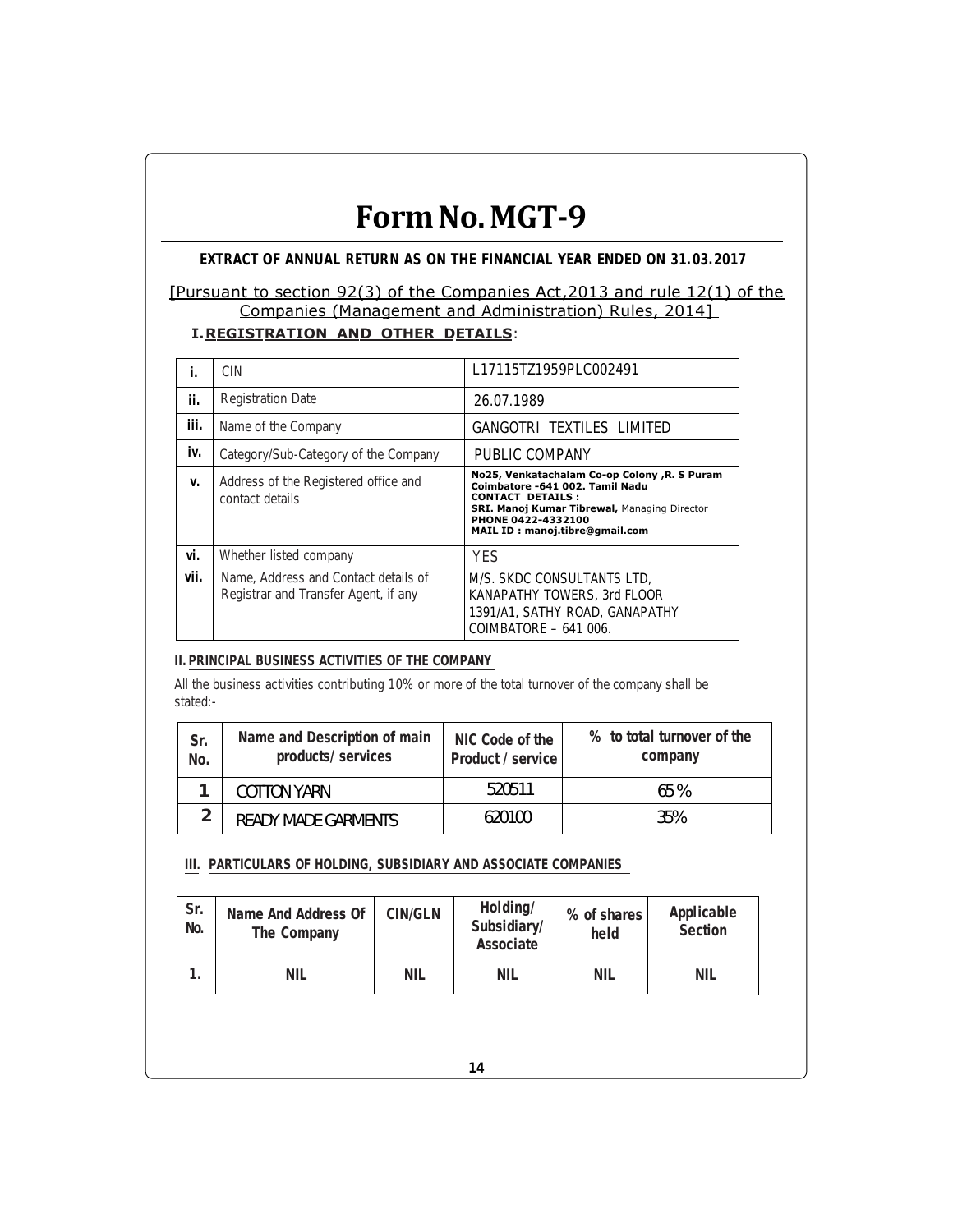# Form No. MGT-9

**EXTRACT OF ANNUAL RETURN AS ON THE FINANCIAL YEAR ENDED ON 31.03.2017**

[Pursuant to section 92(3) of the Companies Act,2013 and rule 12(1) of the Companies (Management and Administration) Rules, 2014]

**I. REGISTRATION AND OTHER DETAILS**:

| | | |
|---|---|---|
| **i.** | CIN | L17115TZ1959PLC002491 |
| **ii.** | Registration Date | 26.07.1989 |
| **iii.** | Name of the Company | GANGOTRI TEXTILES LIMITED |
| **iv.** | Category/Sub-Category of the Company | PUBLIC COMPANY |
| **v.** | Address of the Registered office and contact details | **No25, Venkatachalam Co-op Colony ,R. S Puram Coimbatore -641 002. Tamil Nadu** **CONTACT DETAILS :** **SRI. Manoj Kumar Tibrewal,** Managing Director **PHONE 0422-4332100** **MAIL ID : manoj.tibre@gmail.com** |
| **vi.** | Whether listed company | YES |
| **vii.** | Name, Address and Contact details of Registrar and Transfer Agent, if any | M/S. SKDC CONSULTANTS LTD, KANAPATHY TOWERS, 3rd FLOOR 1391/A1, SATHY ROAD, GANAPATHY COIMBATORE – 641 006. |

**II. PRINCIPAL BUSINESS ACTIVITIES OF THE COMPANY**

All the business activities contributing 10% or more of the total turnover of the company shall be stated:-

| Sr. No. | Name and Description of main products/ services | NIC Code of the Product / service | % to total turnover of the company |
|---|---|---|---|
| 1 | COTTON YARN | 520511 | 65 % |
| 2 | READY MADE GARMENTS | 620100 | 35% |

**III. PARTICULARS OF HOLDING, SUBSIDIARY AND ASSOCIATE COMPANIES**

| Sr. No. | Name And Address Of The Company | CIN/GLN | Holding/ Subsidiary/ Associate | % of shares held | Applicable Section |
|---|---|---|---|---|---|
| 1. | NIL | NIL | NIL | NIL | NIL |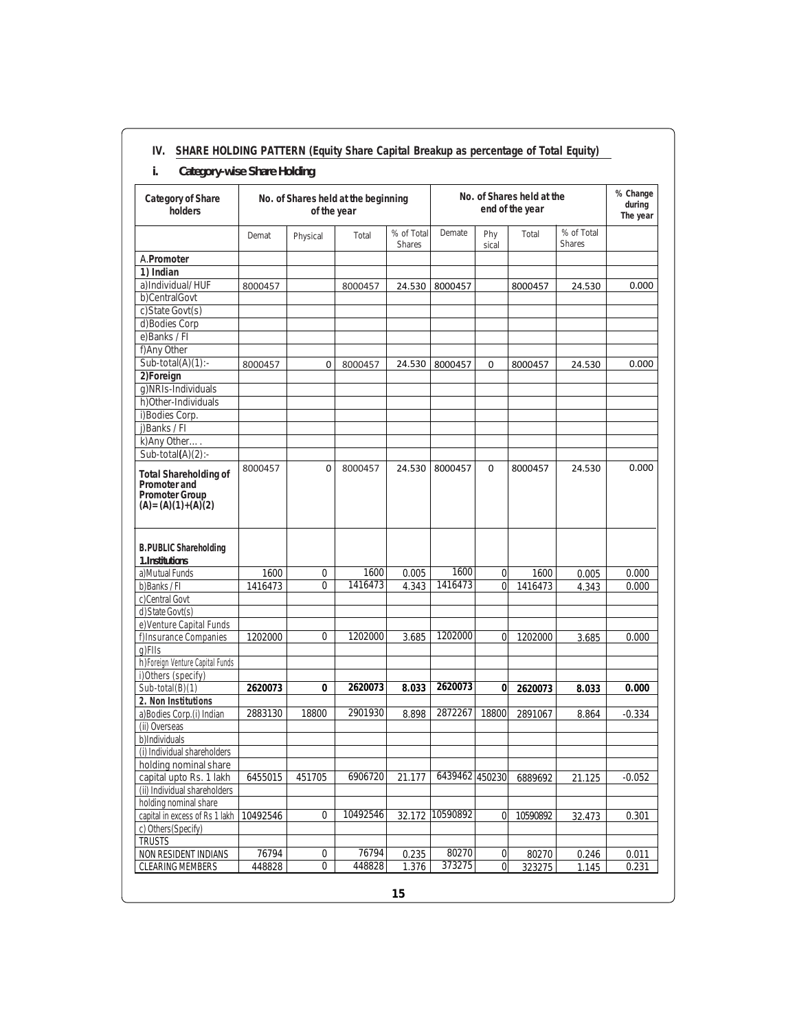## IV. SHARE HOLDING PATTERN (Equity Share Capital Breakup as percentage of Total Equity)

### i. Category-wise Share Holding

| Category of Share holders | No. of Shares held at the beginning of the year | | | | No. of Shares held at the end of the year | | | | % Change during The year |
|---|---|---|---|---|---|---|---|---|---|
| | Demat | Physical | Total | % of Total Shares | Demate | Phy sical | Total | % of Total Shares | |
| A.**Promoter** | | | | | | | | | |
| **1) Indian** | | | | | | | | | |
| a)Individual/ HUF | 8000457 | | 8000457 | 24.530 | 8000457 | | 8000457 | 24.530 | 0.000 |
| b)CentralGovt | | | | | | | | | |
| c)State Govt(s) | | | | | | | | | |
| d)Bodies Corp | | | | | | | | | |
| e)Banks / FI | | | | | | | | | |
| f)Any Other | | | | | | | | | |
| Sub-total(A)(1):- | 8000457 | 0 | 8000457 | 24.530 | 8000457 | 0 | 8000457 | 24.530 | 0.000 |
| **2)Foreign** | | | | | | | | | |
| g)NRIs-Individuals | | | | | | | | | |
| h)Other-Individuals | | | | | | | | | |
| i)Bodies Corp. | | | | | | | | | |
| j)Banks / FI | | | | | | | | | |
| k)Any Other…. | | | | | | | | | |
| Sub-total(A)(2):- | | | | | | | | | |
| **Total Shareholding of Promoter and Promoter Group (A)=(A)(1)+(A)(2)** | 8000457 | 0 | 8000457 | 24.530 | 8000457 | 0 | 8000457 | 24.530 | 0.000 |
| **B.PUBLIC Shareholding** | | | | | | | | | |
| **1.Institutions** | | | | | | | | | |
| a)Mutual Funds | 1600 | 0 | 1600 | 0.005 | 1600 | 0 | 1600 | 0.005 | 0.000 |
| b)Banks / FI | 1416473 | 0 | 1416473 | 4.343 | 1416473 | 0 | 1416473 | 4.343 | 0.000 |
| c)Central Govt | | | | | | | | | |
| d)State Govt(s) | | | | | | | | | |
| e)Venture Capital Funds | | | | | | | | | |
| f)Insurance Companies | 1202000 | 0 | 1202000 | 3.685 | 1202000 | 0 | 1202000 | 3.685 | 0.000 |
| g)FIIs | | | | | | | | | |
| h)Foreign Venture Capital Funds | | | | | | | | | |
| i)Others (specify) | | | | | | | | | |
| Sub-total(B)(1) | **2620073** | **0** | **2620073** | **8.033** | **2620073** | **0** | **2620073** | **8.033** | **0.000** |
| **2. Non Institutions** | | | | | | | | | |
| a)Bodies Corp.(i) Indian | 2883130 | 18800 | 2901930 | 8.898 | 2872267 | 18800 | 2891067 | 8.864 | -0.334 |
| (ii) Overseas | | | | | | | | | |
| b)Individuals | | | | | | | | | |
| (i) Individual shareholders holding nominal share capital upto Rs. 1 lakh | 6455015 | 451705 | 6906720 | 21.177 | 6439462 | 450230 | 6889692 | 21.125 | -0.052 |
| (ii) Individual shareholders holding nominal share capital in excess of Rs 1 lakh | 10492546 | 0 | 10492546 | 32.172 | 10590892 | 0 | 10590892 | 32.473 | 0.301 |
| c) Others(Specify) | | | | | | | | | |
| TRUSTS | | | | | | | | | |
| NON RESIDENT INDIANS | 76794 | 0 | 76794 | 0.235 | 80270 | 0 | 80270 | 0.246 | 0.011 |
| CLEARING MEMBERS | 448828 | 0 | 448828 | 1.376 | 373275 | 0 | 323275 | 1.145 | 0.231 |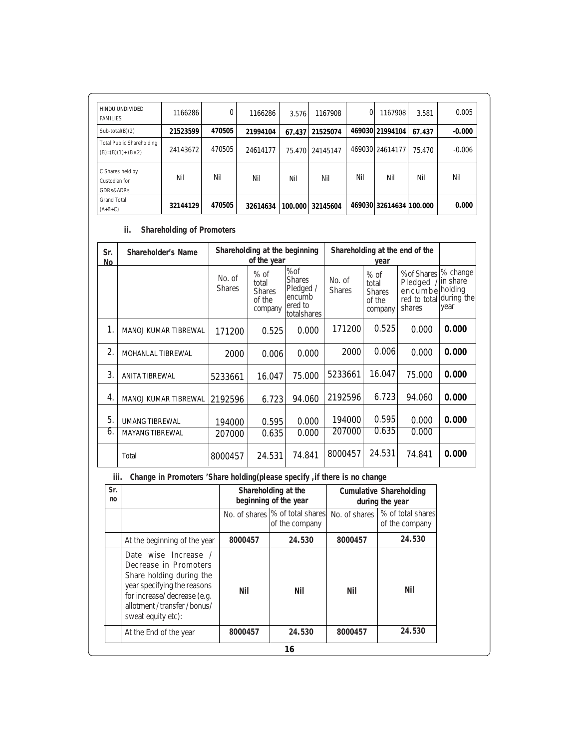| HINDU UNDIVIDED FAMILIES | 1166286 | 0 | 1166286 | 3.576 | 1167908 | 0 | 1167908 | 3.581 | 0.005 |
|---|---|---|---|---|---|---|---|---|---|
| Sub-total(B)(2) | **21523599** | **470505** | **21994104** | **67.437** | **21525074** | **469030** | **21994104** | **67.437** | **-0.000** |
| Total Public Shareholding (B)=(B)(1)+(B)(2) | 24143672 | 470505 | 24614177 | 75.470 | 24145147 | 469030 | 24614177 | 75.470 | -0.006 |
| C Shares held by Custodian for GDRs&ADRs | Nil | Nil | Nil | Nil | Nil | Nil | Nil | Nil | Nil |
| Grand Total (A+B+C) | **32144129** | **470505** | **32614634** | **100.000** | **32145604** | **469030** | **32614634** | **100.000** | **0.000** |

### ii. Shareholding of Promoters

| Sr. No | Shareholder's Name | Shareholding at the beginning of the year | | | Shareholding at the end of the year | | | |
|---|---|---|---|---|---|---|---|---|
| | | No. of Shares | % of total Shares of the company | %of Shares Pledged / encumbered to totalshares | No. of Shares | % of total Shares of the company | %of Shares Pledged / encumbered to total shares | % change in share holding during the year |
| 1. | MANOJ KUMAR TIBREWAL | 171200 | 0.525 | 0.000 | 171200 | 0.525 | 0.000 | **0.000** |
| 2. | MOHANLAL TIBREWAL | 2000 | 0.006 | 0.000 | 2000 | 0.006 | 0.000 | **0.000** |
| 3. | ANITA TIBREWAL | 5233661 | 16.047 | 75.000 | 5233661 | 16.047 | 75.000 | **0.000** |
| 4. | MANOJ KUMAR TIBREWAL | 2192596 | 6.723 | 94.060 | 2192596 | 6.723 | 94.060 | **0.000** |
| 5. | UMANG TIBREWAL | 194000 | 0.595 | 0.000 | 194000 | 0.595 | 0.000 | **0.000** |
| 6. | MAYANG TIBREWAL | 207000 | 0.635 | 0.000 | 207000 | 0.635 | 0.000 | |
| | Total | 8000457 | 24.531 | 74.841 | 8000457 | 24.531 | 74.841 | **0.000** |

### iii. Change in Promoters 'Share holding(please specify ,if there is no change

| Sr. no | | Shareholding at the beginning of the year | | Cumulative Shareholding during the year | |
|---|---|---|---|---|---|
| | | No. of shares | % of total shares of the company | No. of shares | % of total shares of the company |
| | At the beginning of the year | **8000457** | **24.530** | **8000457** | **24.530** |
| | Date wise Increase / Decrease in Promoters Share holding during the year specifying the reasons for increase/ decrease (e.g. allotment / transfer / bonus/ sweat equity etc): | **Nil** | **Nil** | **Nil** | **Nil** |
| | At the End of the year | **8000457** | **24.530** | **8000457** | **24.530** |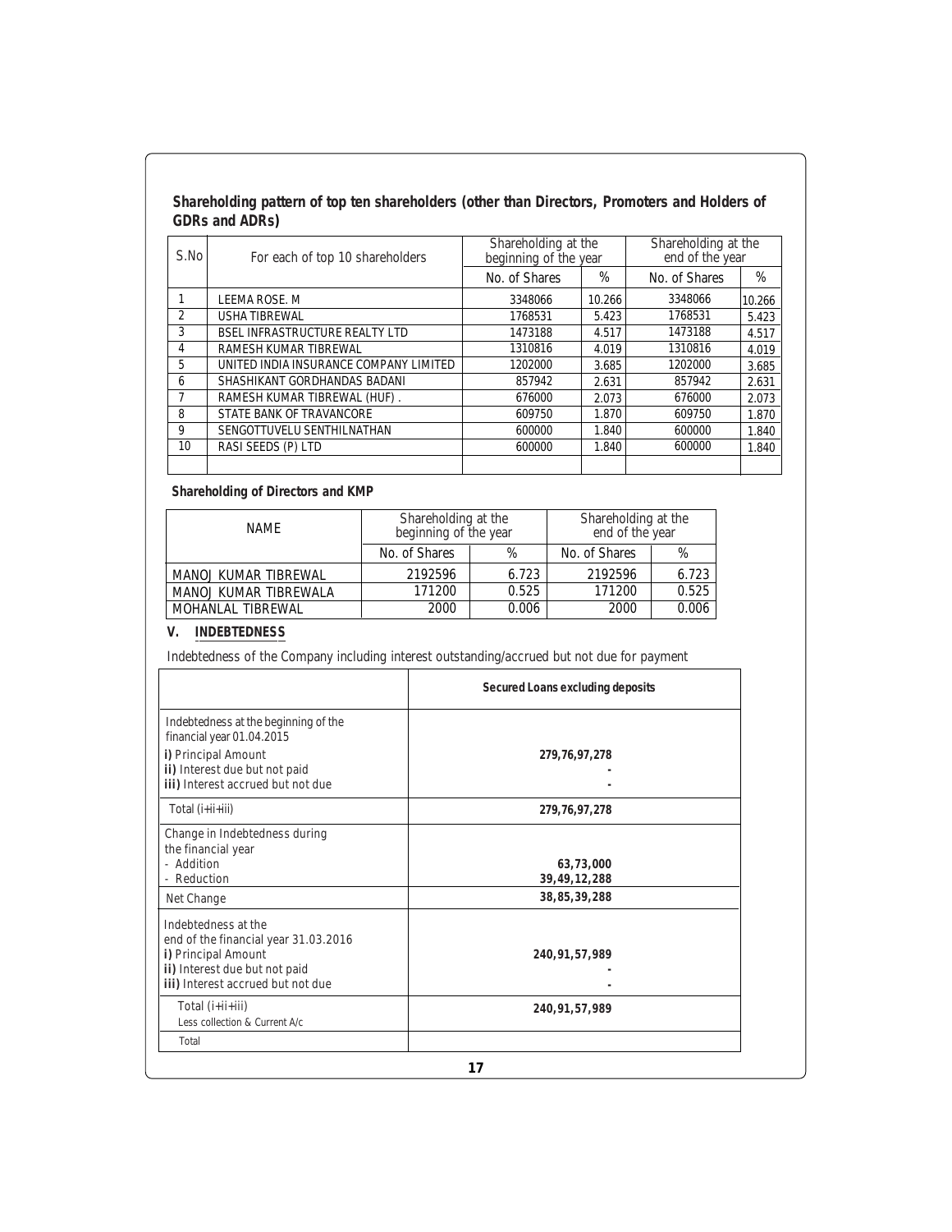**Shareholding pattern of top ten shareholders (other than Directors, Promoters and Holders of GDRs and ADRs)**

| S.No | For each of top 10 shareholders | Shareholding at the beginning of the year | | Shareholding at the end of the year | |
|---|---|---|---|---|---|
| | | No. of Shares | % | No. of Shares | % |
| 1 | LEEMA ROSE. M | 3348066 | 10.266 | 3348066 | 10.266 |
| 2 | USHA TIBREWAL | 1768531 | 5.423 | 1768531 | 5.423 |
| 3 | BSEL INFRASTRUCTURE REALTY LTD | 1473188 | 4.517 | 1473188 | 4.517 |
| 4 | RAMESH KUMAR TIBREWAL | 1310816 | 4.019 | 1310816 | 4.019 |
| 5 | UNITED INDIA INSURANCE COMPANY LIMITED | 1202000 | 3.685 | 1202000 | 3.685 |
| 6 | SHASHIKANT GORDHANDAS BADANI | 857942 | 2.631 | 857942 | 2.631 |
| 7 | RAMESH KUMAR TIBREWAL (HUF) . | 676000 | 2.073 | 676000 | 2.073 |
| 8 | STATE BANK OF TRAVANCORE | 609750 | 1.870 | 609750 | 1.870 |
| 9 | SENGOTTUVELU SENTHILNATHAN | 600000 | 1.840 | 600000 | 1.840 |
| 10 | RASI SEEDS (P) LTD | 600000 | 1.840 | 600000 | 1.840 |
| | | | | | |

**Shareholding of Directors and KMP**

| NAME | Shareholding at the beginning of the year | | Shareholding at the end of the year | |
|---|---|---|---|---|
| | No. of Shares | % | No. of Shares | % |
| MANOJ KUMAR TIBREWAL | 2192596 | 6.723 | 2192596 | 6.723 |
| MANOJ KUMAR TIBREWALA | 171200 | 0.525 | 171200 | 0.525 |
| MOHANLAL TIBREWAL | 2000 | 0.006 | 2000 | 0.006 |

## V. INDEBTEDNESS

Indebtedness of the Company including interest outstanding/accrued but not due for payment

| | Secured Loans excluding deposits |
|---|---|
| Indebtedness at the beginning of the financial year 01.04.2015<br>i) Principal Amount<br>ii) Interest due but not paid<br>iii) Interest accrued but not due | <br><br>279,76,97,278<br>-<br>- |
| Total (i+ii+iii) | 279,76,97,278 |
| Change in Indebtedness during the financial year<br>- Addition<br>- Reduction | <br><br>63,73,000<br>39,49,12,288 |
| Net Change | 38,85,39,288 |
| Indebtedness at the end of the financial year 31.03.2016<br>i) Principal Amount<br>ii) Interest due but not paid<br>iii) Interest accrued but not due | <br><br>240,91,57,989<br>-<br>- |
| Total (i+ii+iii)<br>Less collection & Current A/c | 240,91,57,989 |
| Total | |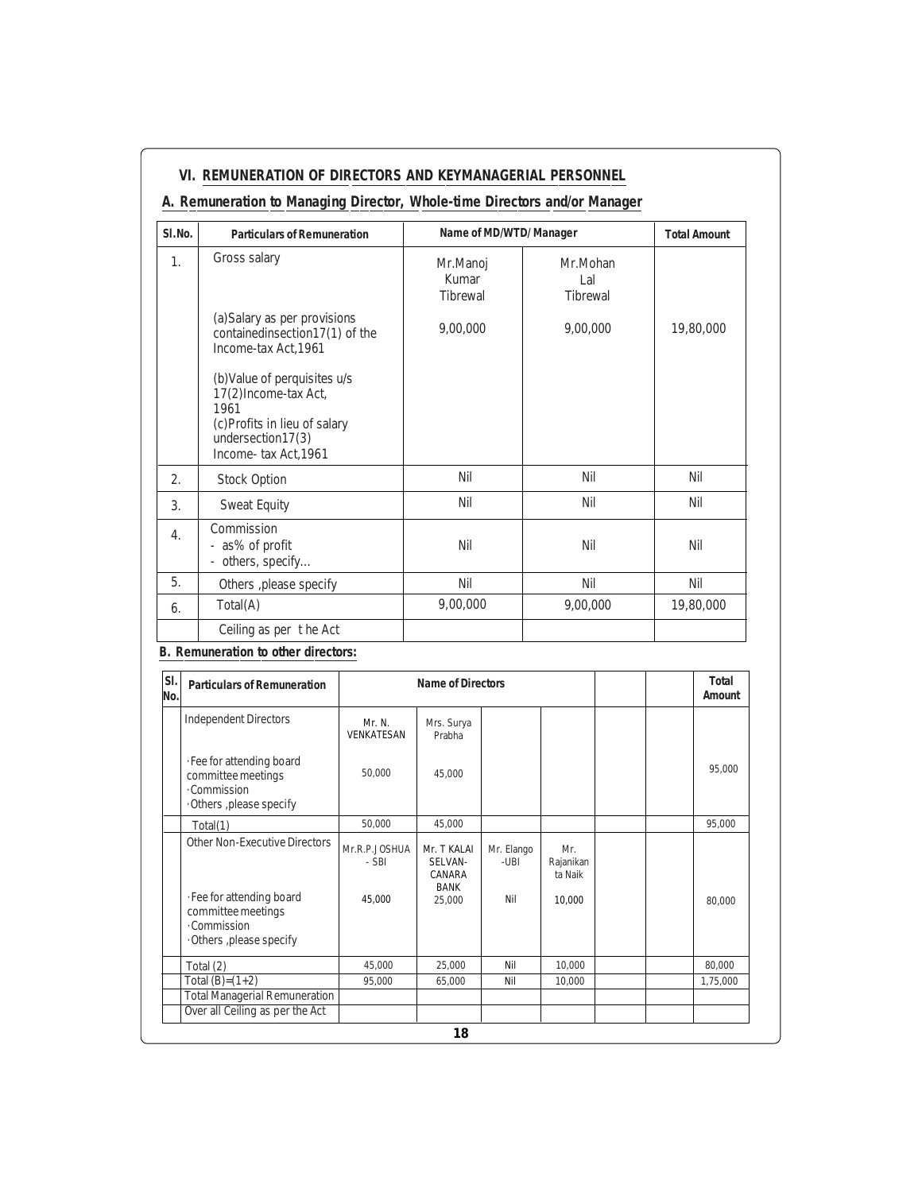## VI. REMUNERATION OF DIRECTORS AND KEYMANAGERIAL PERSONNEL

### A. Remuneration to Managing Director, Whole-time Directors and/or Manager

| Sl.No. | Particulars of Remuneration | Name of MD/WTD/ Manager | | Total Amount |
|---|---|---|---|---|
| 1. | Gross salary | Mr.Manoj Kumar Tibrewal | Mr.Mohan Lal Tibrewal | |
| | (a)Salary as per provisions containedinsection17(1) of the Income-tax Act,1961 | 9,00,000 | 9,00,000 | 19,80,000 |
| | (b)Value of perquisites u/s 17(2)Income-tax Act, 1961<br>(c)Profits in lieu of salary undersection17(3) Income- tax Act,1961 | | | |
| 2. | Stock Option | Nil | Nil | Nil |
| 3. | Sweat Equity | Nil | Nil | Nil |
| 4. | Commission<br>- as% of profit<br>- others, specify... | Nil | Nil | Nil |
| 5. | Others ,please specify | Nil | Nil | Nil |
| 6. | Total(A) | 9,00,000 | 9,00,000 | 19,80,000 |
| | Ceiling as per t he Act | | | |

### B. Remuneration to other directors:

| Sl. No. | Particulars of Remuneration | Name of Directors | | | | | | Total Amount |
|---|---|---|---|---|---|---|---|---|
| | Independent Directors | Mr. N. VENKATESAN | Mrs. Surya Prabha | | | | | |
| | ·Fee for attending board committee meetings<br>·Commission<br>·Others ,please specify | 50,000 | 45,000 | | | | | 95,000 |
| | Total(1) | 50,000 | 45,000 | | | | | 95,000 |
| | Other Non-Executive Directors | Mr.R.P.JOSHUA - SBI | Mr. T KALAI SELVAN- CANARA BANK | Mr. Elango -UBI | Mr. Rajanikanta Naik | | | |
| | ·Fee for attending board committee meetings<br>·Commission<br>·Others ,please specify | 45,000 | 25,000 | Nil | 10,000 | | | 80,000 |
| | Total (2) | 45,000 | 25,000 | Nil | 10,000 | | | 80,000 |
| | Total (B)=(1+2) | 95,000 | 65,000 | Nil | 10,000 | | | 1,75,000 |
| | Total Managerial Remuneration | | | | | | | |
| | Over all Ceiling as per the Act | | | | | | | |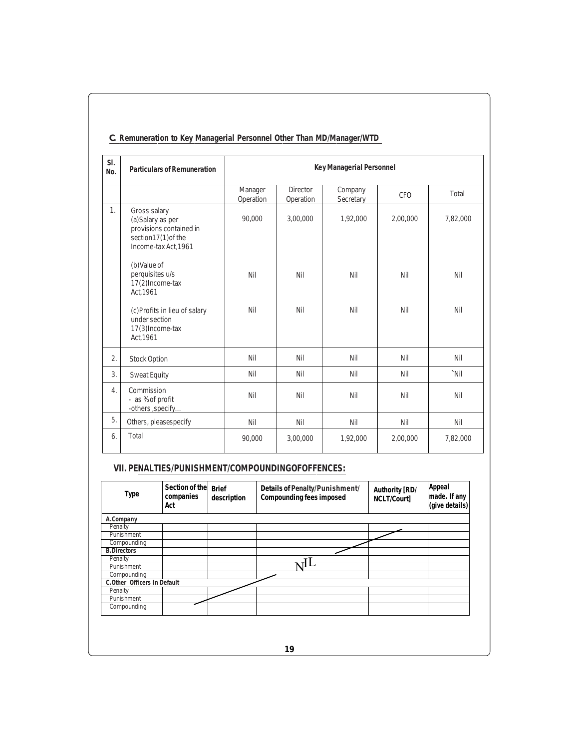### C. Remuneration to Key Managerial Personnel Other Than MD/Manager/WTD

| Sl. No. | Particulars of Remuneration | Key Managerial Personnel | | | | |
|---|---|---|---|---|---|---|
| | | Manager Operation | Director Operation | Company Secretary | CFO | Total |
| 1. | Gross salary (a)Salary as per provisions contained in section17(1)of the Income-tax Act,1961 | 90,000 | 3,00,000 | 1,92,000 | 2,00,000 | 7,82,000 |
| | (b)Value of perquisites u/s 17(2)Income-tax Act,1961 | Nil | Nil | Nil | Nil | Nil |
| | (c)Profits in lieu of salary under section 17(3)Income-tax Act,1961 | Nil | Nil | Nil | Nil | Nil |
| 2. | Stock Option | Nil | Nil | Nil | Nil | Nil |
| 3. | Sweat Equity | Nil | Nil | Nil | Nil | `Nil |
| 4. | Commission - as % of profit -others ,specify… | Nil | Nil | Nil | Nil | Nil |
| 5. | Others, pleasespecify | Nil | Nil | Nil | Nil | Nil |
| 6. | Total | 90,000 | 3,00,000 | 1,92,000 | 2,00,000 | 7,82,000 |

## VII. PENALTIES/PUNISHMENT/COMPOUNDINGOFOFFENCES:

| Type | Section of the companies Act | Brief description | Details of Penalty/Punishment/ Compounding fees imposed | Authority [RD/ NCLT/Court] | Appeal made. If any (give details) |
|---|---|---|---|---|---|
| **A.Company** | | | | | |
| Penalty | | | | | |
| Punishment | | | | | |
| Compounding | | | | | |
| **B.Directors** | | | | | |
| Penalty | | | | | |
| Punishment | | | NIL | | |
| Compounding | | | | | |
| **C.Other Officers In Default** | | | | | |
| Penalty | | | | | |
| Punishment | | | | | |
| Compounding | | | | | |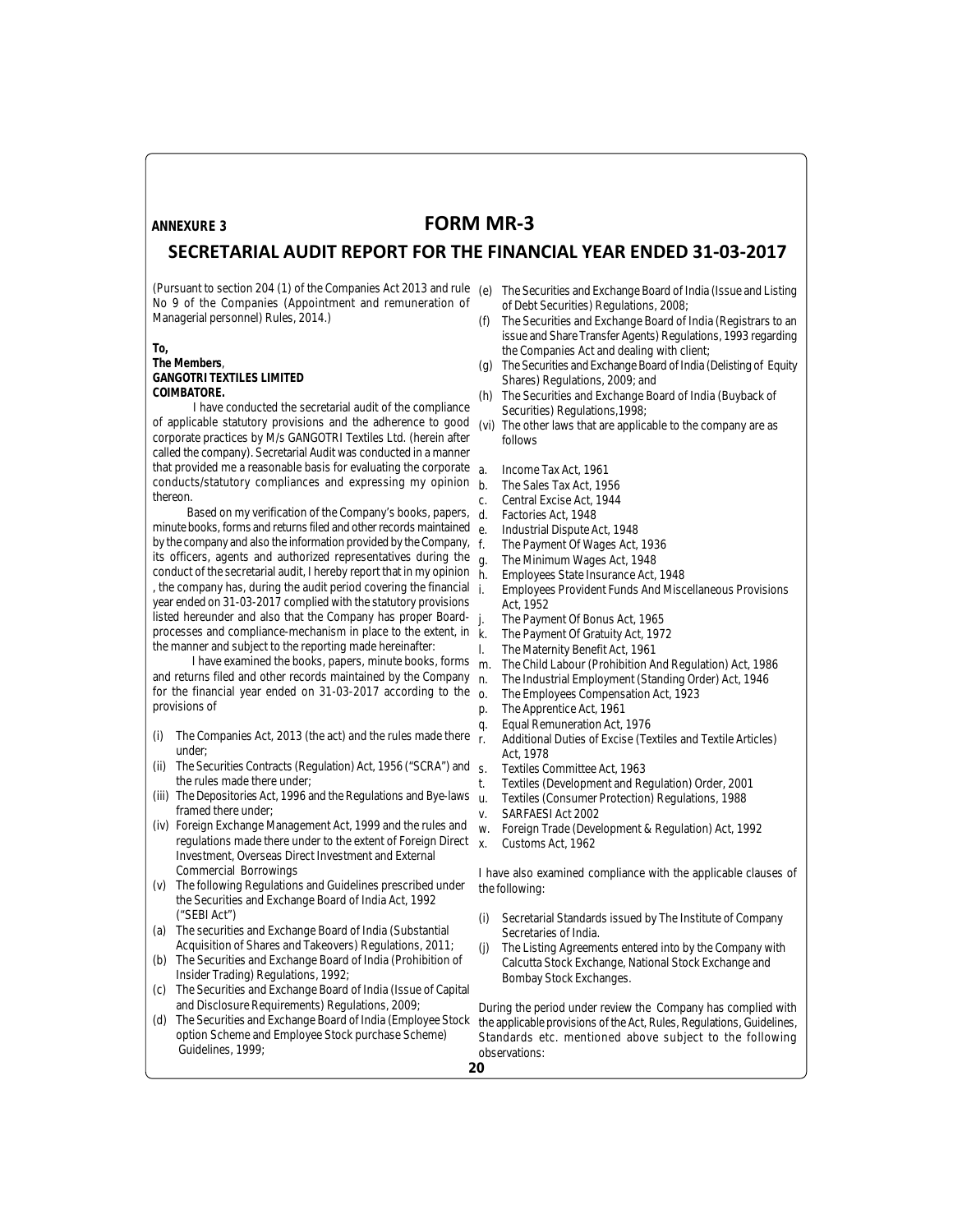ANNEXURE 3

# FORM MR-3

## SECRETARIAL AUDIT REPORT FOR THE FINANCIAL YEAR ENDED 31-03-2017

(Pursuant to section 204 (1) of the Companies Act 2013 and rule No 9 of the Companies (Appointment and remuneration of Managerial personnel) Rules, 2014.)

**To,**
**The Members**,
**GANGOTRI TEXTILES LIMITED**
**COIMBATORE.**

I have conducted the secretarial audit of the compliance of applicable statutory provisions and the adherence to good corporate practices by M/s GANGOTRI Textiles Ltd. (herein after called the company). Secretarial Audit was conducted in a manner that provided me a reasonable basis for evaluating the corporate conducts/statutory compliances and expressing my opinion thereon.

Based on my verification of the Company's books, papers, minute books, forms and returns filed and other records maintained by the company and also the information provided by the Company, its officers, agents and authorized representatives during the conduct of the secretarial audit, I hereby report that in my opinion , the company has, during the audit period covering the financial year ended on 31-03-2017 complied with the statutory provisions listed hereunder and also that the Company has proper Board-processes and compliance-mechanism in place to the extent, in the manner and subject to the reporting made hereinafter:

I have examined the books, papers, minute books, forms and returns filed and other records maintained by the Company for the financial year ended on 31-03-2017 according to the provisions of

(i) The Companies Act, 2013 (the act) and the rules made there under;
(ii) The Securities Contracts (Regulation) Act, 1956 ("SCRA") and the rules made there under;
(iii) The Depositories Act, 1996 and the Regulations and Bye-laws framed there under;
(iv) Foreign Exchange Management Act, 1999 and the rules and regulations made there under to the extent of Foreign Direct Investment, Overseas Direct Investment and External Commercial Borrowings
(v) The following Regulations and Guidelines prescribed under the Securities and Exchange Board of India Act, 1992 ("SEBI Act")
(a) The securities and Exchange Board of India (Substantial Acquisition of Shares and Takeovers) Regulations, 2011;
(b) The Securities and Exchange Board of India (Prohibition of Insider Trading) Regulations, 1992;
(c) The Securities and Exchange Board of India (Issue of Capital and Disclosure Requirements) Regulations, 2009;
(d) The Securities and Exchange Board of India (Employee Stock option Scheme and Employee Stock purchase Scheme) Guidelines, 1999;
(e) The Securities and Exchange Board of India (Issue and Listing of Debt Securities) Regulations, 2008;
(f) The Securities and Exchange Board of India (Registrars to an issue and Share Transfer Agents) Regulations, 1993 regarding the Companies Act and dealing with client;
(g) The Securities and Exchange Board of India (Delisting of Equity Shares) Regulations, 2009; and
(h) The Securities and Exchange Board of India (Buyback of Securities) Regulations,1998;
(vi) The other laws that are applicable to the company are as follows

a. Income Tax Act, 1961
b. The Sales Tax Act, 1956
c. Central Excise Act, 1944
d. Factories Act, 1948
e. Industrial Dispute Act, 1948
f. The Payment Of Wages Act, 1936
g. The Minimum Wages Act, 1948
h. Employees State Insurance Act, 1948
i. Employees Provident Funds And Miscellaneous Provisions Act, 1952
j. The Payment Of Bonus Act, 1965
k. The Payment Of Gratuity Act, 1972
l. The Maternity Benefit Act, 1961
m. The Child Labour (Prohibition And Regulation) Act, 1986
n. The Industrial Employment (Standing Order) Act, 1946
o. The Employees Compensation Act, 1923
p. The Apprentice Act, 1961
q. Equal Remuneration Act, 1976
r. Additional Duties of Excise (Textiles and Textile Articles) Act, 1978
s. Textiles Committee Act, 1963
t. Textiles (Development and Regulation) Order, 2001
u. Textiles (Consumer Protection) Regulations, 1988
v. SARFAESI Act 2002
w. Foreign Trade (Development & Regulation) Act, 1992
x. Customs Act, 1962

I have also examined compliance with the applicable clauses of the following:

(i) Secretarial Standards issued by The Institute of Company Secretaries of India.
(j) The Listing Agreements entered into by the Company with Calcutta Stock Exchange, National Stock Exchange and Bombay Stock Exchanges.

During the period under review the Company has complied with the applicable provisions of the Act, Rules, Regulations, Guidelines, Standards etc. mentioned above subject to the following observations: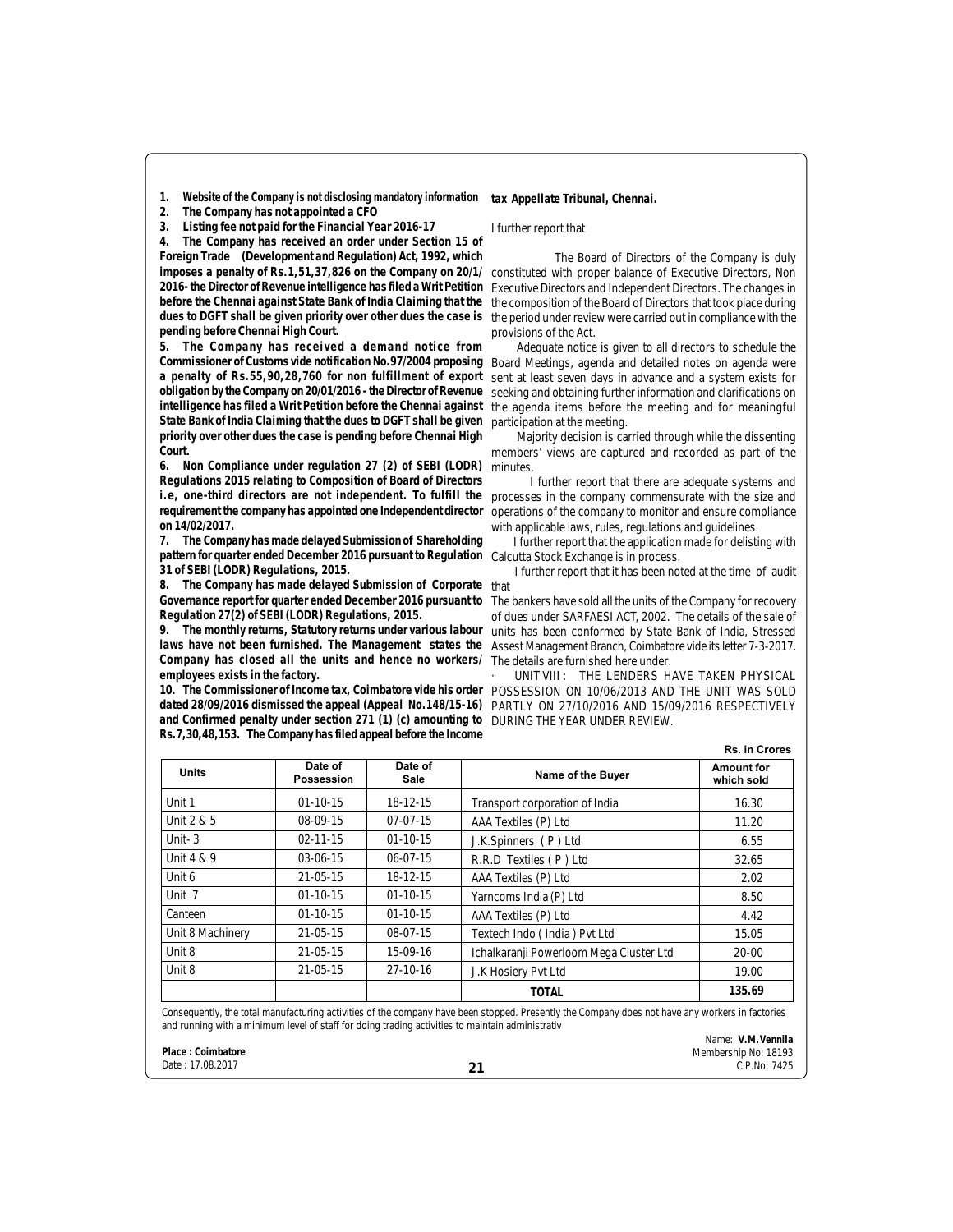1. **Website of the Company is not disclosing mandatory information**
2. **The Company has not appointed a CFO**
3. **Listing fee not paid for the Financial Year 2016-17**
4. **The Company has received an order under Section 15 of Foreign Trade (Development and Regulation) Act, 1992, which imposes a penalty of Rs.1,51,37,826 on the Company on 20/1/2016- the Director of Revenue intelligence has filed a Writ Petition before the Chennai against State Bank of India Claiming that the dues to DGFT shall be given priority over other dues the case is pending before Chennai High Court.**
5. **The Company has received a demand notice from Commissioner of Customs vide notification No.97/2004 proposing a penalty of Rs.55,90,28,760 for non fulfillment of export obligation by the Company on 20/01/2016 - the Director of Revenue intelligence has filed a Writ Petition before the Chennai against State Bank of India Claiming that the dues to DGFT shall be given priority over other dues the case is pending before Chennai High Court.**
6. **Non Compliance under regulation 27 (2) of SEBI (LODR) Regulations 2015 relating to Composition of Board of Directors i.e, one-third directors are not independent. To fulfill the requirement the company has appointed one Independent director on 14/02/2017.**
7. **The Company has made delayed Submission of Shareholding pattern for quarter ended December 2016 pursuant to Regulation 31 of SEBI (LODR) Regulations, 2015.**
8. **The Company has made delayed Submission of Corporate Governance report for quarter ended December 2016 pursuant to Regulation 27(2) of SEBI (LODR) Regulations, 2015.**
9. **The monthly returns, Statutory returns under various labour laws have not been furnished. The Management states the Company has closed all the units and hence no workers/ employees exists in the factory.**
10. **The Commissioner of Income tax, Coimbatore vide his order dated 28/09/2016 dismissed the appeal (Appeal No.148/15-16) and Confirmed penalty under section 271 (1) (c) amounting to Rs.7,30,48,153. The Company has filed appeal before the Income tax Appellate Tribunal, Chennai.**

I further report that

The Board of Directors of the Company is duly constituted with proper balance of Executive Directors, Non Executive Directors and Independent Directors. The changes in the composition of the Board of Directors that took place during the period under review were carried out in compliance with the provisions of the Act.

Adequate notice is given to all directors to schedule the Board Meetings, agenda and detailed notes on agenda were sent at least seven days in advance and a system exists for seeking and obtaining further information and clarifications on the agenda items before the meeting and for meaningful participation at the meeting.

Majority decision is carried through while the dissenting members' views are captured and recorded as part of the minutes.

I further report that there are adequate systems and processes in the company commensurate with the size and operations of the company to monitor and ensure compliance with applicable laws, rules, regulations and guidelines.

I further report that the application made for delisting with Calcutta Stock Exchange is in process.

I further report that it has been noted at the time of audit that

The bankers have sold all the units of the Company for recovery of dues under SARFAESI ACT, 2002. The details of the sale of units has been conformed by State Bank of India, Stressed Assest Management Branch, Coimbatore vide its letter 7-3-2017. The details are furnished here under.

- UNIT VIII : THE LENDERS HAVE TAKEN PHYSICAL POSSESSION ON 10/06/2013 AND THE UNIT WAS SOLD PARTLY ON 27/10/2016 AND 15/09/2016 RESPECTIVELY DURING THE YEAR UNDER REVIEW.

**Rs. in Crores**

| Units | Date of Possession | Date of Sale | Name of the Buyer | Amount for which sold |
|---|---|---|---|---|
| Unit 1 | 01-10-15 | 18-12-15 | Transport corporation of India | 16.30 |
| Unit 2 & 5 | 08-09-15 | 07-07-15 | AAA Textiles (P) Ltd | 11.20 |
| Unit- 3 | 02-11-15 | 01-10-15 | J.K.Spinners ( P ) Ltd | 6.55 |
| Unit 4 & 9 | 03-06-15 | 06-07-15 | R.R.D Textiles ( P ) Ltd | 32.65 |
| Unit 6 | 21-05-15 | 18-12-15 | AAA Textiles (P) Ltd | 2.02 |
| Unit 7 | 01-10-15 | 01-10-15 | Yarncoms India (P) Ltd | 8.50 |
| Canteen | 01-10-15 | 01-10-15 | AAA Textiles (P) Ltd | 4.42 |
| Unit 8 Machinery | 21-05-15 | 08-07-15 | Textech Indo ( India ) Pvt Ltd | 15.05 |
| Unit 8 | 21-05-15 | 15-09-16 | Ichalkaranji Powerloom Mega Cluster Ltd | 20-00 |
| Unit 8 | 21-05-15 | 27-10-16 | J.K Hosiery Pvt Ltd | 19.00 |
| | | | **TOTAL** | **135.69** |

Consequently, the total manufacturing activities of the company have been stopped. Presently the Company does not have any workers in factories and running with a minimum level of staff for doing trading activities to maintain administrativ

**Place : Coimbatore**
Date : 17.08.2017

Name: **V.M.Vennila**
Membership No: 18193
C.P.No: 7425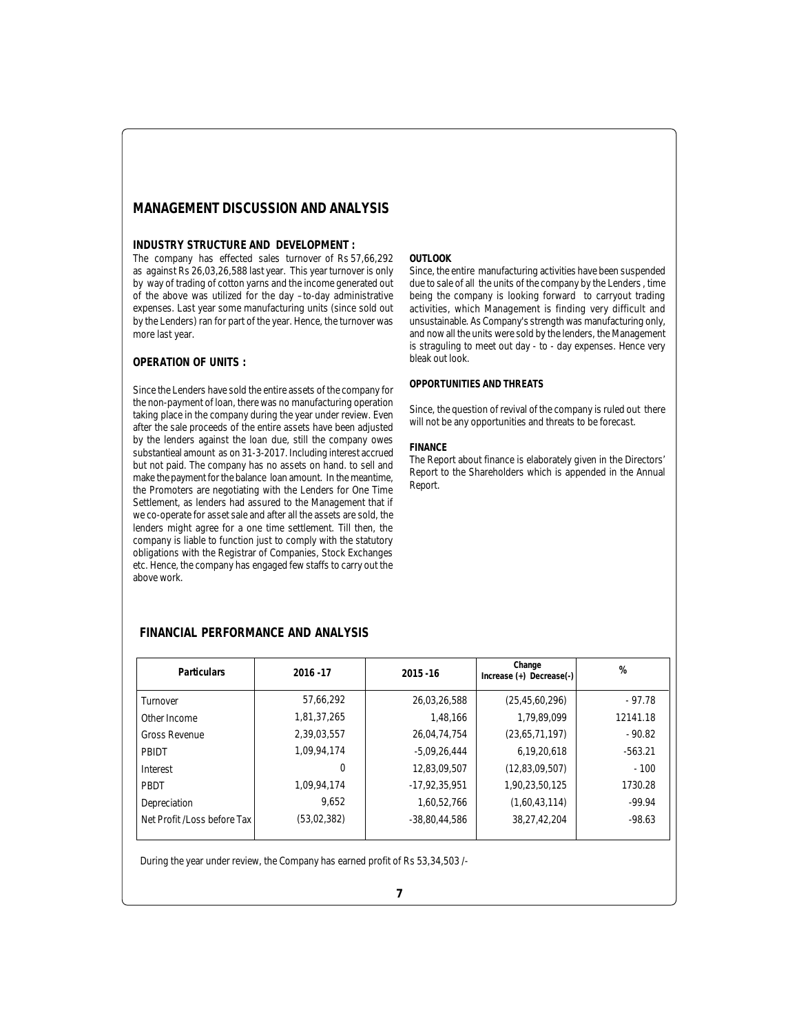# MANAGEMENT DISCUSSION AND ANALYSIS

**INDUSTRY STRUCTURE AND DEVELOPMENT :**

The company has effected sales turnover of Rs 57,66,292 as against Rs 26,03,26,588 last year. This year turnover is only by way of trading of cotton yarns and the income generated out of the above was utilized for the day –to-day administrative expenses. Last year some manufacturing units (since sold out by the Lenders) ran for part of the year. Hence, the turnover was more last year.

**OPERATION OF UNITS :**

Since the Lenders have sold the entire assets of the company for the non-payment of loan, there was no manufacturing operation taking place in the company during the year under review. Even after the sale proceeds of the entire assets have been adjusted by the lenders against the loan due, still the company owes substantieal amount as on 31-3-2017. Including interest accrued but not paid. The company has no assets on hand. to sell and make the payment for the balance loan amount. In the meantime, the Promoters are negotiating with the Lenders for One Time Settlement, as lenders had assured to the Management that if we co-operate for asset sale and after all the assets are sold, the lenders might agree for a one time settlement. Till then, the company is liable to function just to comply with the statutory obligations with the Registrar of Companies, Stock Exchanges etc. Hence, the company has engaged few staffs to carry out the above work.

**OUTLOOK**

Since, the entire manufacturing activities have been suspended due to sale of all the units of the company by the Lenders , time being the company is looking forward to carryout trading activities, which Management is finding very difficult and unsustainable. As Company's strength was manufacturing only, and now all the units were sold by the lenders, the Management is straguling to meet out day - to - day expenses. Hence very bleak out look.

**OPPORTUNITIES AND THREATS**

Since, the question of revival of the company is ruled out there will not be any opportunities and threats to be forecast.

**FINANCE**

The Report about finance is elaborately given in the Directors' Report to the Shareholders which is appended in the Annual Report.

## FINANCIAL PERFORMANCE AND ANALYSIS

| Particulars | 2016 -17 | 2015 -16 | Change Increase (+) Decrease(-) | % |
|---|---|---|---|---|
| Turnover | 57,66,292 | 26,03,26,588 | (25,45,60,296) | - 97.78 |
| Other Income | 1,81,37,265 | 1,48,166 | 1,79,89,099 | 12141.18 |
| Gross Revenue | 2,39,03,557 | 26,04,74,754 | (23,65,71,197) | - 90.82 |
| PBIDT | 1,09,94,174 | -5,09,26,444 | 6,19,20,618 | -563.21 |
| Interest | 0 | 12,83,09,507 | (12,83,09,507) | - 100 |
| PBDT | 1,09,94,174 | -17,92,35,951 | 1,90,23,50,125 | 1730.28 |
| Depreciation | 9,652 | 1,60,52,766 | (1,60,43,114) | -99.94 |
| Net Profit /Loss before Tax | (53,02,382) | -38,80,44,586 | 38,27,42,204 | -98.63 |

During the year under review, the Company has earned profit of Rs 53,34,503 /-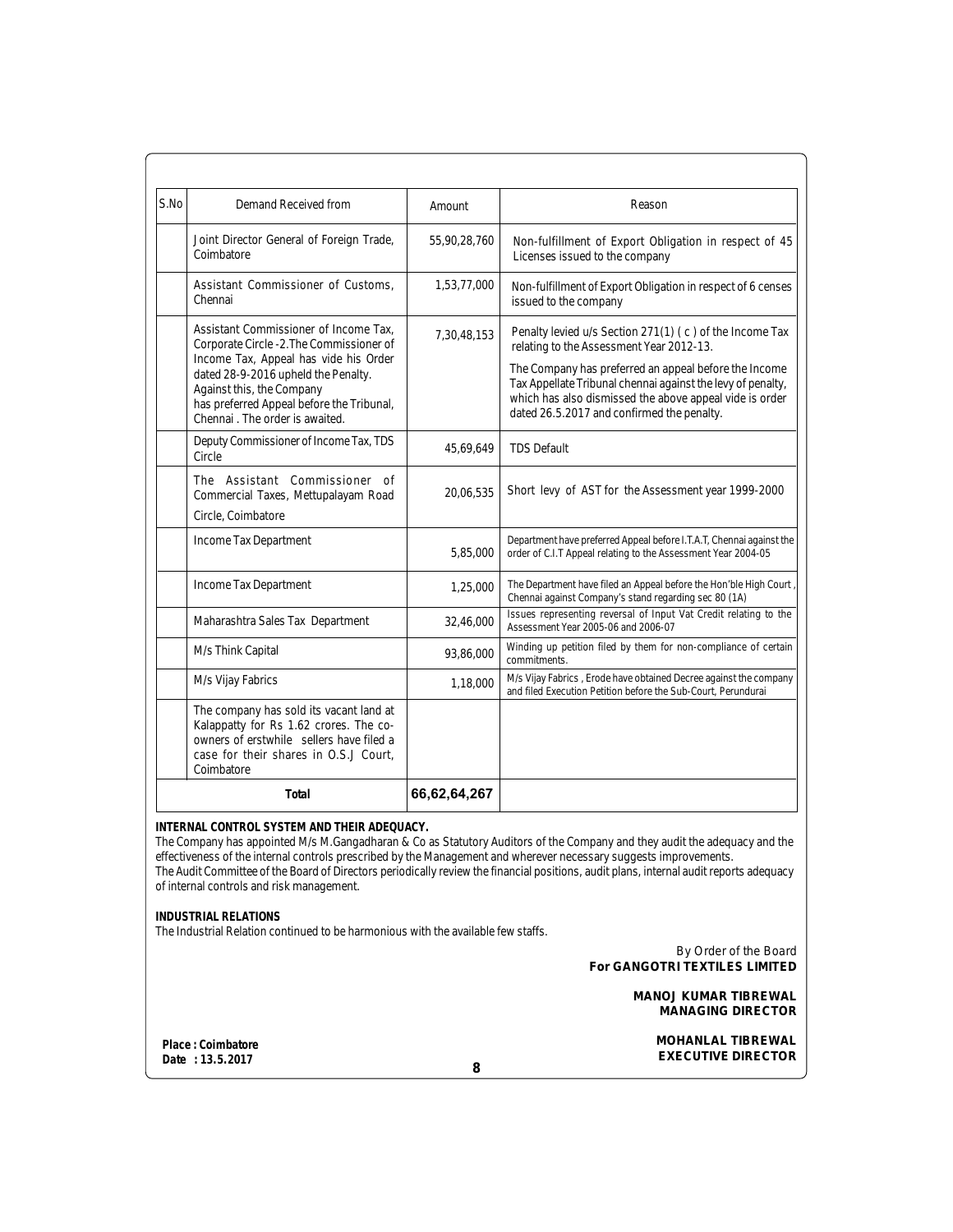| S.No | Demand Received from | Amount | Reason |
|---|---|---|---|
| | Joint Director General of Foreign Trade, Coimbatore | 55,90,28,760 | Non-fulfillment of Export Obligation in respect of 45 Licenses issued to the company |
| | Assistant Commissioner of Customs, Chennai | 1,53,77,000 | Non-fulfillment of Export Obligation in respect of 6 censes issued to the company |
| | Assistant Commissioner of Income Tax, Corporate Circle -2.The Commissioner of Income Tax, Appeal has vide his Order dated 28-9-2016 upheld the Penalty. Against this, the Company has preferred Appeal before the Tribunal, Chennai . The order is awaited. | 7,30,48,153 | Penalty levied u/s Section 271(1) ( c ) of the Income Tax relating to the Assessment Year 2012-13. The Company has preferred an appeal before the Income Tax Appellate Tribunal chennai against the levy of penalty, which has also dismissed the above appeal vide is order dated 26.5.2017 and confirmed the penalty. |
| | Deputy Commissioner of Income Tax, TDS Circle | 45,69,649 | TDS Default |
| | The Assistant Commissioner of Commercial Taxes, Mettupalayam Road Circle, Coimbatore | 20,06,535 | Short levy of AST for the Assessment year 1999-2000 |
| | Income Tax Department | 5,85,000 | Department have preferred Appeal before I.T.A.T, Chennai against the order of C.I.T Appeal relating to the Assessment Year 2004-05 |
| | Income Tax Department | 1,25,000 | The Department have filed an Appeal before the Hon'ble High Court , Chennai against Company's stand regarding sec 80 (1A) |
| | Maharashtra Sales Tax Department | 32,46,000 | Issues representing reversal of Input Vat Credit relating to the Assessment Year 2005-06 and 2006-07 |
| | M/s Think Capital | 93,86,000 | Winding up petition filed by them for non-compliance of certain commitments. |
| | M/s Vijay Fabrics | 1,18,000 | M/s Vijay Fabrics , Erode have obtained Decree against the company and filed Execution Petition before the Sub-Court, Perundurai |
| | The company has sold its vacant land at Kalappatty for Rs 1.62 crores. The co-owners of erstwhile sellers have filed a case for their shares in O.S.J Court, Coimbatore | | |
| | **Total** | **66,62,64,267** | |

**INTERNAL CONTROL SYSTEM AND THEIR ADEQUACY.**

The Company has appointed M/s M.Gangadharan & Co as Statutory Auditors of the Company and they audit the adequacy and the effectiveness of the internal controls prescribed by the Management and wherever necessary suggests improvements.
The Audit Committee of the Board of Directors periodically review the financial positions, audit plans, internal audit reports adequacy of internal controls and risk management.

**INDUSTRIAL RELATIONS**

The Industrial Relation continued to be harmonious with the available few staffs.

By Order of the Board
**For GANGOTRI TEXTILES LIMITED**

**MANOJ KUMAR TIBREWAL**
**MANAGING DIRECTOR**

**MOHANLAL TIBREWAL**
**EXECUTIVE DIRECTOR**

**Place : Coimbatore**
**Date : 13.5.2017**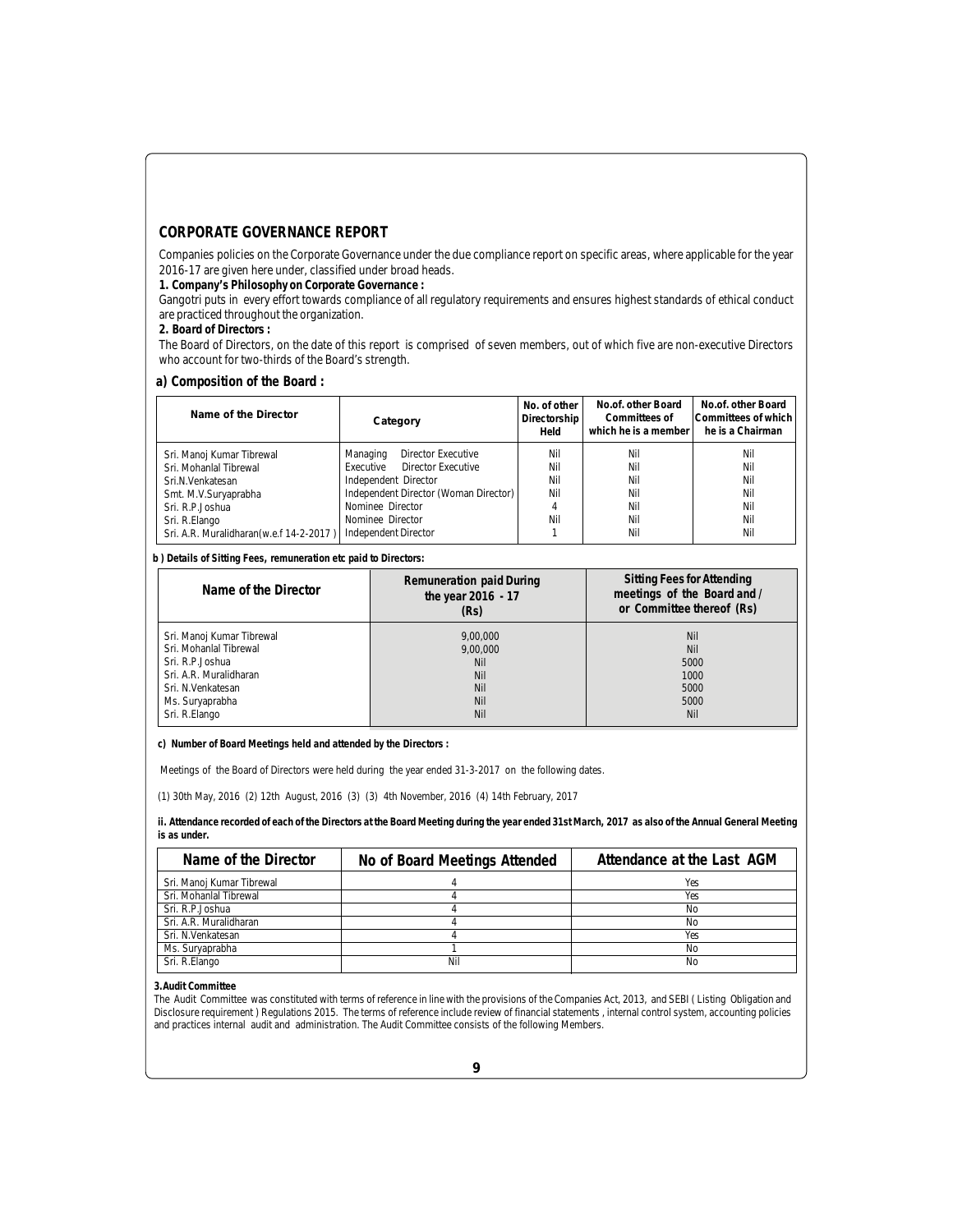## CORPORATE GOVERNANCE REPORT

Companies policies on the Corporate Governance under the due compliance report on specific areas, where applicable for the year 2016-17 are given here under, classified under broad heads.

**1. Company's Philosophy on Corporate Governance :**

Gangotri puts in every effort towards compliance of all regulatory requirements and ensures highest standards of ethical conduct are practiced throughout the organization.

**2. Board of Directors :**

The Board of Directors, on the date of this report is comprised of seven members, out of which five are non-executive Directors who account for two-thirds of the Board's strength.

### a) Composition of the Board :

| Name of the Director | Category | No. of other Directorship Held | No.of. other Board Committees of which he is a member | No.of. other Board Committees of which he is a Chairman |
|---|---|---|---|---|
| Sri. Manoj Kumar Tibrewal | Managing Director Executive | Nil | Nil | Nil |
| Sri. Mohanlal Tibrewal | Executive Director Executive | Nil | Nil | Nil |
| Sri.N.Venkatesan | Independent Director | Nil | Nil | Nil |
| Smt. M.V.Suryaprabha | Independent Director (Woman Director) | Nil | Nil | Nil |
| Sri. R.P.Joshua | Nominee Director | 4 | Nil | Nil |
| Sri. R.Elango | Nominee Director | Nil | Nil | Nil |
| Sri. A.R. Muralidharan(w.e.f 14-2-2017 ) | Independent Director | 1 | Nil | Nil |

**b ) Details of Sitting Fees, remuneration etc paid to Directors:**

| Name of the Director | Remuneration paid During the year 2016 - 17 (Rs) | Sitting Fees for Attending meetings of the Board and / or Committee thereof (Rs) |
|---|---|---|
| Sri. Manoj Kumar Tibrewal | 9,00,000 | Nil |
| Sri. Mohanlal Tibrewal | 9,00,000 | Nil |
| Sri. R.P.Joshua | Nil | 5000 |
| Sri. A.R. Muralidharan | Nil | 1000 |
| Sri. N.Venkatesan | Nil | 5000 |
| Ms. Suryaprabha | Nil | 5000 |
| Sri. R.Elango | Nil | Nil |

**c) Number of Board Meetings held and attended by the Directors :**

Meetings of the Board of Directors were held during the year ended 31-3-2017 on the following dates.

(1) 30th May, 2016 (2) 12th August, 2016 (3) (3) 4th November, 2016 (4) 14th February, 2017

**ii. Attendance recorded of each of the Directors at the Board Meeting during the year ended 31st March, 2017 as also of the Annual General Meeting is as under.**

| Name of the Director | No of Board Meetings Attended | Attendance at the Last AGM |
|---|---|---|
| Sri. Manoj Kumar Tibrewal | 4 | Yes |
| Sri. Mohanlal Tibrewal | 4 | Yes |
| Sri. R.P.Joshua | 4 | No |
| Sri. A.R. Muralidharan | 4 | No |
| Sri. N.Venkatesan | 4 | Yes |
| Ms. Suryaprabha | 1 | No |
| Sri. R.Elango | Nil | No |

**3.Audit Committee**

The Audit Committee was constituted with terms of reference in line with the provisions of the Companies Act, 2013, and SEBI ( Listing Obligation and Disclosure requirement ) Regulations 2015. The terms of reference include review of financial statements , internal control system, accounting policies and practices internal audit and administration. The Audit Committee consists of the following Members.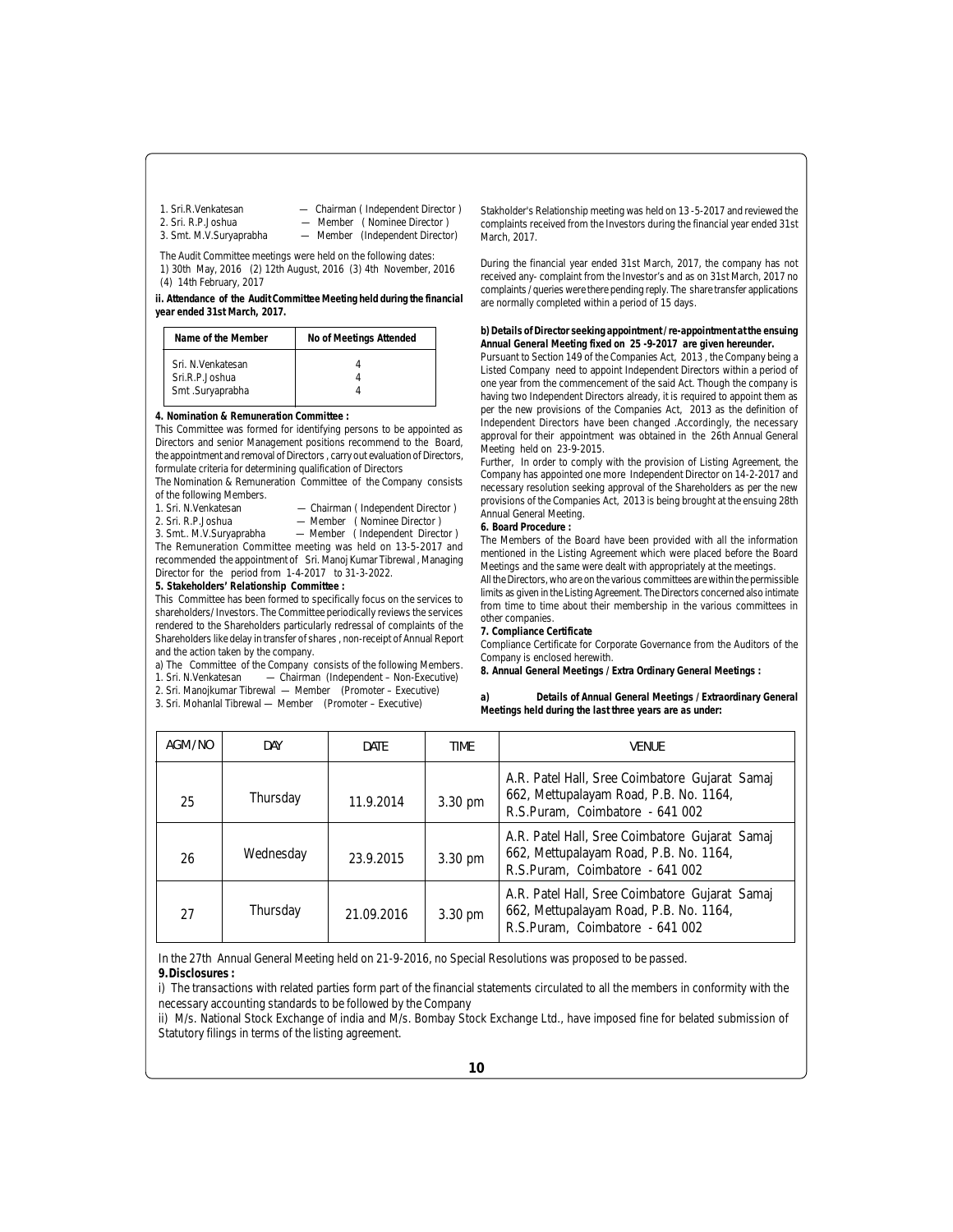1. Sri.R.Venkatesan — Chairman ( Independent Director )
2. Sri. R.P.Joshua — Member ( Nominee Director )
3. Smt. M.V.Suryaprabha — Member (Independent Director)

The Audit Committee meetings were held on the following dates:
1) 30th May, 2016 (2) 12th August, 2016 (3) 4th November, 2016 (4) 14th February, 2017

**ii. Attendance of the Audit Committee Meeting held during the financial year ended 31st March, 2017.**

| Name of the Member | No of Meetings Attended |
|---|---|
| Sri. N.Venkatesan | 4 |
| Sri.R.P.Joshua | 4 |
| Smt .Suryaprabha | 4 |

**4. Nomination & Remuneration Committee :**

This Committee was formed for identifying persons to be appointed as Directors and senior Management positions recommend to the Board, the appointment and removal of Directors , carry out evaluation of Directors, formulate criteria for determining qualification of Directors

The Nomination & Remuneration Committee of the Company consists of the following Members.

1. Sri. N.Venkatesan — Chairman ( Independent Director )
2. Sri. R.P.Joshua — Member ( Nominee Director )
3. Smt.. M.V.Suryaprabha — Member ( Independent Director )

The Remuneration Committee meeting was held on 13-5-2017 and recommended the appointment of Sri. Manoj Kumar Tibrewal , Managing Director for the period from 1-4-2017 to 31-3-2022.

**5. Stakeholders' Relationship Committee :**

This Committee has been formed to specifically focus on the services to shareholders/ Investors. The Committee periodically reviews the services rendered to the Shareholders particularly redressal of complaints of the Shareholders like delay in transfer of shares , non-receipt of Annual Report and the action taken by the company.

a) The Committee of the Company consists of the following Members.

1. Sri. N.Venkatesan — Chairman (Independent – Non-Executive)
2. Sri. Manojkumar Tibrewal — Member (Promoter – Executive)
3. Sri. Mohanlal Tibrewal — Member (Promoter – Executive)

Stakholder's Relationship meeting was held on 13 -5-2017 and reviewed the complaints received from the Investors during the financial year ended 31st March, 2017.

During the financial year ended 31st March, 2017, the company has not received any- complaint from the Investor's and as on 31st March, 2017 no complaints / queries were there pending reply. The share transfer applications are normally completed within a period of 15 days.

**b) Details of Director seeking appointment / re-appointment at the ensuing Annual General Meeting fixed on 25 -9-2017 are given hereunder.**

Pursuant to Section 149 of the Companies Act, 2013 , the Company being a Listed Company need to appoint Independent Directors within a period of one year from the commencement of the said Act. Though the company is having two Independent Directors already, it is required to appoint them as per the new provisions of the Companies Act, 2013 as the definition of Independent Directors have been changed .Accordingly, the necessary approval for their appointment was obtained in the 26th Annual General Meeting held on 23-9-2015.

Further, In order to comply with the provision of Listing Agreement, the Company has appointed one more Independent Director on 14-2-2017 and necessary resolution seeking approval of the Shareholders as per the new provisions of the Companies Act, 2013 is being brought at the ensuing 28th Annual General Meeting.

**6. Board Procedure :**

The Members of the Board have been provided with all the information mentioned in the Listing Agreement which were placed before the Board Meetings and the same were dealt with appropriately at the meetings.

All the Directors, who are on the various committees are within the permissible limits as given in the Listing Agreement. The Directors concerned also intimate from time to time about their membership in the various committees in other companies.

**7. Compliance Certificate**

Compliance Certificate for Corporate Governance from the Auditors of the Company is enclosed herewith.

**8. Annual General Meetings / Extra Ordinary General Meetings :**

**a) Details of Annual General Meetings / Extraordinary General Meetings held during the last three years are as under:**

| AGM/NO | DAY | DATE | TIME | VENUE |
|---|---|---|---|---|
| 25 | Thursday | 11.9.2014 | 3.30 pm | A.R. Patel Hall, Sree Coimbatore Gujarat Samaj 662, Mettupalayam Road, P.B. No. 1164, R.S.Puram, Coimbatore - 641 002 |
| 26 | Wednesday | 23.9.2015 | 3.30 pm | A.R. Patel Hall, Sree Coimbatore Gujarat Samaj 662, Mettupalayam Road, P.B. No. 1164, R.S.Puram, Coimbatore - 641 002 |
| 27 | Thursday | 21.09.2016 | 3.30 pm | A.R. Patel Hall, Sree Coimbatore Gujarat Samaj 662, Mettupalayam Road, P.B. No. 1164, R.S.Puram, Coimbatore - 641 002 |

In the 27th Annual General Meeting held on 21-9-2016, no Special Resolutions was proposed to be passed.

**9.Disclosures :**

i) The transactions with related parties form part of the financial statements circulated to all the members in conformity with the necessary accounting standards to be followed by the Company

ii) M/s. National Stock Exchange of india and M/s. Bombay Stock Exchange Ltd., have imposed fine for belated submission of Statutory filings in terms of the listing agreement.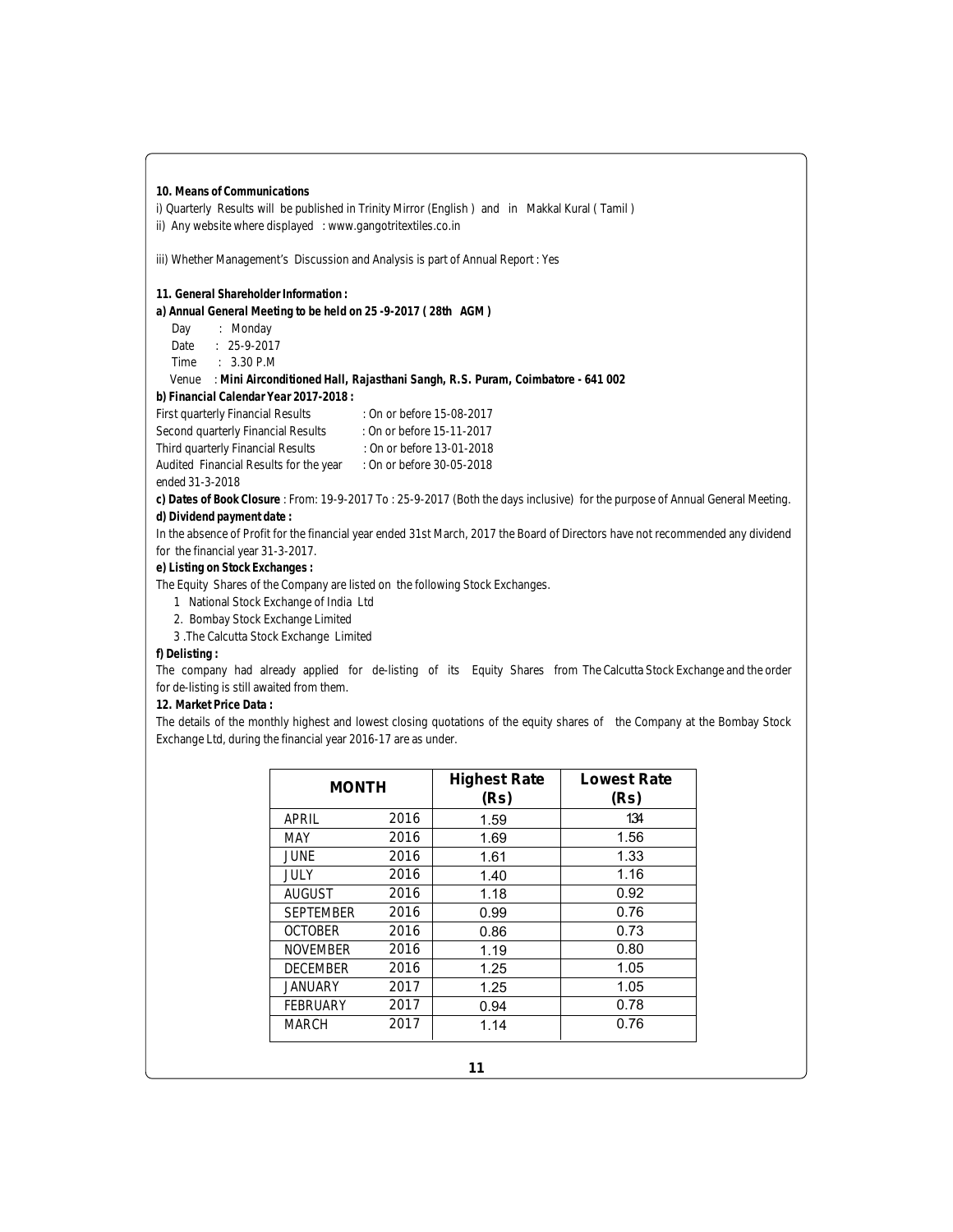**10. Means of Communications**

i) Quarterly Results will be published in Trinity Mirror (English ) and in Makkal Kural ( Tamil )

ii) Any website where displayed : www.gangotritextiles.co.in

iii) Whether Management's Discussion and Analysis is part of Annual Report : Yes

**11. General Shareholder Information :**

**a) Annual General Meeting to be held on 25 -9-2017 ( 28th AGM )**

Day : Monday

Date : 25-9-2017

Time : 3.30 P.M

Venue : **Mini Airconditioned Hall, Rajasthani Sangh, R.S. Puram, Coimbatore - 641 002**

**b) Financial Calendar Year 2017-2018 :**

First quarterly Financial Results : On or before 15-08-2017

Second quarterly Financial Results : On or before 15-11-2017

Third quarterly Financial Results : On or before 13-01-2018

Audited Financial Results for the year ended 31-3-2018 : On or before 30-05-2018

**c) Dates of Book Closure** : From: 19-9-2017 To : 25-9-2017 (Both the days inclusive) for the purpose of Annual General Meeting.

**d) Dividend payment date :**

In the absence of Profit for the financial year ended 31st March, 2017 the Board of Directors have not recommended any dividend for the financial year 31-3-2017.

**e) Listing on Stock Exchanges :**

The Equity Shares of the Company are listed on the following Stock Exchanges.

1 National Stock Exchange of India Ltd

2. Bombay Stock Exchange Limited

3 .The Calcutta Stock Exchange Limited

**f) Delisting :**

The company had already applied for de-listing of its Equity Shares from The Calcutta Stock Exchange and the order for de-listing is still awaited from them.

**12. Market Price Data :**

The details of the monthly highest and lowest closing quotations of the equity shares of the Company at the Bombay Stock Exchange Ltd, during the financial year 2016-17 are as under.

| MONTH | | Highest Rate (Rs) | Lowest Rate (Rs) |
|---|---|---|---|
| APRIL | 2016 | 1.59 | 1.34 |
| MAY | 2016 | 1.69 | 1.56 |
| JUNE | 2016 | 1.61 | 1.33 |
| JULY | 2016 | 1.40 | 1.16 |
| AUGUST | 2016 | 1.18 | 0.92 |
| SEPTEMBER | 2016 | 0.99 | 0.76 |
| OCTOBER | 2016 | 0.86 | 0.73 |
| NOVEMBER | 2016 | 1.19 | 0.80 |
| DECEMBER | 2016 | 1.25 | 1.05 |
| JANUARY | 2017 | 1.25 | 1.05 |
| FEBRUARY | 2017 | 0.94 | 0.78 |
| MARCH | 2017 | 1.14 | 0.76 |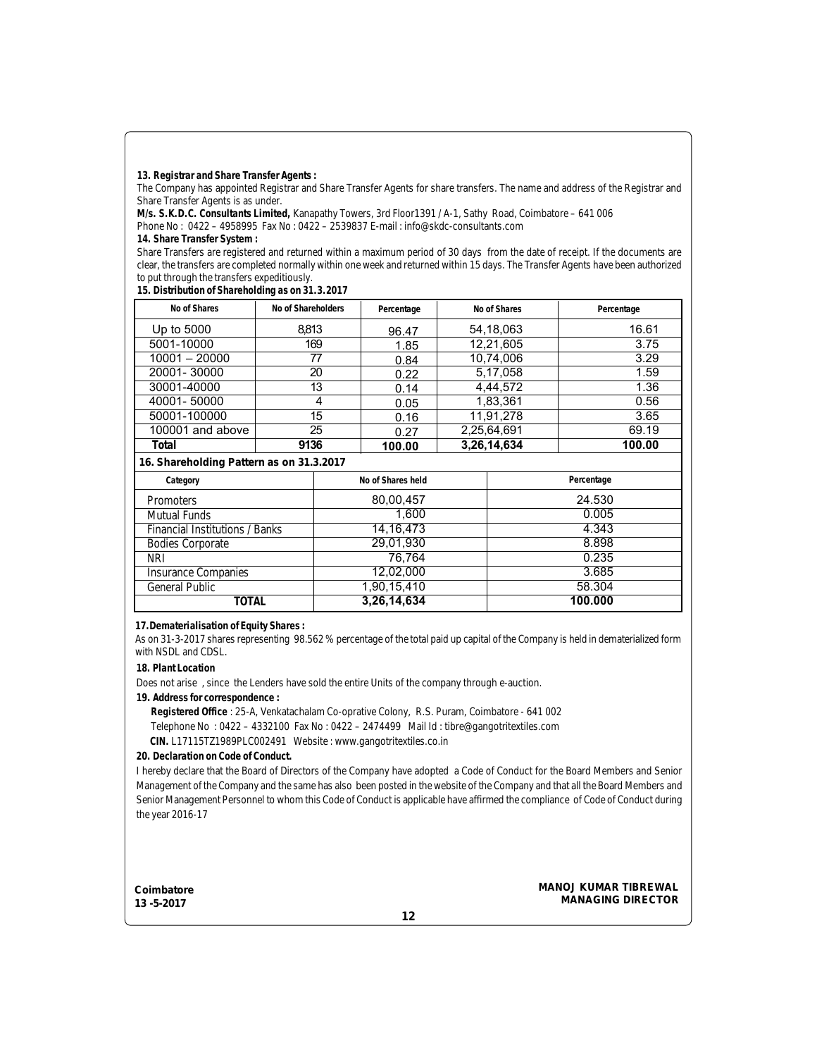**13. Registrar and Share Transfer Agents :**

The Company has appointed Registrar and Share Transfer Agents for share transfers. The name and address of the Registrar and Share Transfer Agents is as under.

**M/s. S.K.D.C. Consultants Limited,** Kanapathy Towers, 3rd Floor1391 / A-1, Sathy Road, Coimbatore – 641 006

Phone No : 0422 – 4958995 Fax No : 0422 – 2539837 E-mail : info@skdc-consultants.com

**14. Share Transfer System :**

Share Transfers are registered and returned within a maximum period of 30 days from the date of receipt. If the documents are clear, the transfers are completed normally within one week and returned within 15 days. The Transfer Agents have been authorized to put through the transfers expeditiously.

**15. Distribution of Shareholding as on 31.3.2017**

| No of Shares | No of Shareholders | Percentage | No of Shares | Percentage |
|---|---|---|---|---|
| Up to 5000 | 8,813 | 96.47 | 54,18,063 | 16.61 |
| 5001-10000 | 169 | 1.85 | 12,21,605 | 3.75 |
| 10001 – 20000 | 77 | 0.84 | 10,74,006 | 3.29 |
| 20001- 30000 | 20 | 0.22 | 5,17,058 | 1.59 |
| 30001-40000 | 13 | 0.14 | 4,44,572 | 1.36 |
| 40001- 50000 | 4 | 0.05 | 1,83,361 | 0.56 |
| 50001-100000 | 15 | 0.16 | 11,91,278 | 3.65 |
| 100001 and above | 25 | 0.27 | 2,25,64,691 | 69.19 |
| **Total** | **9136** | **100.00** | **3,26,14,634** | **100.00** |

**16. Shareholding Pattern as on 31.3.2017**

| Category | No of Shares held | Percentage |
|---|---|---|
| Promoters | 80,00,457 | 24.530 |
| Mutual Funds | 1,600 | 0.005 |
| Financial Institutions / Banks | 14,16,473 | 4.343 |
| Bodies Corporate | 29,01,930 | 8.898 |
| NRI | 76,764 | 0.235 |
| Insurance Companies | 12,02,000 | 3.685 |
| General Public | 1,90,15,410 | 58.304 |
| **TOTAL** | **3,26,14,634** | **100.000** |

**17. Dematerialisation of Equity Shares :**

As on 31-3-2017 shares representing 98.562 % percentage of the total paid up capital of the Company is held in dematerialized form with NSDL and CDSL.

**18. Plant Location**

Does not arise , since the Lenders have sold the entire Units of the company through e-auction.

**19. Address for correspondence :**

**Registered Office** : 25-A, Venkatachalam Co-oprative Colony, R.S. Puram, Coimbatore - 641 002

Telephone No : 0422 – 4332100 Fax No : 0422 – 2474499 Mail Id : tibre@gangotritextiles.com

**CIN.** L17115TZ1989PLC002491 Website : www.gangotritextiles.co.in

**20. Declaration on Code of Conduct.**

I hereby declare that the Board of Directors of the Company have adopted a Code of Conduct for the Board Members and Senior Management of the Company and the same has also been posted in the website of the Company and that all the Board Members and Senior Management Personnel to whom this Code of Conduct is applicable have affirmed the compliance of Code of Conduct during the year 2016-17

**Coimbatore**
**13 -5-2017**

**MANOJ KUMAR TIBREWAL**
**MANAGING DIRECTOR**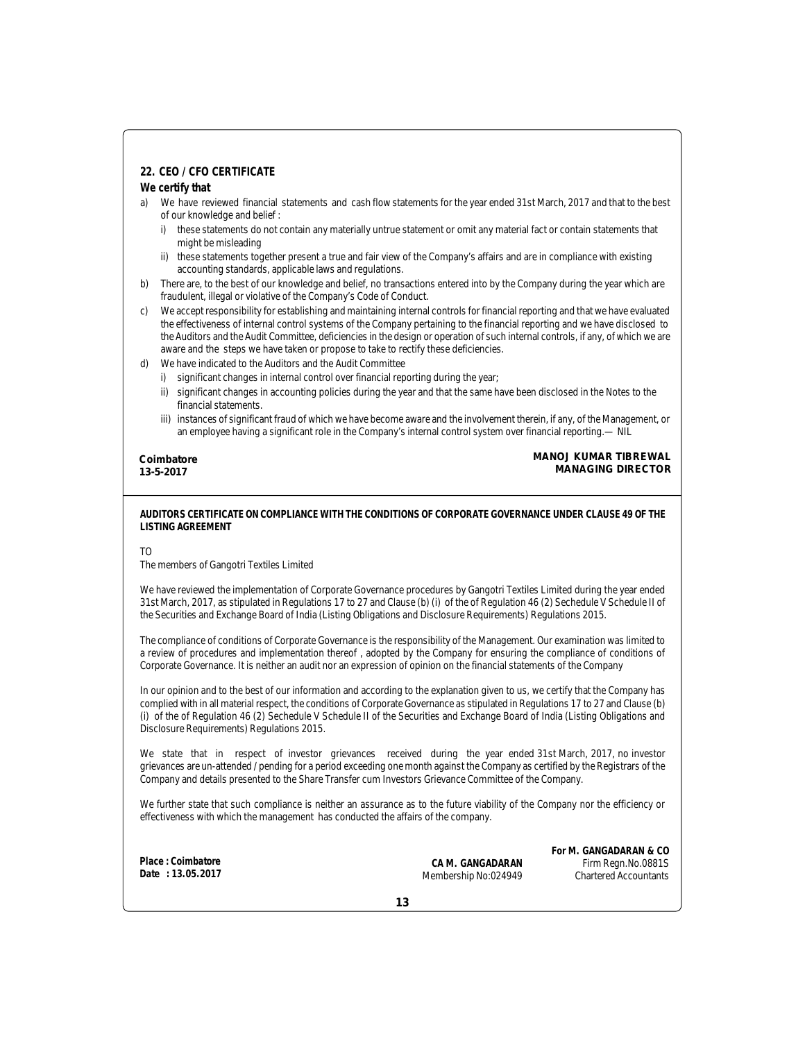## 22. CEO / CFO CERTIFICATE

**We certify that**

a) We have reviewed financial statements and cash flow statements for the year ended 31st March, 2017 and that to the best of our knowledge and belief :

   i) these statements do not contain any materially untrue statement or omit any material fact or contain statements that might be misleading

   ii) these statements together present a true and fair view of the Company's affairs and are in compliance with existing accounting standards, applicable laws and regulations.

b) There are, to the best of our knowledge and belief, no transactions entered into by the Company during the year which are fraudulent, illegal or violative of the Company's Code of Conduct.

c) We accept responsibility for establishing and maintaining internal controls for financial reporting and that we have evaluated the effectiveness of internal control systems of the Company pertaining to the financial reporting and we have disclosed to the Auditors and the Audit Committee, deficiencies in the design or operation of such internal controls, if any, of which we are aware and the steps we have taken or propose to take to rectify these deficiencies.

d) We have indicated to the Auditors and the Audit Committee

   i) significant changes in internal control over financial reporting during the year;

   ii) significant changes in accounting policies during the year and that the same have been disclosed in the Notes to the financial statements.

   iii) instances of significant fraud of which we have become aware and the involvement therein, if any, of the Management, or an employee having a significant role in the Company's internal control system over financial reporting.— NIL

**Coimbatore**
**13-5-2017**

**MANOJ KUMAR TIBREWAL**
**MANAGING DIRECTOR**

---

**AUDITORS CERTIFICATE ON COMPLIANCE WITH THE CONDITIONS OF CORPORATE GOVERNANCE UNDER CLAUSE 49 OF THE LISTING AGREEMENT**

TO
The members of Gangotri Textiles Limited

We have reviewed the implementation of Corporate Governance procedures by Gangotri Textiles Limited during the year ended 31st March, 2017, as stipulated in Regulations 17 to 27 and Clause (b) (i) of the of Regulation 46 (2) Sechedule V Schedule II of the Securities and Exchange Board of India (Listing Obligations and Disclosure Requirements) Regulations 2015.

The compliance of conditions of Corporate Governance is the responsibility of the Management. Our examination was limited to a review of procedures and implementation thereof , adopted by the Company for ensuring the compliance of conditions of Corporate Governance. It is neither an audit nor an expression of opinion on the financial statements of the Company

In our opinion and to the best of our information and according to the explanation given to us, we certify that the Company has complied with in all material respect, the conditions of Corporate Governance as stipulated in Regulations 17 to 27 and Clause (b) (i) of the of Regulation 46 (2) Sechedule V Schedule II of the Securities and Exchange Board of India (Listing Obligations and Disclosure Requirements) Regulations 2015.

We state that in respect of investor grievances received during the year ended 31st March, 2017, no investor grievances are un-attended / pending for a period exceeding one month against the Company as certified by the Registrars of the Company and details presented to the Share Transfer cum Investors Grievance Committee of the Company.

We further state that such compliance is neither an assurance as to the future viability of the Company nor the efficiency or effectiveness with which the management has conducted the affairs of the company.

**Place : Coimbatore**
**Date : 13.05.2017**

**CA M. GANGADARAN**
Membership No:024949

**For M. GANGADARAN & CO**
Firm Regn.No.0881S
Chartered Accountants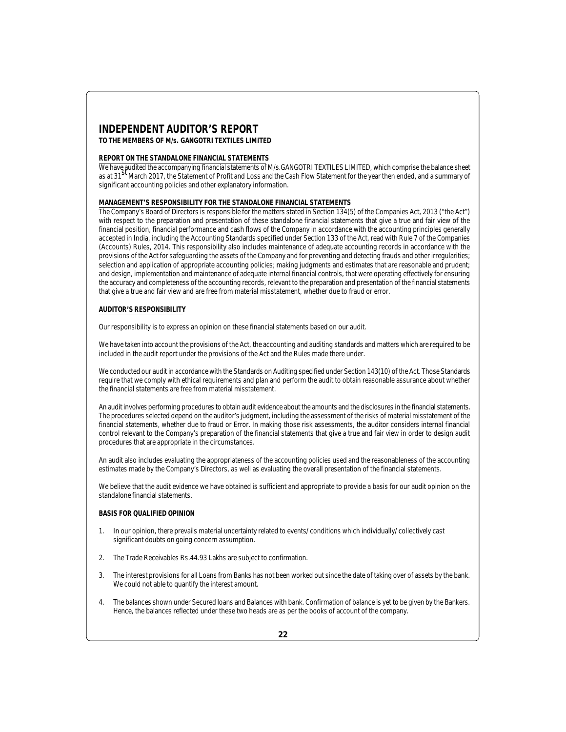# INDEPENDENT AUDITOR'S REPORT

**TO THE MEMBERS OF M/s. GANGOTRI TEXTILES LIMITED**

## REPORT ON THE STANDALONE FINANCIAL STATEMENTS

We have audited the accompanying financial statements of M/s.GANGOTRI TEXTILES LIMITED, which comprise the balance sheet as at 31st March 2017, the Statement of Profit and Loss and the Cash Flow Statement for the year then ended, and a summary of significant accounting policies and other explanatory information.

## MANAGEMENT'S RESPONSIBILITY FOR THE STANDALONE FINANCIAL STATEMENTS

The Company's Board of Directors is responsible for the matters stated in Section 134(5) of the Companies Act, 2013 ("the Act") with respect to the preparation and presentation of these standalone financial statements that give a true and fair view of the financial position, financial performance and cash flows of the Company in accordance with the accounting principles generally accepted in India, including the Accounting Standards specified under Section 133 of the Act, read with Rule 7 of the Companies (Accounts) Rules, 2014. This responsibility also includes maintenance of adequate accounting records in accordance with the provisions of the Act for safeguarding the assets of the Company and for preventing and detecting frauds and other irregularities; selection and application of appropriate accounting policies; making judgments and estimates that are reasonable and prudent; and design, implementation and maintenance of adequate internal financial controls, that were operating effectively for ensuring the accuracy and completeness of the accounting records, relevant to the preparation and presentation of the financial statements that give a true and fair view and are free from material misstatement, whether due to fraud or error.

## AUDITOR'S RESPONSIBILITY

Our responsibility is to express an opinion on these financial statements based on our audit.

We have taken into account the provisions of the Act, the accounting and auditing standards and matters which are required to be included in the audit report under the provisions of the Act and the Rules made there under.

We conducted our audit in accordance with the Standards on Auditing specified under Section 143(10) of the Act. Those Standards require that we comply with ethical requirements and plan and perform the audit to obtain reasonable assurance about whether the financial statements are free from material misstatement.

An audit involves performing procedures to obtain audit evidence about the amounts and the disclosures in the financial statements. The procedures selected depend on the auditor's judgment, including the assessment of the risks of material misstatement of the financial statements, whether due to fraud or Error. In making those risk assessments, the auditor considers internal financial control relevant to the Company's preparation of the financial statements that give a true and fair view in order to design audit procedures that are appropriate in the circumstances.

An audit also includes evaluating the appropriateness of the accounting policies used and the reasonableness of the accounting estimates made by the Company's Directors, as well as evaluating the overall presentation of the financial statements.

We believe that the audit evidence we have obtained is sufficient and appropriate to provide a basis for our audit opinion on the standalone financial statements.

## BASIS FOR QUALIFIED OPINION

1. In our opinion, there prevails material uncertainty related to events/ conditions which individually/ collectively cast significant doubts on going concern assumption.

2. The Trade Receivables Rs.44.93 Lakhs are subject to confirmation.

3. The interest provisions for all Loans from Banks has not been worked out since the date of taking over of assets by the bank. We could not able to quantify the interest amount.

4. The balances shown under Secured loans and Balances with bank. Confirmation of balance is yet to be given by the Bankers. Hence, the balances reflected under these two heads are as per the books of account of the company.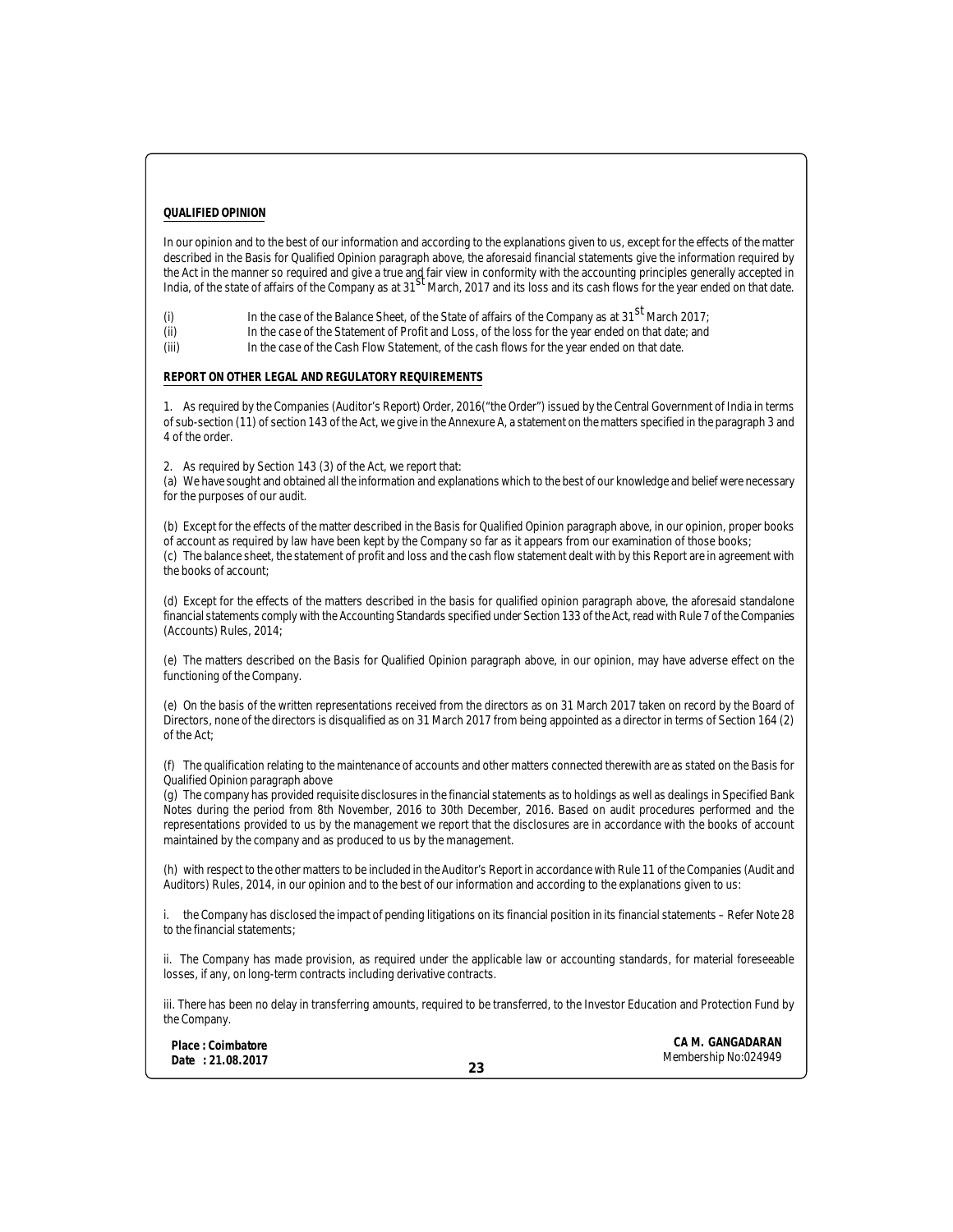**QUALIFIED OPINION**

In our opinion and to the best of our information and according to the explanations given to us, except for the effects of the matter described in the Basis for Qualified Opinion paragraph above, the aforesaid financial statements give the information required by the Act in the manner so required and give a true and fair view in conformity with the accounting principles generally accepted in India, of the state of affairs of the Company as at 31st March, 2017 and its loss and its cash flows for the year ended on that date.

(i) In the case of the Balance Sheet, of the State of affairs of the Company as at 31st March 2017;

(ii) In the case of the Statement of Profit and Loss, of the loss for the year ended on that date; and

(iii) In the case of the Cash Flow Statement, of the cash flows for the year ended on that date.

**REPORT ON OTHER LEGAL AND REGULATORY REQUIREMENTS**

1. As required by the Companies (Auditor's Report) Order, 2016("the Order") issued by the Central Government of India in terms of sub-section (11) of section 143 of the Act, we give in the Annexure A, a statement on the matters specified in the paragraph 3 and 4 of the order.

2. As required by Section 143 (3) of the Act, we report that:

(a) We have sought and obtained all the information and explanations which to the best of our knowledge and belief were necessary for the purposes of our audit.

(b) Except for the effects of the matter described in the Basis for Qualified Opinion paragraph above, in our opinion, proper books of account as required by law have been kept by the Company so far as it appears from our examination of those books;

(c) The balance sheet, the statement of profit and loss and the cash flow statement dealt with by this Report are in agreement with the books of account;

(d) Except for the effects of the matters described in the basis for qualified opinion paragraph above, the aforesaid standalone financial statements comply with the Accounting Standards specified under Section 133 of the Act, read with Rule 7 of the Companies (Accounts) Rules, 2014;

(e) The matters described on the Basis for Qualified Opinion paragraph above, in our opinion, may have adverse effect on the functioning of the Company.

(e) On the basis of the written representations received from the directors as on 31 March 2017 taken on record by the Board of Directors, none of the directors is disqualified as on 31 March 2017 from being appointed as a director in terms of Section 164 (2) of the Act;

(f) The qualification relating to the maintenance of accounts and other matters connected therewith are as stated on the Basis for Qualified Opinion paragraph above

(g) The company has provided requisite disclosures in the financial statements as to holdings as well as dealings in Specified Bank Notes during the period from 8th November, 2016 to 30th December, 2016. Based on audit procedures performed and the representations provided to us by the management we report that the disclosures are in accordance with the books of account maintained by the company and as produced to us by the management.

(h) with respect to the other matters to be included in the Auditor's Report in accordance with Rule 11 of the Companies (Audit and Auditors) Rules, 2014, in our opinion and to the best of our information and according to the explanations given to us:

i. the Company has disclosed the impact of pending litigations on its financial position in its financial statements – Refer Note 28 to the financial statements;

ii. The Company has made provision, as required under the applicable law or accounting standards, for material foreseeable losses, if any, on long-term contracts including derivative contracts.

iii. There has been no delay in transferring amounts, required to be transferred, to the Investor Education and Protection Fund by the Company.

**Place : Coimbatore**
**Date : 21.08.2017**

**CA M. GANGADARAN**
Membership No:024949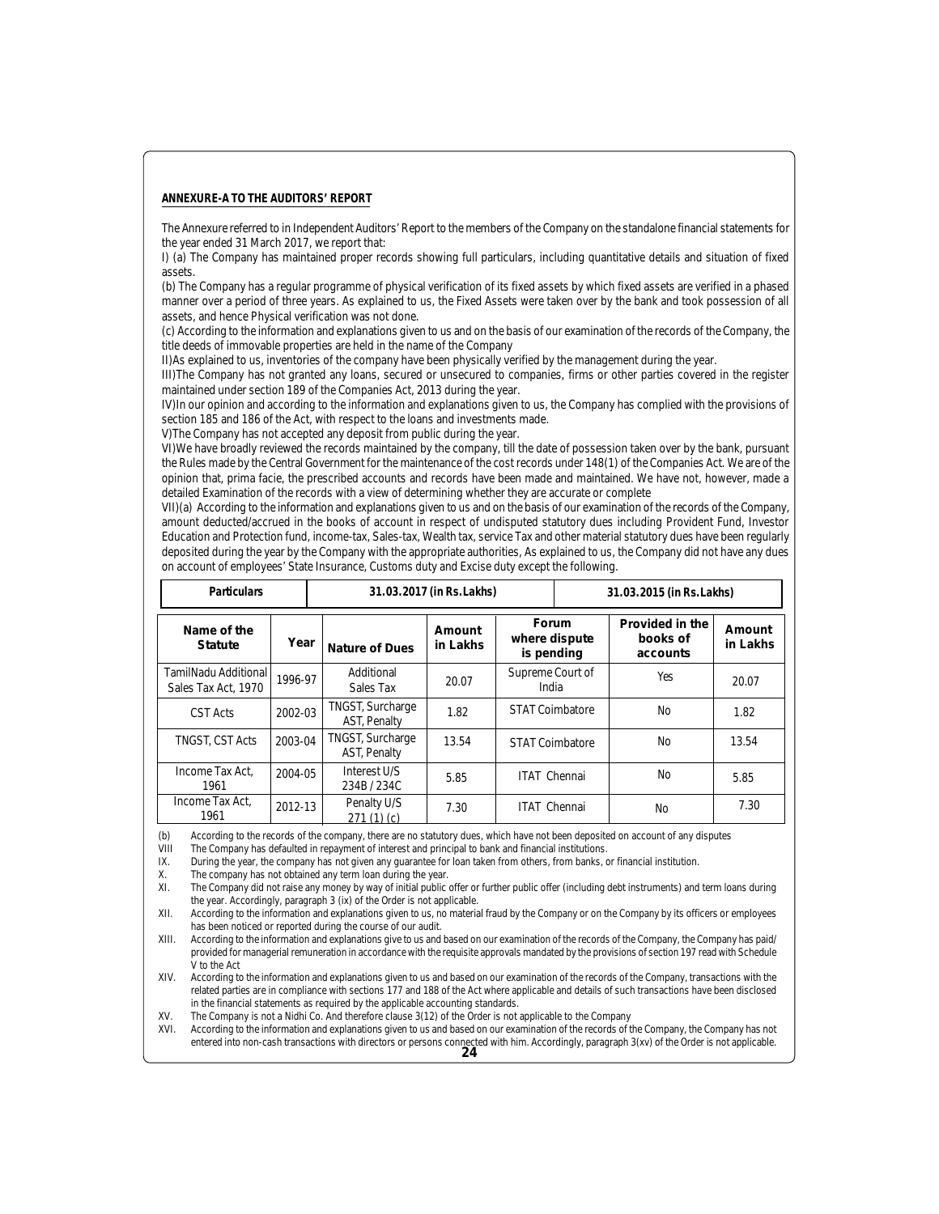**ANNEXURE-A TO THE AUDITORS' REPORT**

The Annexure referred to in Independent Auditors' Report to the members of the Company on the standalone financial statements for the year ended 31 March 2017, we report that:

I) (a) The Company has maintained proper records showing full particulars, including quantitative details and situation of fixed assets.

(b) The Company has a regular programme of physical verification of its fixed assets by which fixed assets are verified in a phased manner over a period of three years. As explained to us, the Fixed Assets were taken over by the bank and took possession of all assets, and hence Physical verification was not done.

(c) According to the information and explanations given to us and on the basis of our examination of the records of the Company, the title deeds of immovable properties are held in the name of the Company

II)As explained to us, inventories of the company have been physically verified by the management during the year.

III)The Company has not granted any loans, secured or unsecured to companies, firms or other parties covered in the register maintained under section 189 of the Companies Act, 2013 during the year.

IV)In our opinion and according to the information and explanations given to us, the Company has complied with the provisions of section 185 and 186 of the Act, with respect to the loans and investments made.

V)The Company has not accepted any deposit from public during the year.

VI)We have broadly reviewed the records maintained by the company, till the date of possession taken over by the bank, pursuant the Rules made by the Central Government for the maintenance of the cost records under 148(1) of the Companies Act. We are of the opinion that, prima facie, the prescribed accounts and records have been made and maintained. We have not, however, made a detailed Examination of the records with a view of determining whether they are accurate or complete

VII)(a) According to the information and explanations given to us and on the basis of our examination of the records of the Company, amount deducted/accrued in the books of account in respect of undisputed statutory dues including Provident Fund, Investor Education and Protection fund, income-tax, Sales-tax, Wealth tax, service Tax and other material statutory dues have been regularly deposited during the year by the Company with the appropriate authorities, As explained to us, the Company did not have any dues on account of employees' State Insurance, Customs duty and Excise duty except the following.

| Particulars | | 31.03.2017 (in Rs.Lakhs) | | | 31.03.2015 (in Rs.Lakhs) | |
|---|---|---|---|---|---|---|
| **Name of the Statute** | **Year** | **Nature of Dues** | **Amount in Lakhs** | **Forum where dispute is pending** | **Provided in the books of accounts** | **Amount in Lakhs** |
| TamilNadu Additional Sales Tax Act, 1970 | 1996-97 | Additional Sales Tax | 20.07 | Supreme Court of India | Yes | 20.07 |
| CST Acts | 2002-03 | TNGST, Surcharge AST, Penalty | 1.82 | STAT Coimbatore | No | 1.82 |
| TNGST, CST Acts | 2003-04 | TNGST, Surcharge AST, Penalty | 13.54 | STAT Coimbatore | No | 13.54 |
| Income Tax Act, 1961 | 2004-05 | Interest U/S 234B / 234C | 5.85 | ITAT Chennai | No | 5.85 |
| Income Tax Act, 1961 | 2012-13 | Penalty U/S 271 (1) (c) | 7.30 | ITAT Chennai | No | 7.30 |

(b) According to the records of the company, there are no statutory dues, which have not been deposited on account of any disputes

VIII The Company has defaulted in repayment of interest and principal to bank and financial institutions.

IX. During the year, the company has not given any guarantee for loan taken from others, from banks, or financial institution.

X. The company has not obtained any term loan during the year.

XI. The Company did not raise any money by way of initial public offer or further public offer (including debt instruments) and term loans during the year. Accordingly, paragraph 3 (ix) of the Order is not applicable.

XII. According to the information and explanations given to us, no material fraud by the Company or on the Company by its officers or employees has been noticed or reported during the course of our audit.

XIII. According to the information and explanations give to us and based on our examination of the records of the Company, the Company has paid/ provided for managerial remuneration in accordance with the requisite approvals mandated by the provisions of section 197 read with Schedule V to the Act

XIV. According to the information and explanations given to us and based on our examination of the records of the Company, transactions with the related parties are in compliance with sections 177 and 188 of the Act where applicable and details of such transactions have been disclosed in the financial statements as required by the applicable accounting standards.

XV. The Company is not a Nidhi Co. And therefore clause 3(12) of the Order is not applicable to the Company

XVI. According to the information and explanations given to us and based on our examination of the records of the Company, the Company has not entered into non-cash transactions with directors or persons connected with him. Accordingly, paragraph 3(xv) of the Order is not applicable.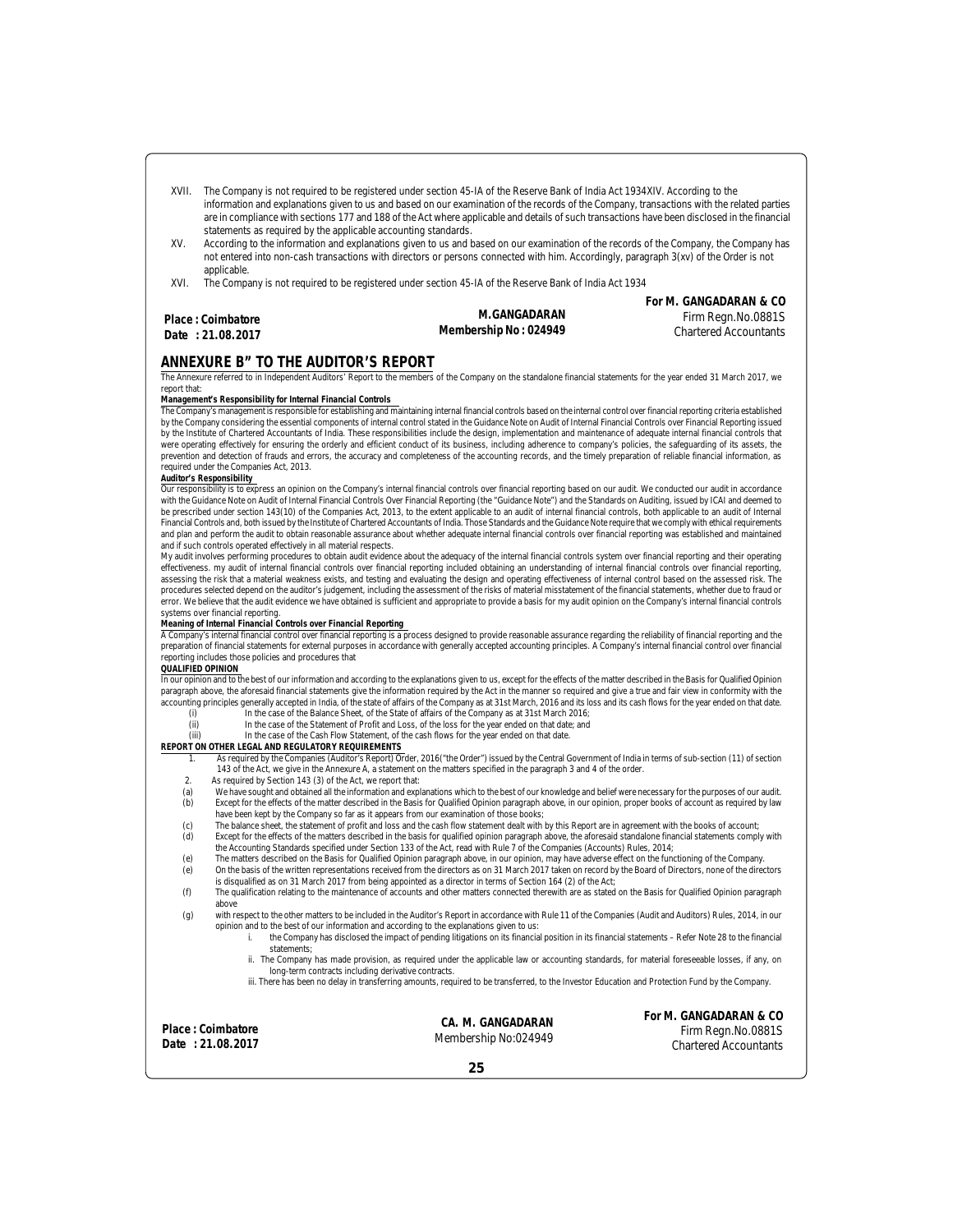XVII. The Company is not required to be registered under section 45-IA of the Reserve Bank of India Act 1934XIV. According to the information and explanations given to us and based on our examination of the records of the Company, transactions with the related parties are in compliance with sections 177 and 188 of the Act where applicable and details of such transactions have been disclosed in the financial statements as required by the applicable accounting standards.

XV. According to the information and explanations given to us and based on our examination of the records of the Company, the Company has not entered into non-cash transactions with directors or persons connected with him. Accordingly, paragraph 3(xv) of the Order is not applicable.

XVI. The Company is not required to be registered under section 45-IA of the Reserve Bank of India Act 1934

**For M. GANGADARAN & CO**
Firm Regn.No.0881S
Chartered Accountants

**M.GANGADARAN**
**Membership No : 024949**

**Place : Coimbatore**
**Date : 21.08.2017**

## ANNEXURE B" TO THE AUDITOR'S REPORT

The Annexure referred to in Independent Auditors' Report to the members of the Company on the standalone financial statements for the year ended 31 March 2017, we report that:

**Management's Responsibility for Internal Financial Controls**

The Company's management is responsible for establishing and maintaining internal financial controls based on the internal control over financial reporting criteria established by the Company considering the essential components of internal control stated in the Guidance Note on Audit of Internal Financial Controls over Financial Reporting issued by the Institute of Chartered Accountants of India. These responsibilities include the design, implementation and maintenance of adequate internal financial controls that were operating effectively for ensuring the orderly and efficient conduct of its business, including adherence to company's policies, the safeguarding of its assets, the prevention and detection of frauds and errors, the accuracy and completeness of the accounting records, and the timely preparation of reliable financial information, as required under the Companies Act, 2013.

**Auditor's Responsibility**

Our responsibility is to express an opinion on the Company's internal financial controls over financial reporting based on our audit. We conducted our audit in accordance with the Guidance Note on Audit of Internal Financial Controls Over Financial Reporting (the "Guidance Note") and the Standards on Auditing, issued by ICAI and deemed to be prescribed under section 143(10) of the Companies Act, 2013, to the extent applicable to an audit of internal financial controls, both applicable to an audit of Internal Financial Controls and, both issued by the Institute of Chartered Accountants of India. Those Standards and the Guidance Note require that we comply with ethical requirements and plan and perform the audit to obtain reasonable assurance about whether adequate internal financial controls over financial reporting was established and maintained and if such controls operated effectively in all material respects.

My audit involves performing procedures to obtain audit evidence about the adequacy of the internal financial controls system over financial reporting and their operating effectiveness. my audit of internal financial controls over financial reporting included obtaining an understanding of internal financial controls over financial reporting, assessing the risk that a material weakness exists, and testing and evaluating the design and operating effectiveness of internal control based on the assessed risk. The procedures selected depend on the auditor's judgement, including the assessment of the risks of material misstatement of the financial statements, whether due to fraud or error. We believe that the audit evidence we have obtained is sufficient and appropriate to provide a basis for my audit opinion on the Company's internal financial controls systems over financial reporting.

**Meaning of Internal Financial Controls over Financial Reporting**

A Company's internal financial control over financial reporting is a process designed to provide reasonable assurance regarding the reliability of financial reporting and the preparation of financial statements for external purposes in accordance with generally accepted accounting principles. A Company's internal financial control over financial reporting includes those policies and procedures that

**QUALIFIED OPINION**

In our opinion and to the best of our information and according to the explanations given to us, except for the effects of the matter described in the Basis for Qualified Opinion paragraph above, the aforesaid financial statements give the information required by the Act in the manner so required and give a true and fair view in conformity with the accounting principles generally accepted in India, of the state of affairs of the Company as at 31st March, 2016 and its loss and its cash flows for the year ended on that date.

(i) In the case of the Balance Sheet, of the State of affairs of the Company as at 31st March 2016;

(ii) In the case of the Statement of Profit and Loss, of the loss for the year ended on that date; and

(iii) In the case of the Cash Flow Statement, of the cash flows for the year ended on that date.

**REPORT ON OTHER LEGAL AND REGULATORY REQUIREMENTS**

1. As required by the Companies (Auditor's Report) Order, 2016("the Order") issued by the Central Government of India in terms of sub-section (11) of section 143 of the Act, we give in the Annexure A, a statement on the matters specified in the paragraph 3 and 4 of the order.

2. As required by Section 143 (3) of the Act, we report that:

(a) We have sought and obtained all the information and explanations which to the best of our knowledge and belief were necessary for the purposes of our audit.

(b) Except for the effects of the matter described in the Basis for Qualified Opinion paragraph above, in our opinion, proper books of account as required by law have been kept by the Company so far as it appears from our examination of those books;

(c) The balance sheet, the statement of profit and loss and the cash flow statement dealt with by this Report are in agreement with the books of account;

(d) Except for the effects of the matters described in the basis for qualified opinion paragraph above, the aforesaid standalone financial statements comply with the Accounting Standards specified under Section 133 of the Act, read with Rule 7 of the Companies (Accounts) Rules, 2014;

(e) The matters described on the Basis for Qualified Opinion paragraph above, in our opinion, may have adverse effect on the functioning of the Company.

(e) On the basis of the written representations received from the directors as on 31 March 2017 taken on record by the Board of Directors, none of the directors is disqualified as on 31 March 2017 from being appointed as a director in terms of Section 164 (2) of the Act;

(f) The qualification relating to the maintenance of accounts and other matters connected therewith are as stated on the Basis for Qualified Opinion paragraph above

(g) with respect to the other matters to be included in the Auditor's Report in accordance with Rule 11 of the Companies (Audit and Auditors) Rules, 2014, in our opinion and to the best of our information and according to the explanations given to us:

i. the Company has disclosed the impact of pending litigations on its financial position in its financial statements – Refer Note 28 to the financial statements;

ii. The Company has made provision, as required under the applicable law or accounting standards, for material foreseeable losses, if any, on long-term contracts including derivative contracts.

iii. There has been no delay in transferring amounts, required to be transferred, to the Investor Education and Protection Fund by the Company.

**For M. GANGADARAN & CO**
Firm Regn.No.0881S
Chartered Accountants

**CA. M. GANGADARAN**
Membership No:024949

**Place : Coimbatore**
**Date : 21.08.2017**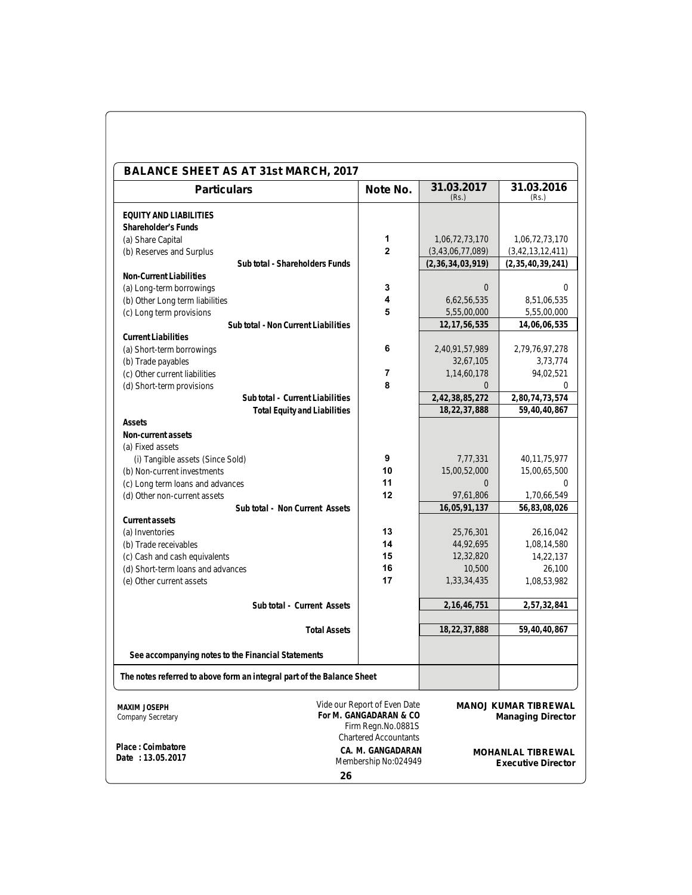## BALANCE SHEET AS AT 31st MARCH, 2017

| Particulars | Note No. | 31.03.2017 (Rs.) | 31.03.2016 (Rs.) |
|---|---|---|---|
| **EQUITY AND LIABILITIES** | | | |
| **Shareholder's Funds** | | | |
| (a) Share Capital | 1 | 1,06,72,73,170 | 1,06,72,73,170 |
| (b) Reserves and Surplus | 2 | (3,43,06,77,089) | (3,42,13,12,411) |
| **Sub total - Shareholders Funds** | | **(2,36,34,03,919)** | **(2,35,40,39,241)** |
| **Non-Current Liabilities** | | | |
| (a) Long-term borrowings | 3 | 0 | 0 |
| (b) Other Long term liabilities | 4 | 6,62,56,535 | 8,51,06,535 |
| (c) Long term provisions | 5 | 5,55,00,000 | 5,55,00,000 |
| **Sub total - Non Current Liabilities** | | **12,17,56,535** | **14,06,06,535** |
| **Current Liabilities** | | | |
| (a) Short-term borrowings | 6 | 2,40,91,57,989 | 2,79,76,97,278 |
| (b) Trade payables | | 32,67,105 | 3,73,774 |
| (c) Other current liabilities | 7 | 1,14,60,178 | 94,02,521 |
| (d) Short-term provisions | 8 | 0 | 0 |
| **Sub total - Current Liabilities** | | **2,42,38,85,272** | **2,80,74,73,574** |
| **Total Equity and Liabilities** | | **18,22,37,888** | **59,40,40,867** |
| **Assets** | | | |
| **Non-current assets** | | | |
| (a) Fixed assets | | | |
| (i) Tangible assets (Since Sold) | 9 | 7,77,331 | 40,11,75,977 |
| (b) Non-current investments | 10 | 15,00,52,000 | 15,00,65,500 |
| (c) Long term loans and advances | 11 | 0 | 0 |
| (d) Other non-current assets | 12 | 97,61,806 | 1,70,66,549 |
| **Sub total - Non Current Assets** | | **16,05,91,137** | **56,83,08,026** |
| **Current assets** | | | |
| (a) Inventories | 13 | 25,76,301 | 26,16,042 |
| (b) Trade receivables | 14 | 44,92,695 | 1,08,14,580 |
| (c) Cash and cash equivalents | 15 | 12,32,820 | 14,22,137 |
| (d) Short-term loans and advances | 16 | 10,500 | 26,100 |
| (e) Other current assets | 17 | 1,33,34,435 | 1,08,53,982 |
| **Sub total - Current Assets** | | **2,16,46,751** | **2,57,32,841** |
| **Total Assets** | | **18,22,37,888** | **59,40,40,867** |
| **See accompanying notes to the Financial Statements** | | | |
| **The notes referred to above form an integral part of the Balance Sheet** | | | |

**MAXIM JOSEPH**
Company Secretary

Vide our Report of Even Date
**For M. GANGADARAN & CO**
Firm Regn.No.0881S
Chartered Accountants

**MANOJ KUMAR TIBREWAL**
**Managing Director**

**Place : Coimbatore**
**Date : 13.05.2017**

**CA. M. GANGADARAN**
Membership No:024949

**MOHANLAL TIBREWAL**
**Executive Director**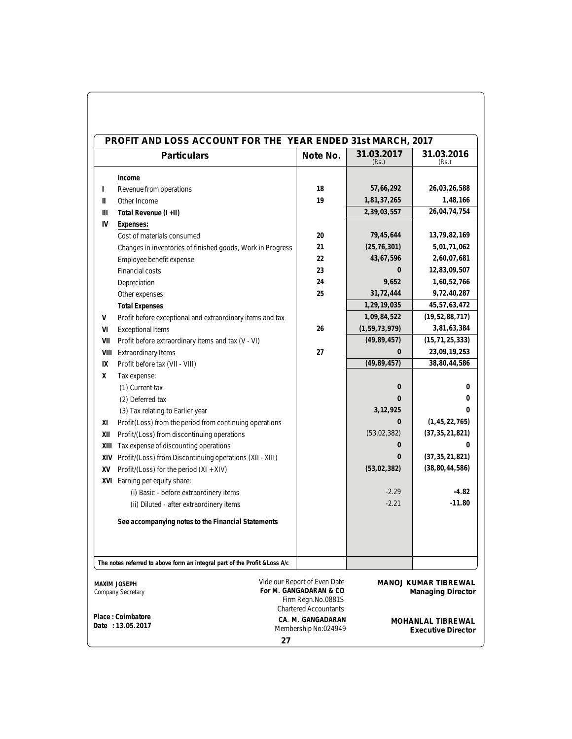## PROFIT AND LOSS ACCOUNT FOR THE YEAR ENDED 31st MARCH, 2017

| | Particulars | Note No. | 31.03.2017 (Rs.) | 31.03.2016 (Rs.) |
|---|---|---|---|---|
| | **Income** | | | |
| I | Revenue from operations | 18 | 57,66,292 | 26,03,26,588 |
| II | Other Income | 19 | 1,81,37,265 | 1,48,166 |
| III | **Total Revenue (I +II)** | | 2,39,03,557 | 26,04,74,754 |
| IV | **Expenses:** | | | |
| | Cost of materials consumed | 20 | 79,45,644 | 13,79,82,169 |
| | Changes in inventories of finished goods, Work in Progress | 21 | (25,76,301) | 5,01,71,062 |
| | Employee benefit expense | 22 | 43,67,596 | 2,60,07,681 |
| | Financial costs | 23 | 0 | 12,83,09,507 |
| | Depreciation | 24 | 9,652 | 1,60,52,766 |
| | Other expenses | 25 | 31,72,444 | 9,72,40,287 |
| | **Total Expenses** | | 1,29,19,035 | 45,57,63,472 |
| V | Profit before exceptional and extraordinary items and tax | | 1,09,84,522 | (19,52,88,717) |
| VI | Exceptional Items | 26 | (1,59,73,979) | 3,81,63,384 |
| VII | Profit before extraordinary items and tax (V - VI) | | (49,89,457) | (15,71,25,333) |
| VIII | Extraordinary Items | 27 | 0 | 23,09,19,253 |
| IX | Profit before tax (VII - VIII) | | (49,89,457) | 38,80,44,586 |
| X | Tax expense: | | | |
| | (1) Current tax | | 0 | 0 |
| | (2) Deferred tax | | 0 | 0 |
| | (3) Tax relating to Earlier year | | 3,12,925 | 0 |
| XI | Profit(Loss) from the period from continuing operations | | 0 | (1,45,22,765) |
| XII | Profit/(Loss) from discontinuing operations | | (53,02,382) | (37,35,21,821) |
| XIII | Tax expense of discounting operations | | 0 | 0 |
| XIV | Profit/(Loss) from Discontinuing operations (XII - XIII) | | 0 | (37,35,21,821) |
| XV | Profit/(Loss) for the period (XI + XIV) | | (53,02,382) | (38,80,44,586) |
| XVI | Earning per equity share: | | | |
| | (i) Basic - before extraordinery items | | -2.29 | -4.82 |
| | (ii) Diluted - after extraordinery items | | -2.21 | -11.80 |
| | **See accompanying notes to the Financial Statements** | | | |

*The notes referred to above form an integral part of the Profit &Loss A/c*

**MAXIM JOSEPH**
Company Secretary

Vide our Report of Even Date
**For M. GANGADARAN & CO**
Firm Regn.No.0881S
Chartered Accountants

**MANOJ KUMAR TIBREWAL**
**Managing Director**

**Place : Coimbatore**
**Date : 13.05.2017**

**CA. M. GANGADARAN**
Membership No:024949

**MOHANLAL TIBREWAL**
**Executive Director**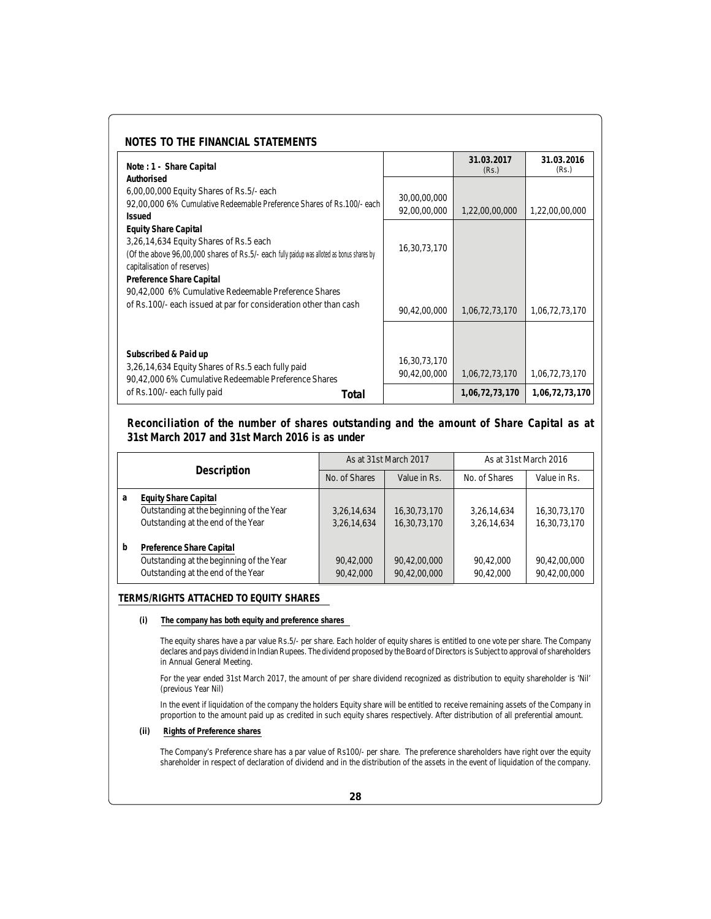## NOTES TO THE FINANCIAL STATEMENTS

| Note : 1 - Share Capital | | 31.03.2017 (Rs.) | 31.03.2016 (Rs.) |
|---|---|---|---|
| **Authorised** | | | |
| 6,00,00,000 Equity Shares of Rs.5/- each | 30,00,00,000 | | |
| 92,00,000 6% Cumulative Redeemable Preference Shares of Rs.100/- each | 92,00,00,000 | 1,22,00,00,000 | 1,22,00,00,000 |
| **Issued** | | | |
| **Equity Share Capital** | | | |
| 3,26,14,634 Equity Shares of Rs.5 each (Of the above 96,00,000 shares of Rs.5/- each fully paidup was alloted as bonus shares by capitalisation of reserves) | 16,30,73,170 | | |
| **Preference Share Capital** | | | |
| 90,42,000 6% Cumulative Redeemable Preference Shares of Rs.100/- each issued at par for consideration other than cash | 90,42,00,000 | 1,06,72,73,170 | 1,06,72,73,170 |
| **Subscribed & Paid up** | | | |
| 3,26,14,634 Equity Shares of Rs.5 each fully paid | 16,30,73,170 | | |
| 90,42,000 6% Cumulative Redeemable Preference Shares of Rs.100/- each fully paid | 90,42,00,000 | 1,06,72,73,170 | 1,06,72,73,170 |
| **Total** | | **1,06,72,73,170** | **1,06,72,73,170** |

### Reconciliation of the number of shares outstanding and the amount of Share Capital as at 31st March 2017 and 31st March 2016 is as under

| | Description | As at 31st March 2017 | | As at 31st March 2016 | |
|---|---|---|---|---|---|
| | | No. of Shares | Value in Rs. | No. of Shares | Value in Rs. |
| a | **Equity Share Capital** | | | | |
| | Outstanding at the beginning of the Year | 3,26,14,634 | 16,30,73,170 | 3,26,14,634 | 16,30,73,170 |
| | Outstanding at the end of the Year | 3,26,14,634 | 16,30,73,170 | 3,26,14,634 | 16,30,73,170 |
| b | **Preference Share Capital** | | | | |
| | Outstanding at the beginning of the Year | 90,42,000 | 90,42,00,000 | 90,42,000 | 90,42,00,000 |
| | Outstanding at the end of the Year | 90,42,000 | 90,42,00,000 | 90,42,000 | 90,42,00,000 |

### TERMS/RIGHTS ATTACHED TO EQUITY SHARES

**(i) The company has both equity and preference shares**

The equity shares have a par value Rs.5/- per share. Each holder of equity shares is entitled to one vote per share. The Company declares and pays dividend in Indian Rupees. The dividend proposed by the Board of Directors is Subject to approval of shareholders in Annual General Meeting.

For the year ended 31st March 2017, the amount of per share dividend recognized as distribution to equity shareholder is 'Nil' (previous Year Nil)

In the event if liquidation of the company the holders Equity share will be entitled to receive remaining assets of the Company in proportion to the amount paid up as credited in such equity shares respectively. After distribution of all preferential amount.

**(ii) Rights of Preference shares**

The Company's Preference share has a par value of Rs100/- per share. The preference shareholders have right over the equity shareholder in respect of declaration of dividend and in the distribution of the assets in the event of liquidation of the company.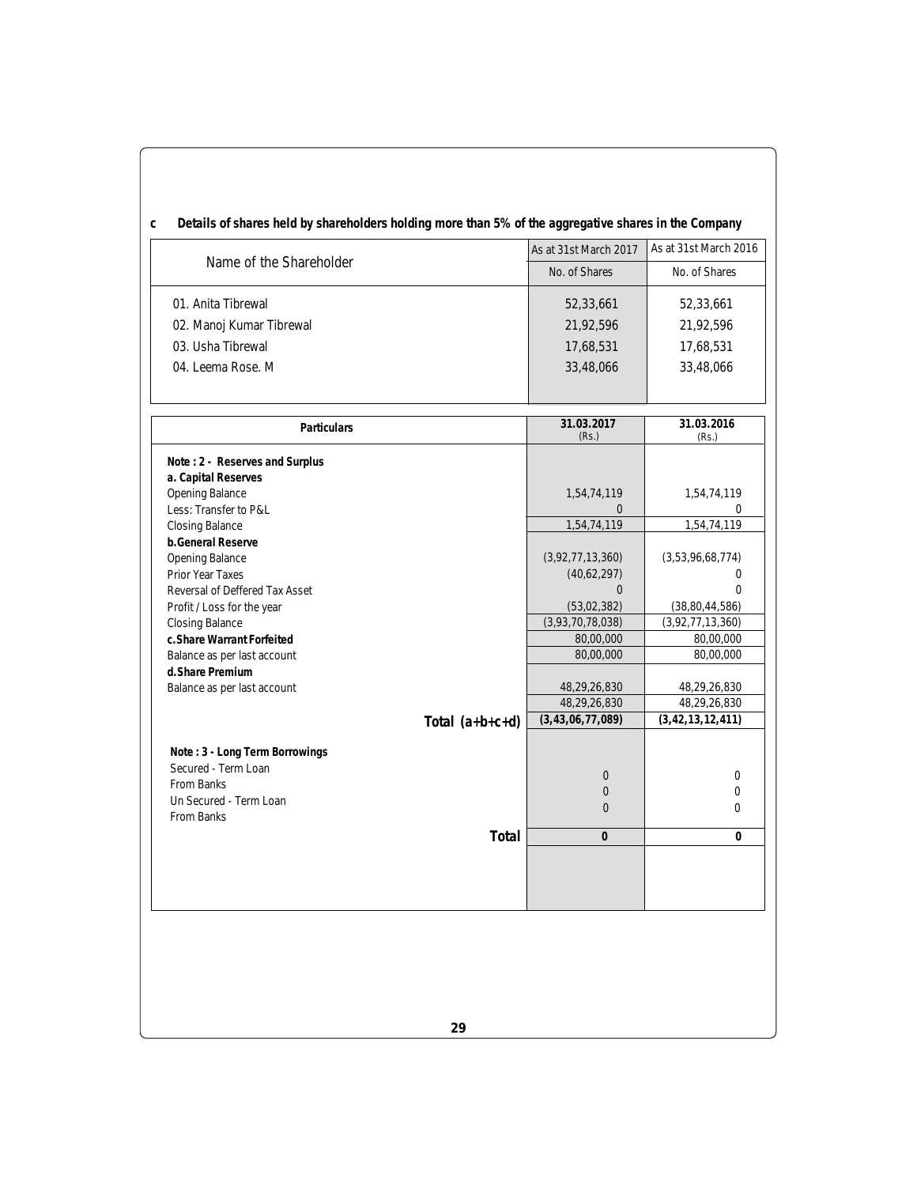**c Details of shares held by shareholders holding more than 5% of the aggregative shares in the Company**

| Name of the Shareholder | As at 31st March 2017 | As at 31st March 2016 |
|---|---|---|
| | No. of Shares | No. of Shares |
| 01. Anita Tibrewal | 52,33,661 | 52,33,661 |
| 02. Manoj Kumar Tibrewal | 21,92,596 | 21,92,596 |
| 03. Usha Tibrewal | 17,68,531 | 17,68,531 |
| 04. Leema Rose. M | 33,48,066 | 33,48,066 |

| Particulars | 31.03.2017 (Rs.) | 31.03.2016 (Rs.) |
|---|---|---|
| **Note : 2 - Reserves and Surplus** | | |
| **a. Capital Reserves** | | |
| Opening Balance | 1,54,74,119 | 1,54,74,119 |
| Less: Transfer to P&L | 0 | 0 |
| Closing Balance | 1,54,74,119 | 1,54,74,119 |
| **b.General Reserve** | | |
| Opening Balance | (3,92,77,13,360) | (3,53,96,68,774) |
| Prior Year Taxes | (40,62,297) | 0 |
| Reversal of Deffered Tax Asset | 0 | 0 |
| Profit / Loss for the year | (53,02,382) | (38,80,44,586) |
| Closing Balance | (3,93,70,78,038) | (3,92,77,13,360) |
| **c.Share Warrant Forfeited** | 80,00,000 | 80,00,000 |
| Balance as per last account | 80,00,000 | 80,00,000 |
| **d.Share Premium** | | |
| Balance as per last account | 48,29,26,830 | 48,29,26,830 |
| | 48,29,26,830 | 48,29,26,830 |
| **Total (a+b+c+d)** | **(3,43,06,77,089)** | **(3,42,13,12,411)** |
| **Note : 3 - Long Term Borrowings** | | |
| Secured - Term Loan | | |
| From Banks | 0 | 0 |
| Un Secured - Term Loan | 0 | 0 |
| From Banks | 0 | 0 |
| **Total** | **0** | **0** |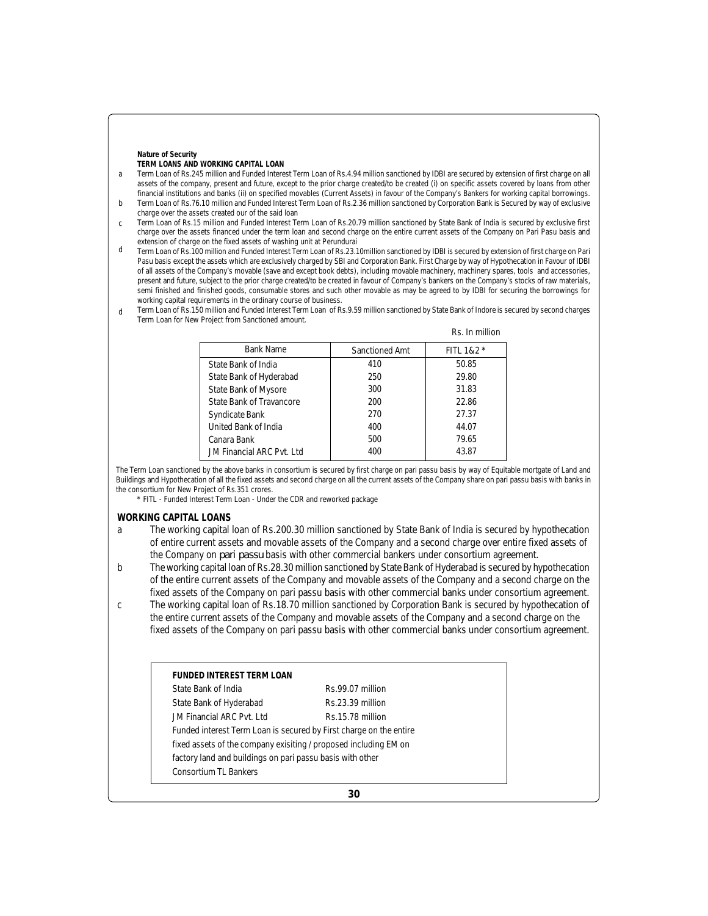**Nature of Security**

**TERM LOANS AND WORKING CAPITAL LOAN**

a Term Loan of Rs.245 million and Funded Interest Term Loan of Rs.4.94 million sanctioned by IDBI are secured by extension of first charge on all assets of the company, present and future, except to the prior charge created/to be created (i) on specific assets covered by loans from other financial institutions and banks (ii) on specified movables (Current Assets) in favour of the Company's Bankers for working capital borrowings.

b Term Loan of Rs.76.10 million and Funded Interest Term Loan of Rs.2.36 million sanctioned by Corporation Bank is Secured by way of exclusive charge over the assets created our of the said loan

c Term Loan of Rs.15 million and Funded Interest Term Loan of Rs.20.79 million sanctioned by State Bank of India is secured by exclusive first charge over the assets financed under the term loan and second charge on the entire current assets of the Company on Pari Pasu basis and extension of charge on the fixed assets of washing unit at Perundurai

d Term Loan of Rs.100 million and Funded Interest Term Loan of Rs.23.10million sanctioned by IDBI is secured by extension of first charge on Pari Pasu basis except the assets which are exclusively charged by SBI and Corporation Bank. First Charge by way of Hypothecation in Favour of IDBI of all assets of the Company's movable (save and except book debts), including movable machinery, machinery spares, tools and accessories, present and future, subject to the prior charge created/to be created in favour of Company's bankers on the Company's stocks of raw materials, semi finished and finished goods, consumable stores and such other movable as may be agreed to by IDBI for securing the borrowings for working capital requirements in the ordinary course of business.

d Term Loan of Rs.150 million and Funded Interest Term Loan of Rs.9.59 million sanctioned by State Bank of Indore is secured by second charges Term Loan for New Project from Sanctioned amount.

Rs. In million

| Bank Name | Sanctioned Amt | FITL 1&2 * |
|---|---|---|
| State Bank of India | 410 | 50.85 |
| State Bank of Hyderabad | 250 | 29.80 |
| State Bank of Mysore | 300 | 31.83 |
| State Bank of Travancore | 200 | 22.86 |
| Syndicate Bank | 270 | 27.37 |
| United Bank of India | 400 | 44.07 |
| Canara Bank | 500 | 79.65 |
| JM Financial ARC Pvt. Ltd | 400 | 43.87 |

The Term Loan sanctioned by the above banks in consortium is secured by first charge on pari passu basis by way of Equitable mortgate of Land and Buildings and Hypothecation of all the fixed assets and second charge on all the current assets of the Company share on pari passu basis with banks in the consortium for New Project of Rs.351 crores.

\* FITL - Funded Interest Term Loan - Under the CDR and reworked package

**WORKING CAPITAL LOANS**

a The working capital loan of Rs.200.30 million sanctioned by State Bank of India is secured by hypothecation of entire current assets and movable assets of the Company and a second charge over entire fixed assets of the Company on *pari passu* basis with other commercial bankers under consortium agreement.

b The working capital loan of Rs.28.30 million sanctioned by State Bank of Hyderabad is secured by hypothecation of the entire current assets of the Company and movable assets of the Company and a second charge on the fixed assets of the Company on pari passu basis with other commercial banks under consortium agreement.

c The working capital loan of Rs.18.70 million sanctioned by Corporation Bank is secured by hypothecation of the entire current assets of the Company and movable assets of the Company and a second charge on the fixed assets of the Company on pari passu basis with other commercial banks under consortium agreement.

**FUNDED INTEREST TERM LOAN**

| | |
|---|---|
| State Bank of India | Rs.99.07 million |
| State Bank of Hyderabad | Rs.23.39 million |
| JM Financial ARC Pvt. Ltd | Rs.15.78 million |

Funded interest Term Loan is secured by First charge on the entire fixed assets of the company exisiting / proposed including EM on factory land and buildings on pari passu basis with other Consortium TL Bankers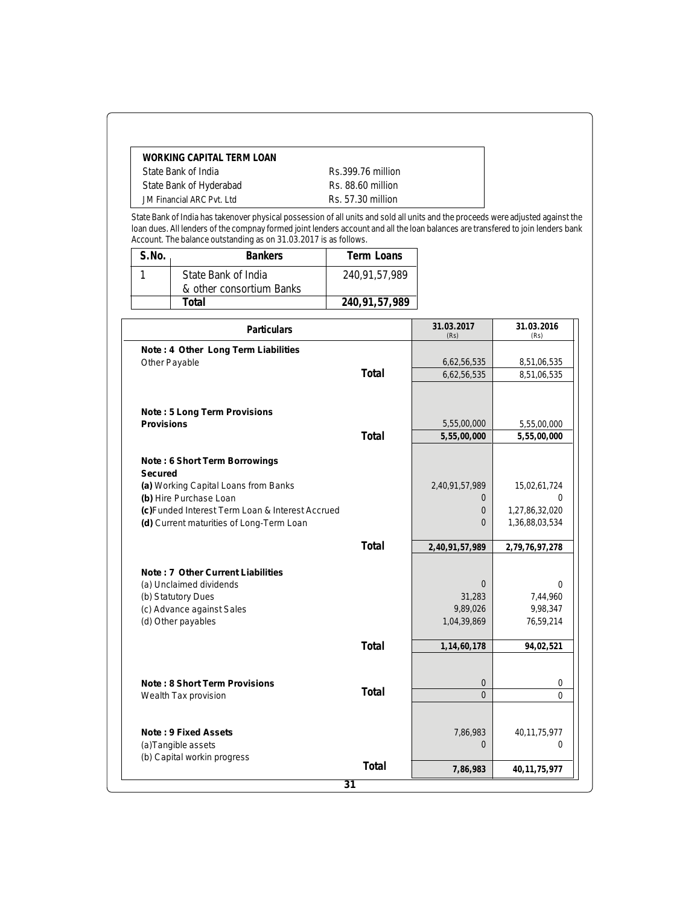| WORKING CAPITAL TERM LOAN | |
|---|---|
| State Bank of India | Rs.399.76 million |
| State Bank of Hyderabad | Rs. 88.60 million |
| JM Financial ARC Pvt. Ltd | Rs. 57.30 million |

State Bank of India has takenover physical possession of all units and sold all units and the proceeds were adjusted against the loan dues. All lenders of the compnay formed joint lenders account and all the loan balances are transfered to join lenders bank Account. The balance outstanding as on 31.03.2017 is as follows.

| S.No. | Bankers | Term Loans |
|---|---|---|
| 1 | State Bank of India & other consortium Banks | 240,91,57,989 |
| | **Total** | **240,91,57,989** |

| Particulars | | 31.03.2017 (Rs) | 31.03.2016 (Rs) |
|---|---|---|---|
| **Note : 4 Other Long Term Liabilities** | | | |
| Other Payable | | 6,62,56,535 | 8,51,06,535 |
| | **Total** | 6,62,56,535 | 8,51,06,535 |
| **Note : 5 Long Term Provisions** | | | |
| **Provisions** | | 5,55,00,000 | 5,55,00,000 |
| | **Total** | **5,55,00,000** | **5,55,00,000** |
| **Note : 6 Short Term Borrowings** | | | |
| **Secured** | | | |
| **(a)** Working Capital Loans from Banks | | 2,40,91,57,989 | 15,02,61,724 |
| **(b)** Hire Purchase Loan | | 0 | 0 |
| **(c)** Funded Interest Term Loan & Interest Accrued | | 0 | 1,27,86,32,020 |
| **(d)** Current maturities of Long-Term Loan | | 0 | 1,36,88,03,534 |
| | **Total** | **2,40,91,57,989** | **2,79,76,97,278** |
| **Note : 7 Other Current Liabilities** | | | |
| (a) Unclaimed dividends | | 0 | 0 |
| (b) Statutory Dues | | 31,283 | 7,44,960 |
| (c) Advance against Sales | | 9,89,026 | 9,98,347 |
| (d) Other payables | | 1,04,39,869 | 76,59,214 |
| | **Total** | **1,14,60,178** | **94,02,521** |
| **Note : 8 Short Term Provisions** | | 0 | 0 |
| Wealth Tax provision | **Total** | 0 | 0 |
| **Note : 9 Fixed Assets** | | 7,86,983 | 40,11,75,977 |
| (a)Tangible assets | | 0 | 0 |
| (b) Capital workin progress | | | |
| | **Total** | **7,86,983** | **40,11,75,977** |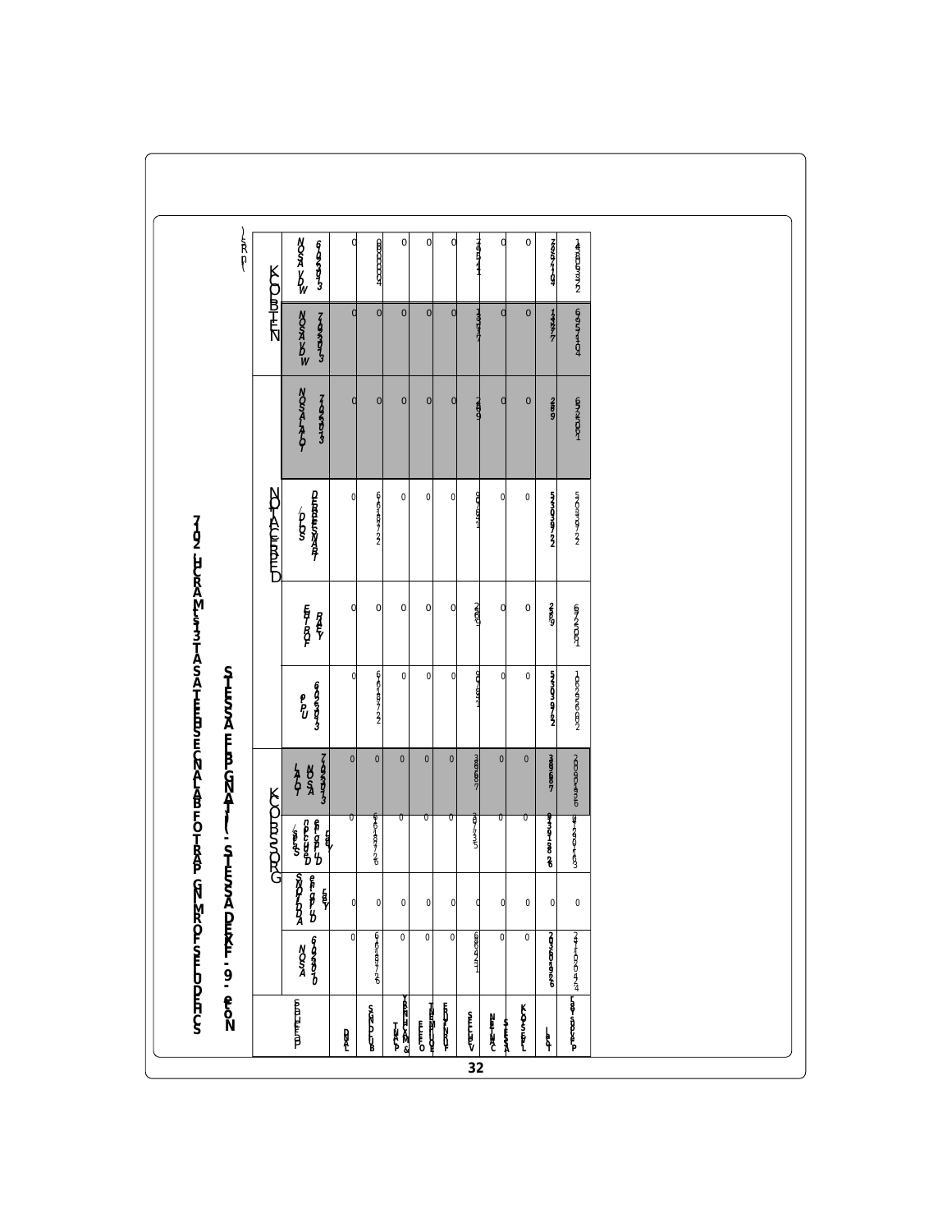# SCHEDULES FORMING PART OF BALANCE SHEET AS AT 31st MARCH, 2017

## Note 9: FIXED ASSETS - LEASED ASSETS

| Particulars | GROSS BLOCK | | | | DEPRECIATION | | | | NET BLOCK | |
|---|---|---|---|---|---|---|---|---|---|---|
| | As on 01.04.2016 | Additions During the Year | Sales/Deductions During the Year | Total As on 31.03.2017 | Up to 01.04.2016 | For the Year | Sales/Adjusted | Total As on 31.03.2017 | W.D.V As on 31.03.2017 | W.D.V As on 31.03.2016 |
| Land | 0 | 0 | 0 | 0 | 0 | 0 | 0 | 0 | 0 | 0 |
| Buildings | 6,61,84,726 | 0 | 6,61,84,726 | 0 | 6,61,84,722 | 0 | 6,61,84,722 | 0 | 0 | 4 |
| Plant & Machinery | 0 | 0 | 0 | 0 | 0 | 0 | 0 | 0 | 0 | 0 |
| Office Equipment | 0 | 0 | 0 | 0 | 0 | 0 | 0 | 0 | 0 | 0 |
| Furniture & Fixture | 0 | 0 | 0 | 0 | 0 | 0 | 0 | 0 | 0 | 0 |
| Vehicles | 9,24,067 | 0 | 9,07,681 | 16,386 | 9,07,681 | 2,609 | 9,07,681 | 2,609 | 13,777 | 16,386 |
| Computers | 0 | 0 | 0 | 0 | 0 | 0 | 0 | 0 | 0 | 0 |
| Leased Assets | 0 | 0 | 0 | 0 | 0 | 0 | 0 | 0 | 0 | 0 |
| Total | 6,71,08,793 | 0 | 6,70,92,407 | 16,386 | 6,70,92,403 | 2,609 | 6,70,92,403 | 2,609 | 13,777 | 16,390 |
| Previous Year | 2,11,02,424 | 0 | 4,20,14,63 | 2,00,90,426 | 1,50,26,002 | 6,72,001 | 5,03,49,72 | 6,72,001 | 6,95,1104 | 1,48,09,632 |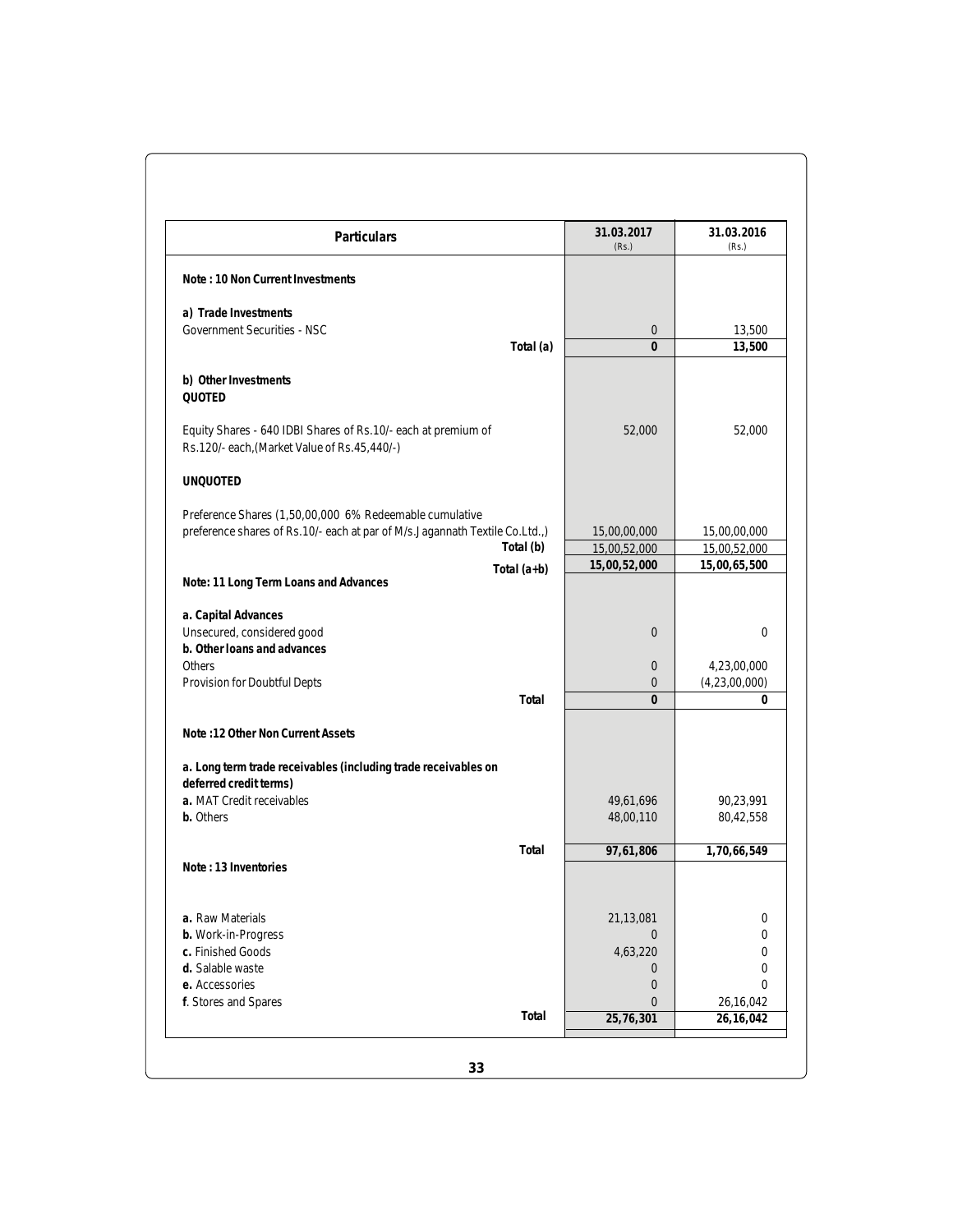| Particulars | 31.03.2017 (Rs.) | 31.03.2016 (Rs.) |
|---|---|---|
| **Note : 10 Non Current Investments** | | |
| **a) Trade Investments** | | |
| Government Securities - NSC | 0 | 13,500 |
| **Total (a)** | **0** | **13,500** |
| **b) Other Investments** | | |
| **QUOTED** | | |
| Equity Shares - 640 IDBI Shares of Rs.10/- each at premium of Rs.120/- each,(Market Value of Rs.45,440/-) | 52,000 | 52,000 |
| **UNQUOTED** | | |
| Preference Shares (1,50,00,000 6% Redeemable cumulative preference shares of Rs.10/- each at par of M/s.Jagannath Textile Co.Ltd.,) | 15,00,00,000 | 15,00,00,000 |
| **Total (b)** | 15,00,52,000 | 15,00,52,000 |
| **Total (a+b)** | **15,00,52,000** | **15,00,65,500** |
| **Note: 11 Long Term Loans and Advances** | | |
| **a. Capital Advances** | | |
| Unsecured, considered good | 0 | 0 |
| **b. Other loans and advances** | | |
| Others | 0 | 4,23,00,000 |
| Provision for Doubtful Depts | 0 | (4,23,00,000) |
| **Total** | **0** | **0** |
| **Note :12 Other Non Current Assets** | | |
| **a. Long term trade receivables (including trade receivables on deferred credit terms)** | | |
| **a.** MAT Credit receivables | 49,61,696 | 90,23,991 |
| **b.** Others | 48,00,110 | 80,42,558 |
| **Total** | **97,61,806** | **1,70,66,549** |
| **Note : 13 Inventories** | | |
| **a.** Raw Materials | 21,13,081 | 0 |
| **b.** Work-in-Progress | 0 | 0 |
| **c.** Finished Goods | 4,63,220 | 0 |
| **d.** Salable waste | 0 | 0 |
| **e.** Accessories | 0 | 0 |
| **f**. Stores and Spares | 0 | 26,16,042 |
| **Total** | **25,76,301** | **26,16,042** |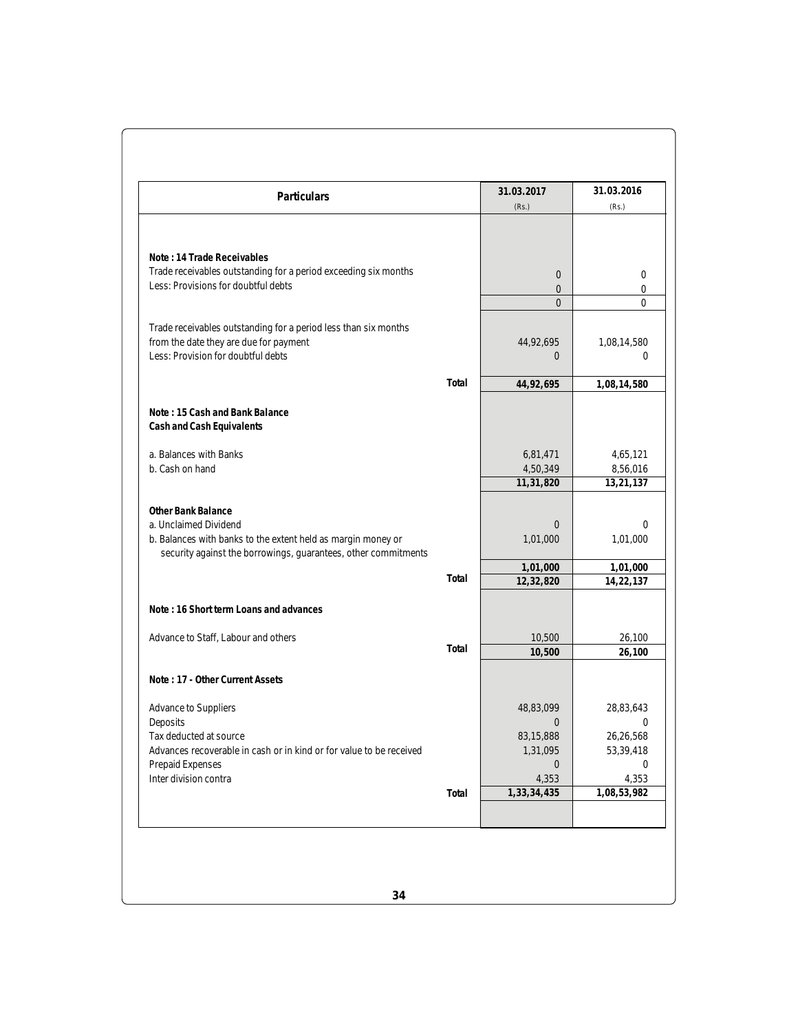| Particulars | | 31.03.2017<br>(Rs.) | 31.03.2016<br>(Rs.) |
|---|---|---|---|
| **Note : 14 Trade Receivables** | | | |
| Trade receivables outstanding for a period exceeding six months | | 0 | 0 |
| Less: Provisions for doubtful debts | | 0 | 0 |
| | | 0 | 0 |
| Trade receivables outstanding for a period less than six months from the date they are due for payment | | 44,92,695 | 1,08,14,580 |
| Less: Provision for doubtful debts | | 0 | 0 |
| | Total | **44,92,695** | **1,08,14,580** |
| **Note : 15 Cash and Bank Balance** | | | |
| **Cash and Cash Equivalents** | | | |
| a. Balances with Banks | | 6,81,471 | 4,65,121 |
| b. Cash on hand | | 4,50,349 | 8,56,016 |
| | | **11,31,820** | **13,21,137** |
| **Other Bank Balance** | | | |
| a. Unclaimed Dividend | | 0 | 0 |
| b. Balances with banks to the extent held as margin money or security against the borrowings, guarantees, other commitments | | 1,01,000 | 1,01,000 |
| | | **1,01,000** | **1,01,000** |
| | Total | **12,32,820** | **14,22,137** |
| **Note : 16 Short term Loans and advances** | | | |
| Advance to Staff, Labour and others | | 10,500 | 26,100 |
| | Total | **10,500** | **26,100** |
| **Note : 17 - Other Current Assets** | | | |
| Advance to Suppliers | | 48,83,099 | 28,83,643 |
| Deposits | | 0 | 0 |
| Tax deducted at source | | 83,15,888 | 26,26,568 |
| Advances recoverable in cash or in kind or for value to be received | | 1,31,095 | 53,39,418 |
| Prepaid Expenses | | 0 | 0 |
| Inter division contra | | 4,353 | 4,353 |
| | Total | **1,33,34,435** | **1,08,53,982** |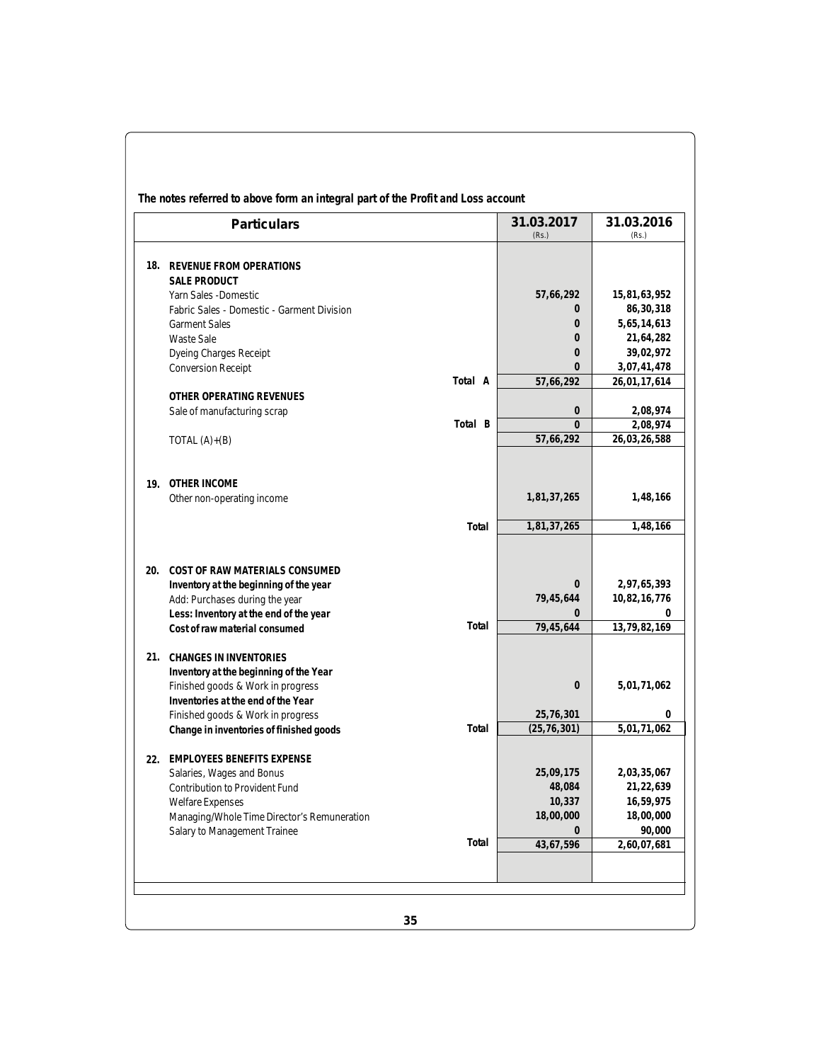**The notes referred to above form an integral part of the Profit and Loss account**

| | Particulars | | 31.03.2017 (Rs.) | 31.03.2016 (Rs.) |
|---|---|---|---|---|
| **18.** | **REVENUE FROM OPERATIONS** | | | |
| | **SALE PRODUCT** | | | |
| | Yarn Sales -Domestic | | 57,66,292 | 15,81,63,952 |
| | Fabric Sales - Domestic - Garment Division | | 0 | 86,30,318 |
| | Garment Sales | | 0 | 5,65,14,613 |
| | Waste Sale | | 0 | 21,64,282 |
| | Dyeing Charges Receipt | | 0 | 39,02,972 |
| | Conversion Receipt | | 0 | 3,07,41,478 |
| | | Total A | 57,66,292 | 26,01,17,614 |
| | **OTHER OPERATING REVENUES** | | | |
| | Sale of manufacturing scrap | | 0 | 2,08,974 |
| | | Total B | 0 | 2,08,974 |
| | TOTAL (A)+(B) | | 57,66,292 | 26,03,26,588 |
| **19.** | **OTHER INCOME** | | | |
| | Other non-operating income | | 1,81,37,265 | 1,48,166 |
| | | Total | 1,81,37,265 | 1,48,166 |
| **20.** | **COST OF RAW MATERIALS CONSUMED** | | | |
| | **Inventory at the beginning of the year** | | 0 | 2,97,65,393 |
| | Add: Purchases during the year | | 79,45,644 | 10,82,16,776 |
| | **Less: Inventory at the end of the year** | | 0 | 0 |
| | **Cost of raw material consumed** | Total | 79,45,644 | 13,79,82,169 |
| **21.** | **CHANGES IN INVENTORIES** | | | |
| | **Inventory at the beginning of the Year** | | | |
| | Finished goods & Work in progress | | 0 | 5,01,71,062 |
| | **Inventories at the end of the Year** | | | |
| | Finished goods & Work in progress | | 25,76,301 | 0 |
| | **Change in inventories of finished goods** | Total | (25,76,301) | 5,01,71,062 |
| **22.** | **EMPLOYEES BENEFITS EXPENSE** | | | |
| | Salaries, Wages and Bonus | | 25,09,175 | 2,03,35,067 |
| | Contribution to Provident Fund | | 48,084 | 21,22,639 |
| | Welfare Expenses | | 10,337 | 16,59,975 |
| | Managing/Whole Time Director's Remuneration | | 18,00,000 | 18,00,000 |
| | Salary to Management Trainee | | 0 | 90,000 |
| | | Total | 43,67,596 | 2,60,07,681 |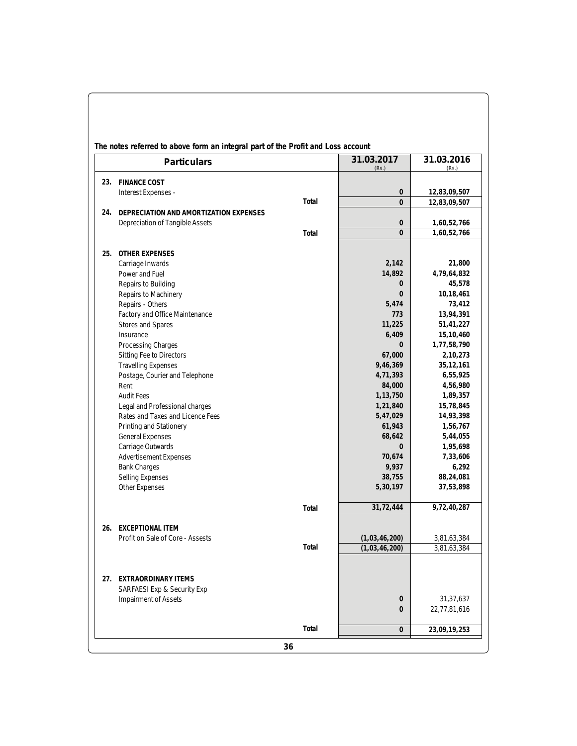**The notes referred to above form an integral part of the Profit and Loss account**

| | Particulars | | 31.03.2017 (Rs.) | 31.03.2016 (Rs.) |
|---|---|---|---|---|
| **23.** | **FINANCE COST** | | | |
| | Interest Expenses - | | **0** | **12,83,09,507** |
| | | **Total** | **0** | **12,83,09,507** |
| **24.** | **DEPRECIATION AND AMORTIZATION EXPENSES** | | | |
| | Depreciation of Tangible Assets | | **0** | **1,60,52,766** |
| | | **Total** | **0** | **1,60,52,766** |
| **25.** | **OTHER EXPENSES** | | | |
| | Carriage Inwards | | **2,142** | **21,800** |
| | Power and Fuel | | **14,892** | **4,79,64,832** |
| | Repairs to Building | | **0** | **45,578** |
| | Repairs to Machinery | | **0** | **10,18,461** |
| | Repairs - Others | | **5,474** | **73,412** |
| | Factory and Office Maintenance | | **773** | **13,94,391** |
| | Stores and Spares | | **11,225** | **51,41,227** |
| | Insurance | | **6,409** | **15,10,460** |
| | Processing Charges | | **0** | **1,77,58,790** |
| | Sitting Fee to Directors | | **67,000** | **2,10,273** |
| | Travelling Expenses | | **9,46,369** | **35,12,161** |
| | Postage, Courier and Telephone | | **4,71,393** | **6,55,925** |
| | Rent | | **84,000** | **4,56,980** |
| | Audit Fees | | **1,13,750** | **1,89,357** |
| | Legal and Professional charges | | **1,21,840** | **15,78,845** |
| | Rates and Taxes and Licence Fees | | **5,47,029** | **14,93,398** |
| | Printing and Stationery | | **61,943** | **1,56,767** |
| | General Expenses | | **68,642** | **5,44,055** |
| | Carriage Outwards | | **0** | **1,95,698** |
| | Advertisement Expenses | | **70,674** | **7,33,606** |
| | Bank Charges | | **9,937** | **6,292** |
| | Selling Expenses | | **38,755** | **88,24,081** |
| | Other Expenses | | **5,30,197** | **37,53,898** |
| | | **Total** | **31,72,444** | **9,72,40,287** |
| **26.** | **EXCEPTIONAL ITEM** | | | |
| | Profit on Sale of Core - Assests | | **(1,03,46,200)** | 3,81,63,384 |
| | | **Total** | **(1,03,46,200)** | 3,81,63,384 |
| **27.** | **EXTRAORDINARY ITEMS** | | | |
| | SARFAESI Exp & Security Exp | | | |
| | Impairment of Assets | | **0** | 31,37,637 |
| | | | **0** | 22,77,81,616 |
| | | **Total** | **0** | **23,09,19,253** |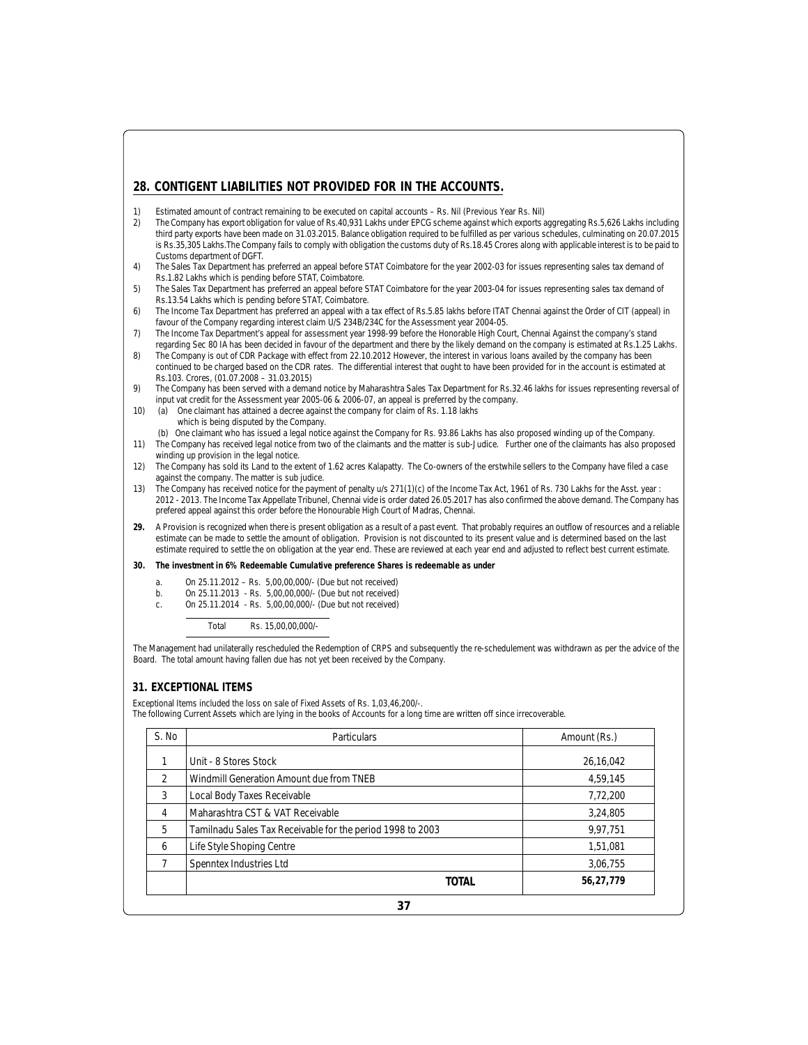## 28. CONTIGENT LIABILITIES NOT PROVIDED FOR IN THE ACCOUNTS.

1) Estimated amount of contract remaining to be executed on capital accounts – Rs. Nil (Previous Year Rs. Nil)
2) The Company has export obligation for value of Rs.40,931 Lakhs under EPCG scheme against which exports aggregating Rs.5,626 Lakhs including third party exports have been made on 31.03.2015. Balance obligation required to be fulfilled as per various schedules, culminating on 20.07.2015 is Rs.35,305 Lakhs.The Company fails to comply with obligation the customs duty of Rs.18.45 Crores along with applicable interest is to be paid to Customs department of DGFT.
4) The Sales Tax Department has preferred an appeal before STAT Coimbatore for the year 2002-03 for issues representing sales tax demand of Rs.1.82 Lakhs which is pending before STAT, Coimbatore.
5) The Sales Tax Department has preferred an appeal before STAT Coimbatore for the year 2003-04 for issues representing sales tax demand of Rs.13.54 Lakhs which is pending before STAT, Coimbatore.
6) The Income Tax Department has preferred an appeal with a tax effect of Rs.5.85 lakhs before ITAT Chennai against the Order of CIT (appeal) in favour of the Company regarding interest claim U/S 234B/234C for the Assessment year 2004-05.
7) The Income Tax Department's appeal for assessment year 1998-99 before the Honorable High Court, Chennai Against the company's stand regarding Sec 80 IA has been decided in favour of the department and there by the likely demand on the company is estimated at Rs.1.25 Lakhs.
8) The Company is out of CDR Package with effect from 22.10.2012 However, the interest in various loans availed by the company has been continued to be charged based on the CDR rates. The differential interest that ought to have been provided for in the account is estimated at Rs.103. Crores, (01.07.2008 – 31.03.2015)
9) The Company has been served with a demand notice by Maharashtra Sales Tax Department for Rs.32.46 lakhs for issues representing reversal of input vat credit for the Assessment year 2005-06 & 2006-07, an appeal is preferred by the company.
10) (a) One claimant has attained a decree against the company for claim of Rs. 1.18 lakhs which is being disputed by the Company.
    (b) One claimant who has issued a legal notice against the Company for Rs. 93.86 Lakhs has also proposed winding up of the Company.
11) The Company has received legal notice from two of the claimants and the matter is sub-Judice. Further one of the claimants has also proposed winding up provision in the legal notice.
12) The Company has sold its Land to the extent of 1.62 acres Kalapatty. The Co-owners of the erstwhile sellers to the Company have filed a case against the company. The matter is sub judice.
13) The Company has received notice for the payment of penalty u/s 271(1)(c) of the Income Tax Act, 1961 of Rs. 730 Lakhs for the Asst. year : 2012 - 2013. The Income Tax Appellate Tribunel, Chennai vide is order dated 26.05.2017 has also confirmed the above demand. The Company has prefered appeal against this order before the Honourable High Court of Madras, Chennai.

**29.** A Provision is recognized when there is present obligation as a result of a past event. That probably requires an outflow of resources and a reliable estimate can be made to settle the amount of obligation. Provision is not discounted to its present value and is determined based on the last estimate required to settle the on obligation at the year end. These are reviewed at each year end and adjusted to reflect best current estimate.

**30. The investment in 6% Redeemable Cumulative preference Shares is redeemable as under**

a. On 25.11.2012 – Rs. 5,00,00,000/- (Due but not received)
b. On 25.11.2013 - Rs. 5,00,00,000/- (Due but not received)
c. On 25.11.2014 - Rs. 5,00,00,000/- (Due but not received)

Total Rs. 15,00,00,000/-

The Management had unilaterally rescheduled the Redemption of CRPS and subsequently the re-schedulement was withdrawn as per the advice of the Board. The total amount having fallen due has not yet been received by the Company.

## 31. EXCEPTIONAL ITEMS

Exceptional Items included the loss on sale of Fixed Assets of Rs. 1,03,46,200/-.
The following Current Assets which are lying in the books of Accounts for a long time are written off since irrecoverable.

| S. No | Particulars | Amount (Rs.) |
|---|---|---|
| 1 | Unit - 8 Stores Stock | 26,16,042 |
| 2 | Windmill Generation Amount due from TNEB | 4,59,145 |
| 3 | Local Body Taxes Receivable | 7,72,200 |
| 4 | Maharashtra CST & VAT Receivable | 3,24,805 |
| 5 | Tamilnadu Sales Tax Receivable for the period 1998 to 2003 | 9,97,751 |
| 6 | Life Style Shoping Centre | 1,51,081 |
| 7 | Spenntex Industries Ltd | 3,06,755 |
| | **TOTAL** | **56,27,779** |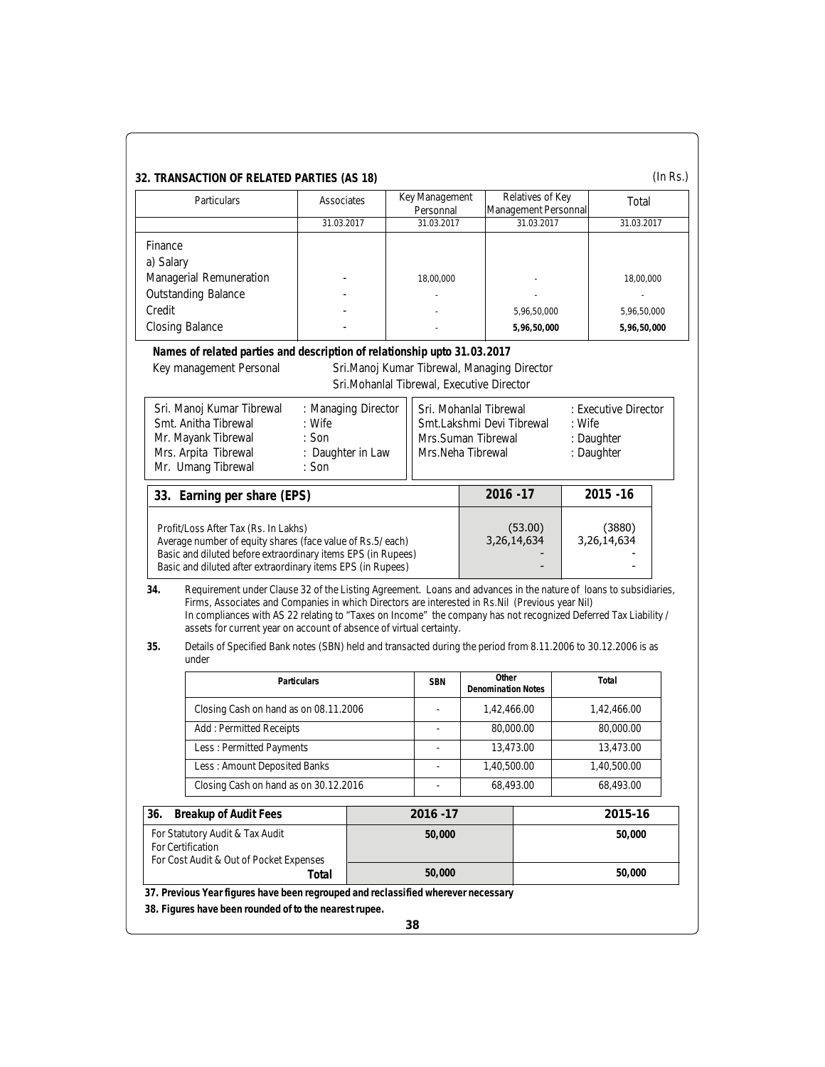## 32. TRANSACTION OF RELATED PARTIES (AS 18)

(In Rs.)

| Particulars | Associates | Key Management Personnal | Relatives of Key Management Personnal | Total |
|---|---|---|---|---|
| | 31.03.2017 | 31.03.2017 | 31.03.2017 | 31.03.2017 |
| Finance | | | | |
| a) Salary | | | | |
| Managerial Remuneration | - | 18,00,000 | - | 18,00,000 |
| Outstanding Balance | - | - | - | - |
| Credit | - | - | 5,96,50,000 | 5,96,50,000 |
| Closing Balance | - | - | **5,96,50,000** | **5,96,50,000** |

**Names of related parties and description of relationship upto 31.03.2017**

Key management Personal — Sri.Manoj Kumar Tibrewal, Managing Director
Sri.Mohanlal Tibrewal, Executive Director

| | | | |
|---|---|---|---|
| Sri. Manoj Kumar Tibrewal | : Managing Director | Sri. Mohanlal Tibrewal | : Executive Director |
| Smt. Anitha Tibrewal | : Wife | Smt.Lakshmi Devi Tibrewal | : Wife |
| Mr. Mayank Tibrewal | : Son | Mrs.Suman Tibrewal | : Daughter |
| Mrs. Arpita Tibrewal | : Daughter in Law | Mrs.Neha Tibrewal | : Daughter |
| Mr. Umang Tibrewal | : Son | | |

| 33. Earning per share (EPS) | 2016 -17 | 2015 -16 |
|---|---|---|
| Profit/Loss After Tax (Rs. In Lakhs) | (53.00) | (3880) |
| Average number of equity shares (face value of Rs.5/ each) | 3,26,14,634 | 3,26,14,634 |
| Basic and diluted before extraordinary items EPS (in Rupees) | - | - |
| Basic and diluted after extraordinary items EPS (in Rupees) | - | - |

**34.** Requirement under Clause 32 of the Listing Agreement. Loans and advances in the nature of loans to subsidiaries, Firms, Associates and Companies in which Directors are interested in Rs.Nil (Previous year Nil)
In compliances with AS 22 relating to "Taxes on Income" the company has not recognized Deferred Tax Liability / assets for current year on account of absence of virtual certainty.

**35.** Details of Specified Bank notes (SBN) held and transacted during the period from 8.11.2006 to 30.12.2006 is as under

| Particulars | SBN | Other Denomination Notes | Total |
|---|---|---|---|
| Closing Cash on hand as on 08.11.2006 | - | 1,42,466.00 | 1,42,466.00 |
| Add : Permitted Receipts | - | 80,000.00 | 80,000.00 |
| Less : Permitted Payments | - | 13,473.00 | 13,473.00 |
| Less : Amount Deposited Banks | - | 1,40,500.00 | 1,40,500.00 |
| Closing Cash on hand as on 30.12.2016 | - | 68,493.00 | 68,493.00 |

| 36. Breakup of Audit Fees | 2016 -17 | 2015-16 |
|---|---|---|
| For Statutory Audit & Tax Audit<br>For Certification<br>For Cost Audit & Out of Pocket Expenses | 50,000 | 50,000 |
| **Total** | **50,000** | **50,000** |

**37. Previous Year figures have been regrouped and reclassified wherever necessary**

**38. Figures have been rounded of to the nearest rupee.**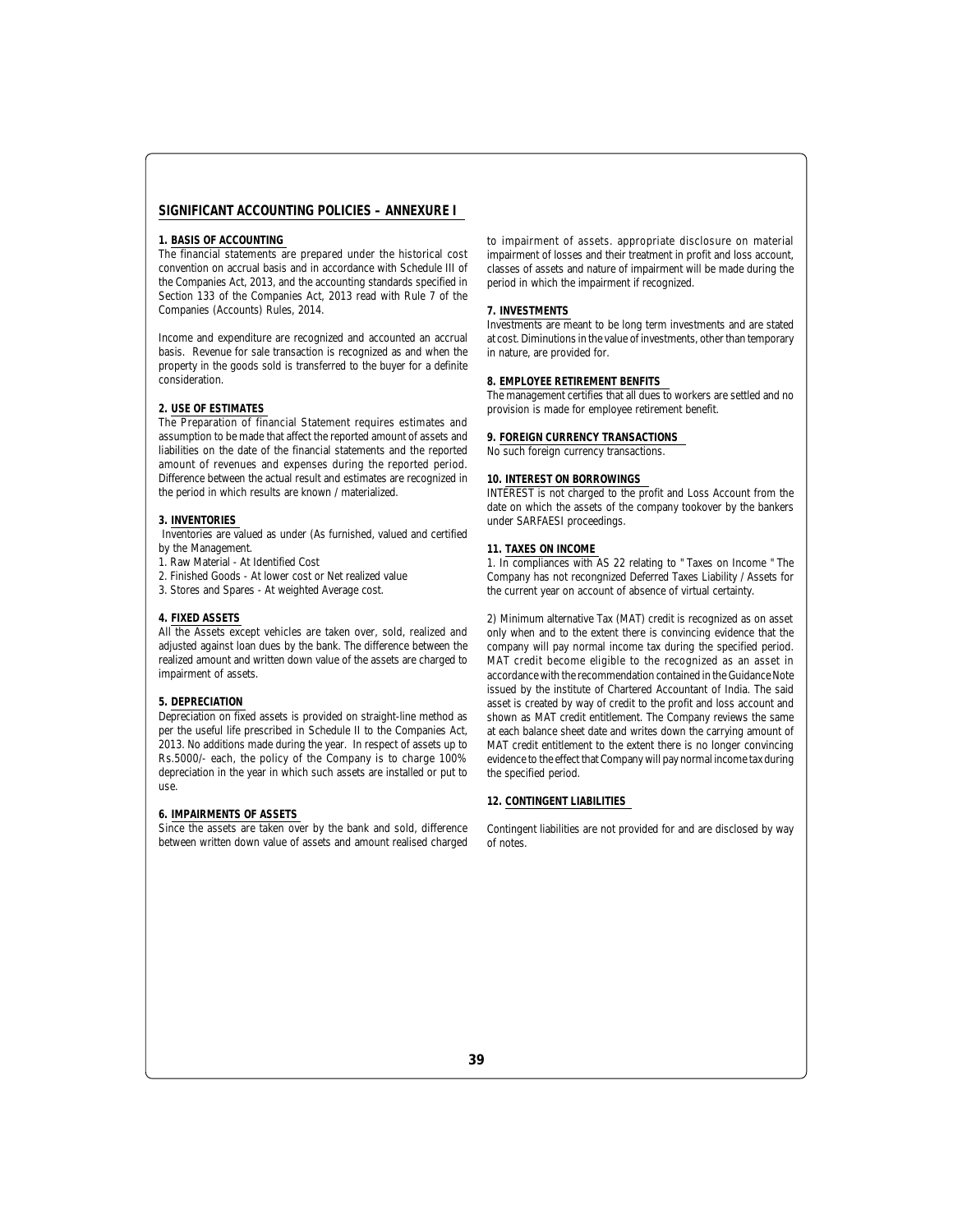## SIGNIFICANT ACCOUNTING POLICIES – ANNEXURE I

**1. BASIS OF ACCOUNTING**

The financial statements are prepared under the historical cost convention on accrual basis and in accordance with Schedule III of the Companies Act, 2013, and the accounting standards specified in Section 133 of the Companies Act, 2013 read with Rule 7 of the Companies (Accounts) Rules, 2014.

Income and expenditure are recognized and accounted an accrual basis. Revenue for sale transaction is recognized as and when the property in the goods sold is transferred to the buyer for a definite consideration.

**2. USE OF ESTIMATES**

The Preparation of financial Statement requires estimates and assumption to be made that affect the reported amount of assets and liabilities on the date of the financial statements and the reported amount of revenues and expenses during the reported period. Difference between the actual result and estimates are recognized in the period in which results are known / materialized.

**3. INVENTORIES**

Inventories are valued as under (As furnished, valued and certified by the Management.

1. Raw Material - At Identified Cost
2. Finished Goods - At lower cost or Net realized value
3. Stores and Spares - At weighted Average cost.

**4. FIXED ASSETS**

All the Assets except vehicles are taken over, sold, realized and adjusted against loan dues by the bank. The difference between the realized amount and written down value of the assets are charged to impairment of assets.

**5. DEPRECIATION**

Depreciation on fixed assets is provided on straight-line method as per the useful life prescribed in Schedule II to the Companies Act, 2013. No additions made during the year. In respect of assets up to Rs.5000/- each, the policy of the Company is to charge 100% depreciation in the year in which such assets are installed or put to use.

**6. IMPAIRMENTS OF ASSETS**

Since the assets are taken over by the bank and sold, difference between written down value of assets and amount realised charged to impairment of assets. appropriate disclosure on material impairment of losses and their treatment in profit and loss account, classes of assets and nature of impairment will be made during the period in which the impairment if recognized.

**7. INVESTMENTS**

Investments are meant to be long term investments and are stated at cost. Diminutions in the value of investments, other than temporary in nature, are provided for.

**8. EMPLOYEE RETIREMENT BENFITS**

The management certifies that all dues to workers are settled and no provision is made for employee retirement benefit.

**9. FOREIGN CURRENCY TRANSACTIONS**

No such foreign currency transactions.

**10. INTEREST ON BORROWINGS**

INTEREST is not charged to the profit and Loss Account from the date on which the assets of the company tookover by the bankers under SARFAESI proceedings.

**11. TAXES ON INCOME**

1. In compliances with AS 22 relating to " Taxes on Income " The Company has not recognized Deferred Taxes Liability / Assets for the current year on account of absence of virtual certainty.

2) Minimum alternative Tax (MAT) credit is recognized as on asset only when and to the extent there is convincing evidence that the company will pay normal income tax during the specified period. MAT credit become eligible to the recognized as an asset in accordance with the recommendation contained in the Guidance Note issued by the institute of Chartered Accountant of India. The said asset is created by way of credit to the profit and loss account and shown as MAT credit entitlement. The Company reviews the same at each balance sheet date and writes down the carrying amount of MAT credit entitlement to the extent there is no longer convincing evidence to the effect that Company will pay normal income tax during the specified period.

**12. CONTINGENT LIABILITIES**

Contingent liabilities are not provided for and are disclosed by way of notes.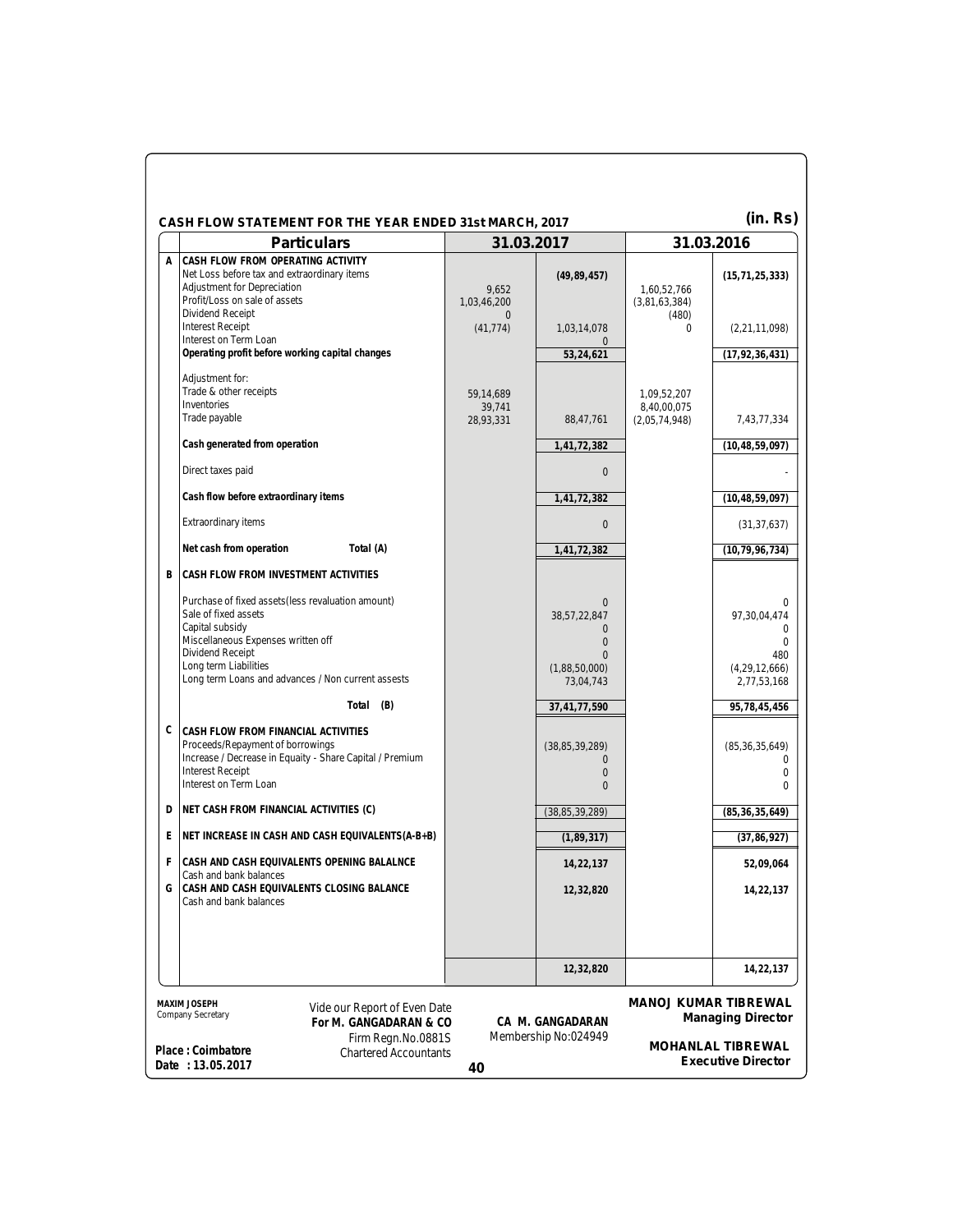## CASH FLOW STATEMENT FOR THE YEAR ENDED 31st MARCH, 2017

(in. Rs)

| | Particulars | 31.03.2017 | | 31.03.2016 | |
|---|---|---|---|---|---|
| A | **CASH FLOW FROM OPERATING ACTIVITY** | | | | |
| | Net Loss before tax and extraordinary items | | (49,89,457) | | (15,71,25,333) |
| | Adjustment for Depreciation | 9,652 | | 1,60,52,766 | |
| | Profit/Loss on sale of assets | 1,03,46,200 | | (3,81,63,384) | |
| | Dividend Receipt | 0 | | (480) | |
| | Interest Receipt | (41,774) | 1,03,14,078 | 0 | (2,21,11,098) |
| | Interest on Term Loan | | 0 | | |
| | **Operating profit before working capital changes** | | 53,24,621 | | (17,92,36,431) |
| | Adjustment for: | | | | |
| | Trade & other receipts | 59,14,689 | | 1,09,52,207 | |
| | Inventories | 39,741 | | 8,40,00,075 | |
| | Trade payable | 28,93,331 | 88,47,761 | (2,05,74,948) | 7,43,77,334 |
| | **Cash generated from operation** | | 1,41,72,382 | | (10,48,59,097) |
| | Direct taxes paid | | 0 | | - |
| | **Cash flow before extraordinary items** | | 1,41,72,382 | | (10,48,59,097) |
| | Extraordinary items | | 0 | | (31,37,637) |
| | **Net cash from operation** Total (A) | | 1,41,72,382 | | (10,79,96,734) |
| B | **CASH FLOW FROM INVESTMENT ACTIVITIES** | | | | |
| | Purchase of fixed assets(less revaluation amount) | | 0 | | 0 |
| | Sale of fixed assets | | 38,57,22,847 | | 97,30,04,474 |
| | Capital subsidy | | 0 | | 0 |
| | Miscellaneous Expenses written off | | 0 | | 0 |
| | Dividend Receipt | | 0 | | 480 |
| | Long term Liabilities | | (1,88,50,000) | | (4,29,12,666) |
| | Long term Loans and advances / Non current assests | | 73,04,743 | | 2,77,53,168 |
| | Total (B) | | 37,41,77,590 | | 95,78,45,456 |
| C | **CASH FLOW FROM FINANCIAL ACTIVITIES** | | | | |
| | Proceeds/Repayment of borrowings | | (38,85,39,289) | | (85,36,35,649) |
| | Increase / Decrease in Equaity - Share Capital / Premium | | 0 | | 0 |
| | Interest Receipt | | 0 | | 0 |
| | Interest on Term Loan | | 0 | | 0 |
| D | **NET CASH FROM FINANCIAL ACTIVITIES (C)** | | (38,85,39,289) | | (85,36,35,649) |
| E | **NET INCREASE IN CASH AND CASH EQUIVALENTS(A-B+B)** | | (1,89,317) | | (37,86,927) |
| F | **CASH AND CASH EQUIVALENTS OPENING BALALNCE** | | 14,22,137 | | 52,09,064 |
| | Cash and bank balances | | | | |
| G | **CASH AND CASH EQUIVALENTS CLOSING BALANCE** | | 12,32,820 | | 14,22,137 |
| | Cash and bank balances | | | | |
| | | | 12,32,820 | | 14,22,137 |

**MAXIM JOSEPH**
Company Secretary

Vide our Report of Even Date
**For M. GANGADARAN & CO**
Firm Regn.No.0881S
Chartered Accountants

**CA M. GANGADARAN**
Membership No:024949

**MANOJ KUMAR TIBREWAL**
**Managing Director**

**MOHANLAL TIBREWAL**
**Executive Director**

**Place : Coimbatore**
**Date : 13.05.2017**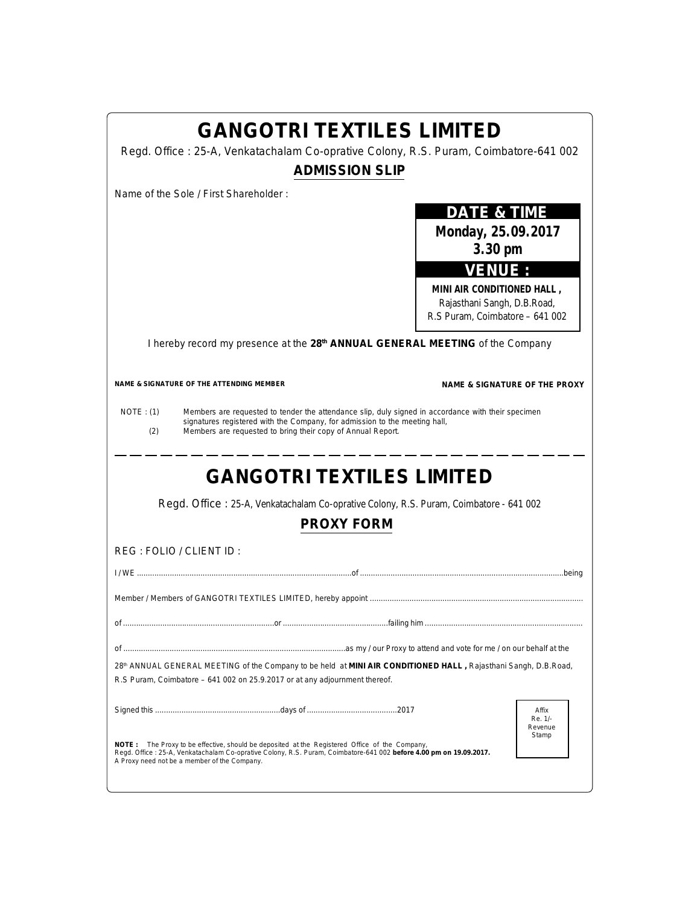# GANGOTRI TEXTILES LIMITED

Regd. Office : 25-A, Venkatachalam Co-oprative Colony, R.S. Puram, Coimbatore-641 002

## ADMISSION SLIP

Name of the Sole / First Shareholder :

**DATE & TIME**

**Monday, 25.09.2017**
**3.30 pm**

**VENUE :**

**MINI AIR CONDITIONED HALL ,**
Rajasthani Sangh, D.B.Road,
R.S Puram, Coimbatore – 641 002

I hereby record my presence at the **28th ANNUAL GENERAL MEETING** of the Company

**NAME & SIGNATURE OF THE ATTENDING MEMBER** **NAME & SIGNATURE OF THE PROXY**

NOTE : (1) Members are requested to tender the attendance slip, duly signed in accordance with their specimen signatures registered with the Company, for admission to the meeting hall,

(2) Members are requested to bring their copy of Annual Report.

---

# GANGOTRI TEXTILES LIMITED

Regd. Office : 25-A, Venkatachalam Co-oprative Colony, R.S. Puram, Coimbatore - 641 002

## PROXY FORM

REG : FOLIO / CLIENT ID :

I / WE ..................................................................................................of ...............................................................................................being

Member / Members of GANGOTRI TEXTILES LIMITED, hereby appoint ...................................................................................................

of ........................................................................or ................................................failing him ........................................................................

of ....................................................................................................as my / our Proxy to attend and vote for me / on our behalf at the

28th ANNUAL GENERAL MEETING of the Company to be held at **MINI AIR CONDITIONED HALL ,** Rajasthani Sangh, D.B.Road, R.S Puram, Coimbatore – 641 002 on 25.9.2017 or at any adjournment thereof.

Signed this ..........................................................days of .........................................2017

Affix Re. 1/- Revenue Stamp

**NOTE :** The Proxy to be effective, should be deposited at the Registered Office of the Company, Regd. Office : 25-A, Venkatachalam Co-oprative Colony, R.S. Puram, Coimbatore-641 002 **before 4.00 pm on 19.09.2017.**
A Proxy need not be a member of the Company.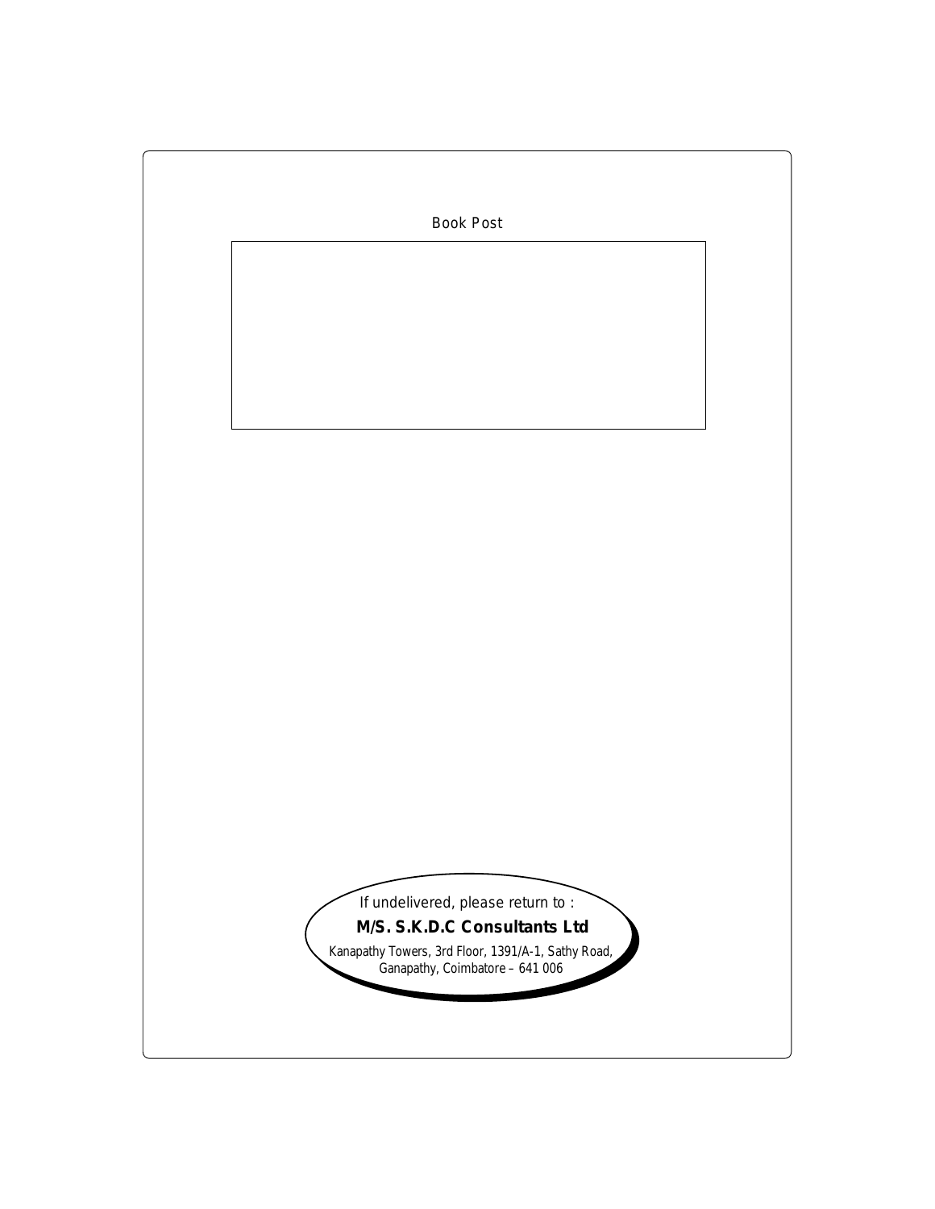Book Post

If undelivered, please return to :

**M/S. S.K.D.C Consultants Ltd**

Kanapathy Towers, 3rd Floor, 1391/A-1, Sathy Road,
Ganapathy, Coimbatore – 641 006